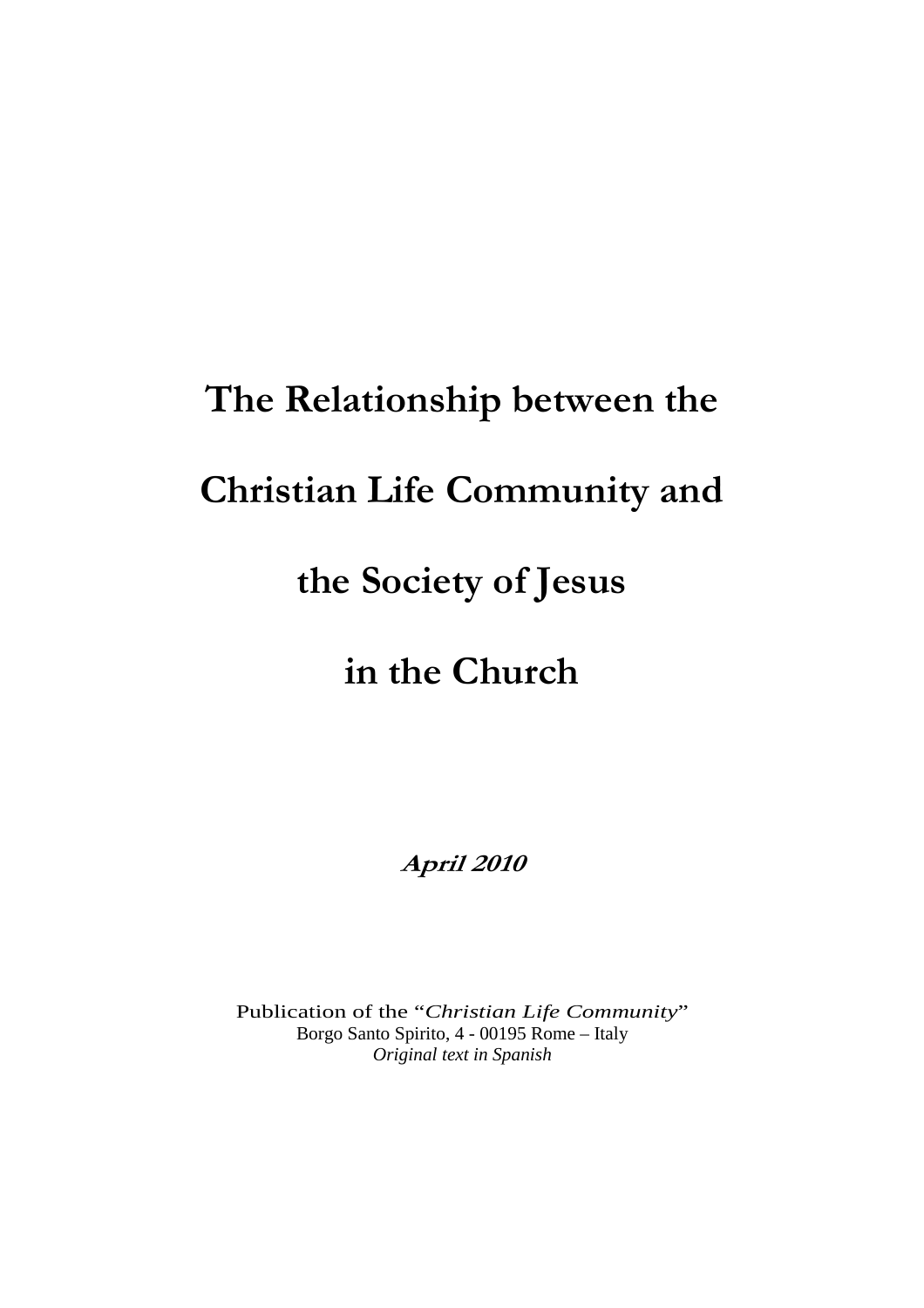# The Relationship between the Christian Life Community and the Society of Jesus in the Church

***April 2010***

Publication of the "*Christian Life Community*"
Borgo Santo Spirito, 4 - 00195 Rome – Italy
*Original text in Spanish*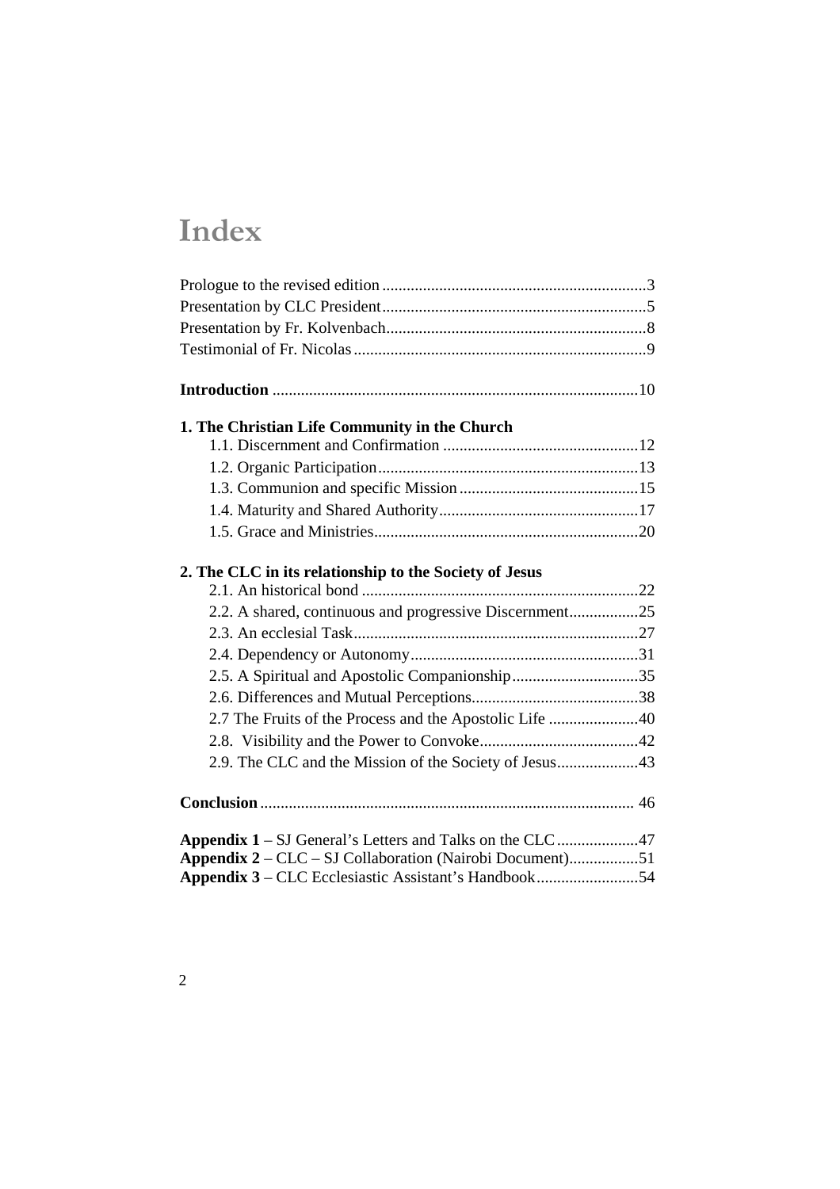# Index

Prologue to the revised edition ................................................................3
Presentation by CLC President................................................................5
Presentation by Fr. Kolvenbach................................................................8
Testimonial of Fr. Nicolas........................................................................9

**Introduction** ........................................................................................10

**1. The Christian Life Community in the Church**

- 1.1. Discernment and Confirmation ................................................12
- 1.2. Organic Participation................................................................13
- 1.3. Communion and specific Mission............................................15
- 1.4. Maturity and Shared Authority.................................................17
- 1.5. Grace and Ministries.................................................................20

**2. The CLC in its relationship to the Society of Jesus**

- 2.1. An historical bond ....................................................................22
- 2.2. A shared, continuous and progressive Discernment.................25
- 2.3. An ecclesial Task......................................................................27
- 2.4. Dependency or Autonomy........................................................31
- 2.5. A Spiritual and Apostolic Companionship...............................35
- 2.6. Differences and Mutual Perceptions.........................................38
- 2.7 The Fruits of the Process and the Apostolic Life ......................40
- 2.8. Visibility and the Power to Convoke.......................................42
- 2.9. The CLC and the Mission of the Society of Jesus....................43

**Conclusion** .......................................................................................... 46

**Appendix 1** – SJ General's Letters and Talks on the CLC....................47
**Appendix 2** – CLC – SJ Collaboration (Nairobi Document).................51
**Appendix 3** – CLC Ecclesiastic Assistant's Handbook.........................54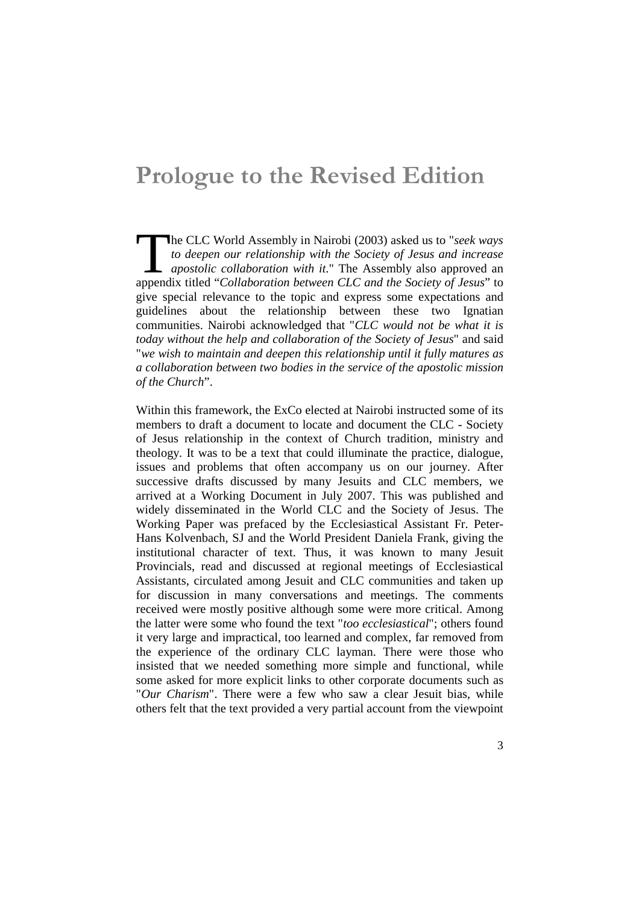# Prologue to the Revised Edition

The CLC World Assembly in Nairobi (2003) asked us to "*seek ways to deepen our relationship with the Society of Jesus and increase apostolic collaboration with it.*" The Assembly also approved an appendix titled "*Collaboration between CLC and the Society of Jesus*" to give special relevance to the topic and express some expectations and guidelines about the relationship between these two Ignatian communities. Nairobi acknowledged that "*CLC would not be what it is today without the help and collaboration of the Society of Jesus*" and said "*we wish to maintain and deepen this relationship until it fully matures as a collaboration between two bodies in the service of the apostolic mission of the Church*".

Within this framework, the ExCo elected at Nairobi instructed some of its members to draft a document to locate and document the CLC - Society of Jesus relationship in the context of Church tradition, ministry and theology. It was to be a text that could illuminate the practice, dialogue, issues and problems that often accompany us on our journey. After successive drafts discussed by many Jesuits and CLC members, we arrived at a Working Document in July 2007. This was published and widely disseminated in the World CLC and the Society of Jesus. The Working Paper was prefaced by the Ecclesiastical Assistant Fr. Peter-Hans Kolvenbach, SJ and the World President Daniela Frank, giving the institutional character of text. Thus, it was known to many Jesuit Provincials, read and discussed at regional meetings of Ecclesiastical Assistants, circulated among Jesuit and CLC communities and taken up for discussion in many conversations and meetings. The comments received were mostly positive although some were more critical. Among the latter were some who found the text "*too ecclesiastical*"; others found it very large and impractical, too learned and complex, far removed from the experience of the ordinary CLC layman. There were those who insisted that we needed something more simple and functional, while some asked for more explicit links to other corporate documents such as "*Our Charism*". There were a few who saw a clear Jesuit bias, while others felt that the text provided a very partial account from the viewpoint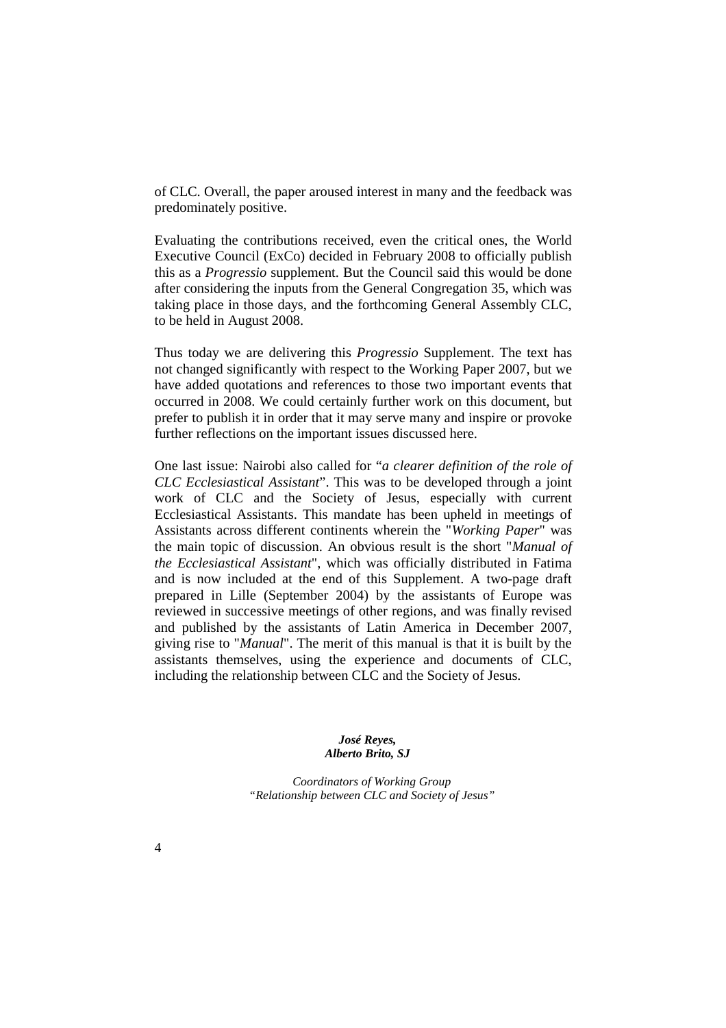of CLC. Overall, the paper aroused interest in many and the feedback was predominately positive.

Evaluating the contributions received, even the critical ones, the World Executive Council (ExCo) decided in February 2008 to officially publish this as a *Progressio* supplement. But the Council said this would be done after considering the inputs from the General Congregation 35, which was taking place in those days, and the forthcoming General Assembly CLC, to be held in August 2008.

Thus today we are delivering this *Progressio* Supplement. The text has not changed significantly with respect to the Working Paper 2007, but we have added quotations and references to those two important events that occurred in 2008. We could certainly further work on this document, but prefer to publish it in order that it may serve many and inspire or provoke further reflections on the important issues discussed here.

One last issue: Nairobi also called for "*a clearer definition of the role of CLC Ecclesiastical Assistant*". This was to be developed through a joint work of CLC and the Society of Jesus, especially with current Ecclesiastical Assistants. This mandate has been upheld in meetings of Assistants across different continents wherein the "*Working Paper*" was the main topic of discussion. An obvious result is the short "*Manual of the Ecclesiastical Assistant*", which was officially distributed in Fatima and is now included at the end of this Supplement. A two-page draft prepared in Lille (September 2004) by the assistants of Europe was reviewed in successive meetings of other regions, and was finally revised and published by the assistants of Latin America in December 2007, giving rise to "*Manual*". The merit of this manual is that it is built by the assistants themselves, using the experience and documents of CLC, including the relationship between CLC and the Society of Jesus.

***José Reyes,***
***Alberto Brito, SJ***

*Coordinators of Working Group*
*"Relationship between CLC and Society of Jesus"*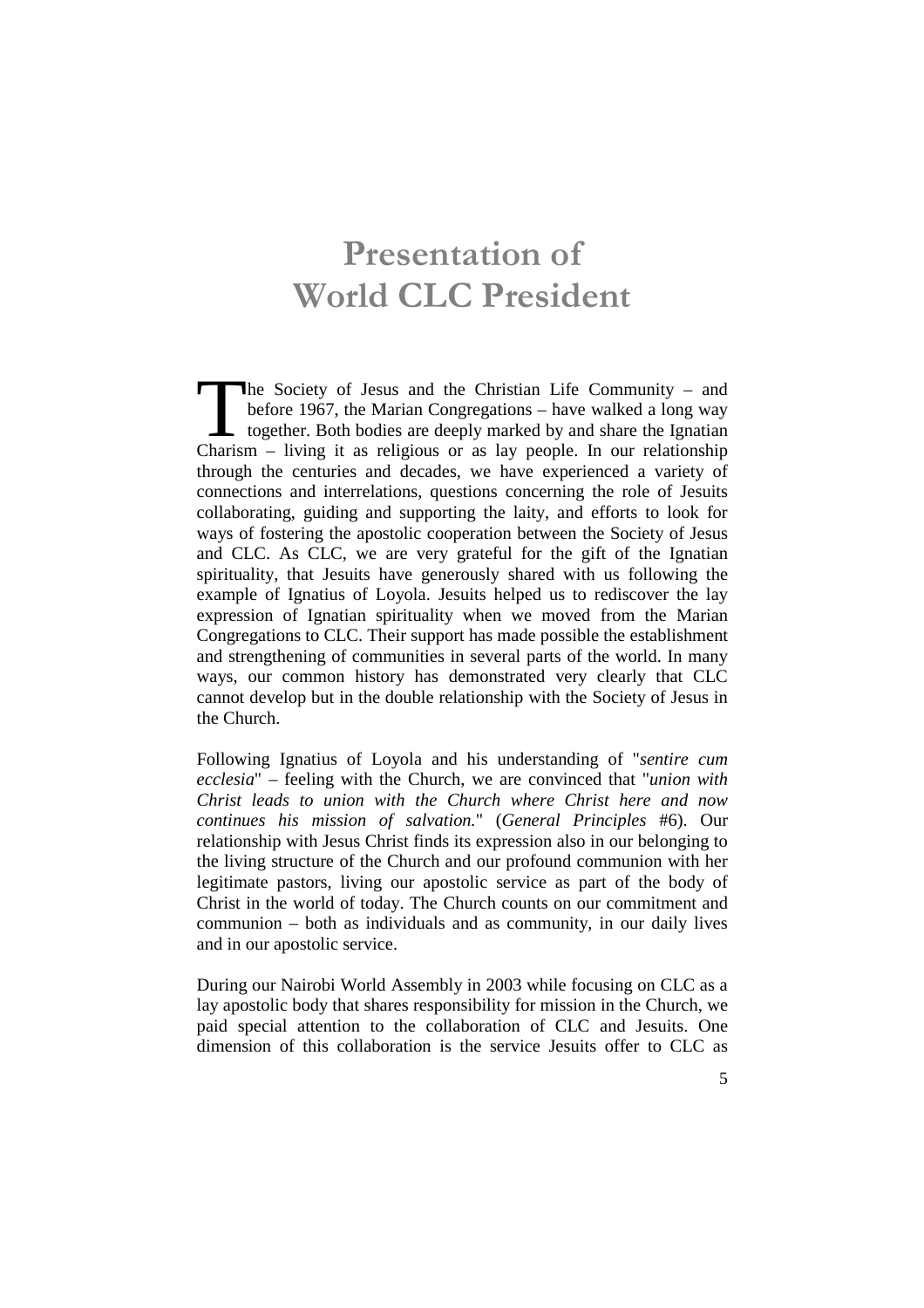# Presentation of World CLC President

The Society of Jesus and the Christian Life Community – and before 1967, the Marian Congregations – have walked a long way together. Both bodies are deeply marked by and share the Ignatian Charism – living it as religious or as lay people. In our relationship through the centuries and decades, we have experienced a variety of connections and interrelations, questions concerning the role of Jesuits collaborating, guiding and supporting the laity, and efforts to look for ways of fostering the apostolic cooperation between the Society of Jesus and CLC. As CLC, we are very grateful for the gift of the Ignatian spirituality, that Jesuits have generously shared with us following the example of Ignatius of Loyola. Jesuits helped us to rediscover the lay expression of Ignatian spirituality when we moved from the Marian Congregations to CLC. Their support has made possible the establishment and strengthening of communities in several parts of the world. In many ways, our common history has demonstrated very clearly that CLC cannot develop but in the double relationship with the Society of Jesus in the Church.

Following Ignatius of Loyola and his understanding of "*sentire cum ecclesia*" – feeling with the Church, we are convinced that "*union with Christ leads to union with the Church where Christ here and now continues his mission of salvation.*" (*General Principles* #6). Our relationship with Jesus Christ finds its expression also in our belonging to the living structure of the Church and our profound communion with her legitimate pastors, living our apostolic service as part of the body of Christ in the world of today. The Church counts on our commitment and communion – both as individuals and as community, in our daily lives and in our apostolic service.

During our Nairobi World Assembly in 2003 while focusing on CLC as a lay apostolic body that shares responsibility for mission in the Church, we paid special attention to the collaboration of CLC and Jesuits. One dimension of this collaboration is the service Jesuits offer to CLC as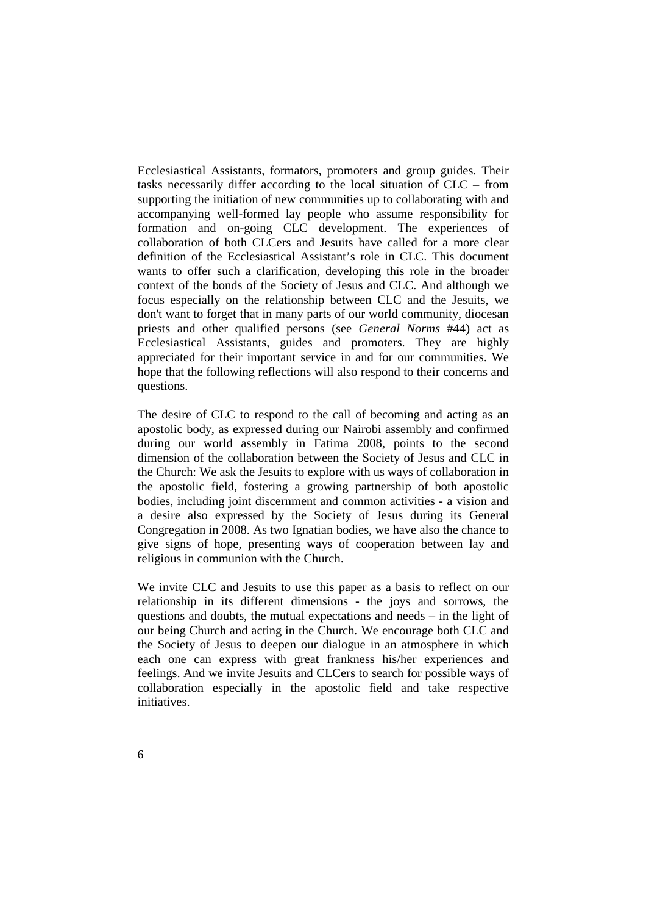Ecclesiastical Assistants, formators, promoters and group guides. Their tasks necessarily differ according to the local situation of CLC – from supporting the initiation of new communities up to collaborating with and accompanying well-formed lay people who assume responsibility for formation and on-going CLC development. The experiences of collaboration of both CLCers and Jesuits have called for a more clear definition of the Ecclesiastical Assistant's role in CLC. This document wants to offer such a clarification, developing this role in the broader context of the bonds of the Society of Jesus and CLC. And although we focus especially on the relationship between CLC and the Jesuits, we don't want to forget that in many parts of our world community, diocesan priests and other qualified persons (see *General Norms* #44) act as Ecclesiastical Assistants, guides and promoters. They are highly appreciated for their important service in and for our communities. We hope that the following reflections will also respond to their concerns and questions.

The desire of CLC to respond to the call of becoming and acting as an apostolic body, as expressed during our Nairobi assembly and confirmed during our world assembly in Fatima 2008, points to the second dimension of the collaboration between the Society of Jesus and CLC in the Church: We ask the Jesuits to explore with us ways of collaboration in the apostolic field, fostering a growing partnership of both apostolic bodies, including joint discernment and common activities - a vision and a desire also expressed by the Society of Jesus during its General Congregation in 2008. As two Ignatian bodies, we have also the chance to give signs of hope, presenting ways of cooperation between lay and religious in communion with the Church.

We invite CLC and Jesuits to use this paper as a basis to reflect on our relationship in its different dimensions - the joys and sorrows, the questions and doubts, the mutual expectations and needs – in the light of our being Church and acting in the Church. We encourage both CLC and the Society of Jesus to deepen our dialogue in an atmosphere in which each one can express with great frankness his/her experiences and feelings. And we invite Jesuits and CLCers to search for possible ways of collaboration especially in the apostolic field and take respective initiatives.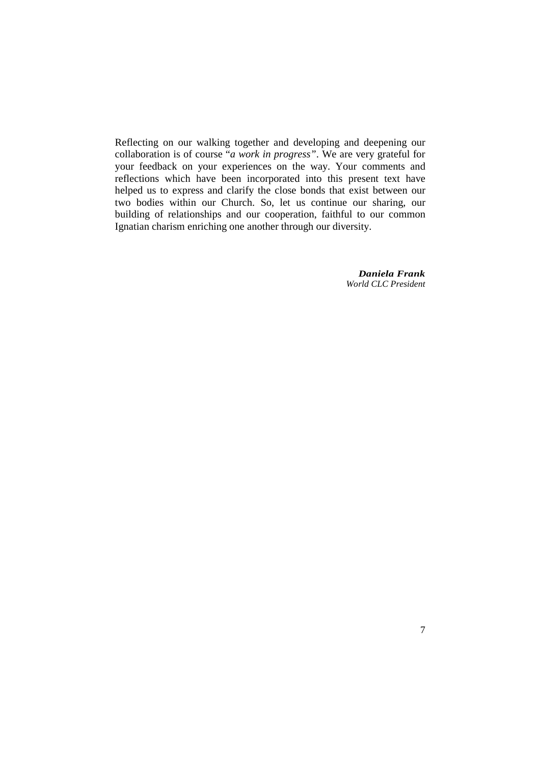Reflecting on our walking together and developing and deepening our collaboration is of course "*a work in progress*". We are very grateful for your feedback on your experiences on the way. Your comments and reflections which have been incorporated into this present text have helped us to express and clarify the close bonds that exist between our two bodies within our Church. So, let us continue our sharing, our building of relationships and our cooperation, faithful to our common Ignatian charism enriching one another through our diversity.

***Daniela Frank***
*World CLC President*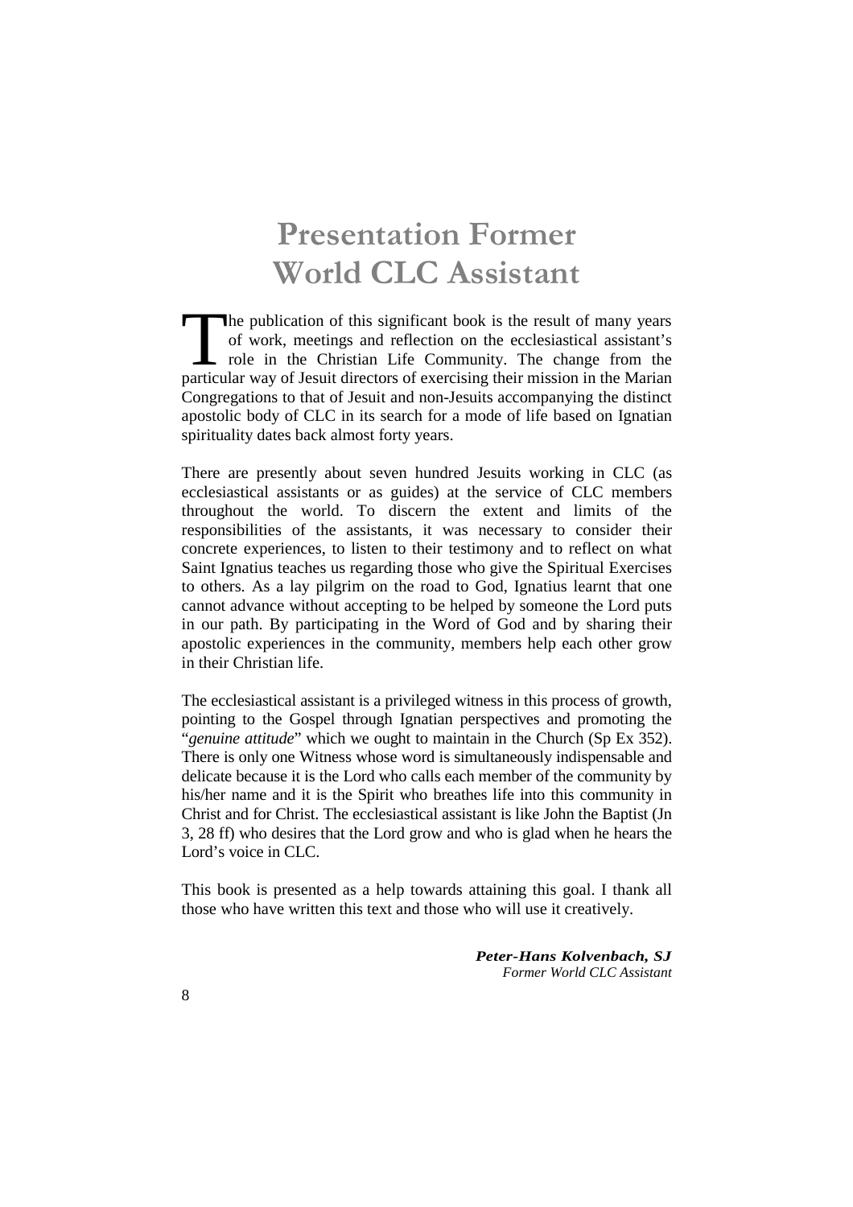# Presentation Former World CLC Assistant

The publication of this significant book is the result of many years of work, meetings and reflection on the ecclesiastical assistant's role in the Christian Life Community. The change from the particular way of Jesuit directors of exercising their mission in the Marian Congregations to that of Jesuit and non-Jesuits accompanying the distinct apostolic body of CLC in its search for a mode of life based on Ignatian spirituality dates back almost forty years.

There are presently about seven hundred Jesuits working in CLC (as ecclesiastical assistants or as guides) at the service of CLC members throughout the world. To discern the extent and limits of the responsibilities of the assistants, it was necessary to consider their concrete experiences, to listen to their testimony and to reflect on what Saint Ignatius teaches us regarding those who give the Spiritual Exercises to others. As a lay pilgrim on the road to God, Ignatius learnt that one cannot advance without accepting to be helped by someone the Lord puts in our path. By participating in the Word of God and by sharing their apostolic experiences in the community, members help each other grow in their Christian life.

The ecclesiastical assistant is a privileged witness in this process of growth, pointing to the Gospel through Ignatian perspectives and promoting the "*genuine attitude*" which we ought to maintain in the Church (Sp Ex 352). There is only one Witness whose word is simultaneously indispensable and delicate because it is the Lord who calls each member of the community by his/her name and it is the Spirit who breathes life into this community in Christ and for Christ. The ecclesiastical assistant is like John the Baptist (Jn 3, 28 ff) who desires that the Lord grow and who is glad when he hears the Lord's voice in CLC.

This book is presented as a help towards attaining this goal. I thank all those who have written this text and those who will use it creatively.

***Peter-Hans Kolvenbach, SJ***
*Former World CLC Assistant*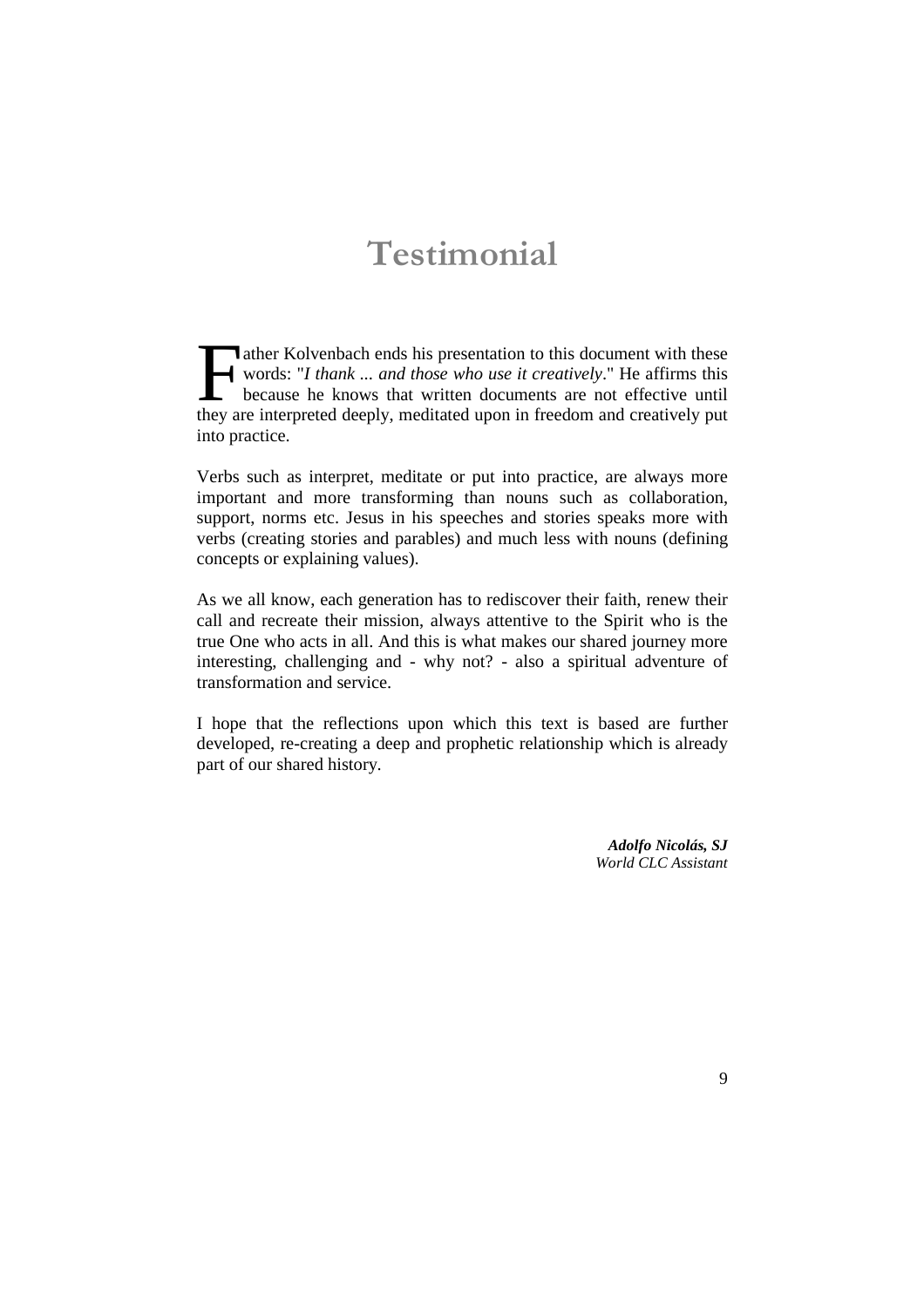# Testimonial

Father Kolvenbach ends his presentation to this document with these words: "*I thank ... and those who use it creatively*." He affirms this because he knows that written documents are not effective until they are interpreted deeply, meditated upon in freedom and creatively put into practice.

Verbs such as interpret, meditate or put into practice, are always more important and more transforming than nouns such as collaboration, support, norms etc. Jesus in his speeches and stories speaks more with verbs (creating stories and parables) and much less with nouns (defining concepts or explaining values).

As we all know, each generation has to rediscover their faith, renew their call and recreate their mission, always attentive to the Spirit who is the true One who acts in all. And this is what makes our shared journey more interesting, challenging and - why not? - also a spiritual adventure of transformation and service.

I hope that the reflections upon which this text is based are further developed, re-creating a deep and prophetic relationship which is already part of our shared history.

***Adolfo Nicolás, SJ***
*World CLC Assistant*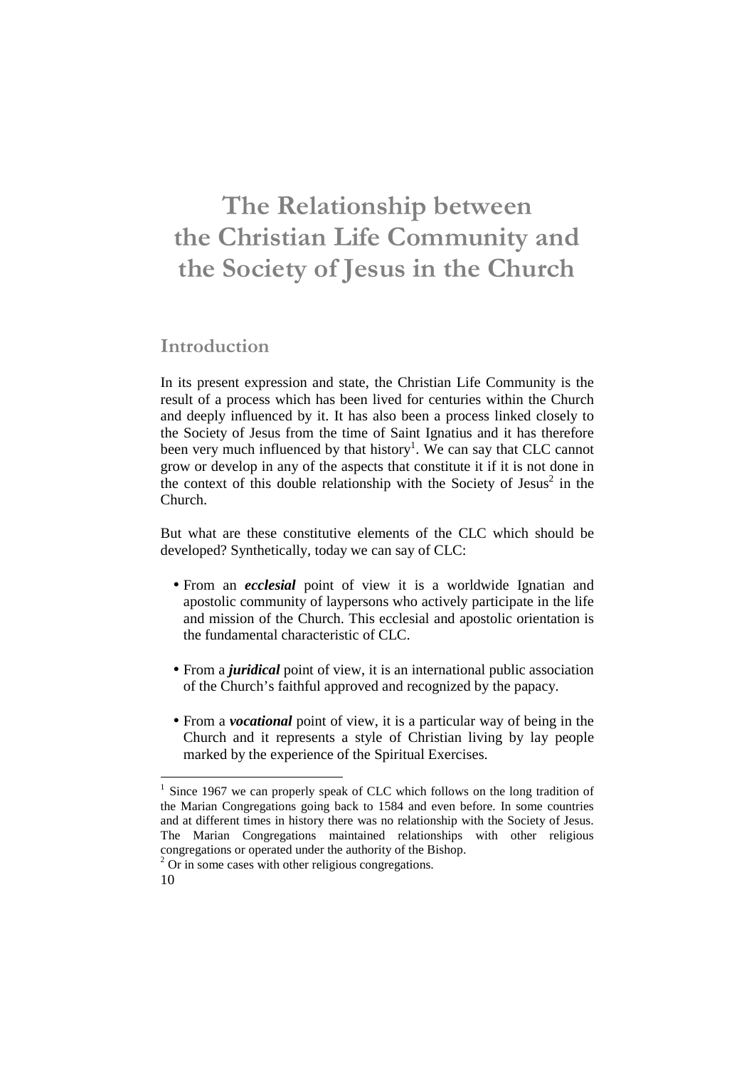# The Relationship between the Christian Life Community and the Society of Jesus in the Church

## Introduction

In its present expression and state, the Christian Life Community is the result of a process which has been lived for centuries within the Church and deeply influenced by it. It has also been a process linked closely to the Society of Jesus from the time of Saint Ignatius and it has therefore been very much influenced by that history[1]. We can say that CLC cannot grow or develop in any of the aspects that constitute it if it is not done in the context of this double relationship with the Society of Jesus[2] in the Church.

But what are these constitutive elements of the CLC which should be developed? Synthetically, today we can say of CLC:

- From an ***ecclesial*** point of view it is a worldwide Ignatian and apostolic community of laypersons who actively participate in the life and mission of the Church. This ecclesial and apostolic orientation is the fundamental characteristic of CLC.
- From a ***juridical*** point of view, it is an international public association of the Church's faithful approved and recognized by the papacy.
- From a ***vocational*** point of view, it is a particular way of being in the Church and it represents a style of Christian living by lay people marked by the experience of the Spiritual Exercises.

---

[1] Since 1967 we can properly speak of CLC which follows on the long tradition of the Marian Congregations going back to 1584 and even before. In some countries and at different times in history there was no relationship with the Society of Jesus. The Marian Congregations maintained relationships with other religious congregations or operated under the authority of the Bishop.

[2] Or in some cases with other religious congregations.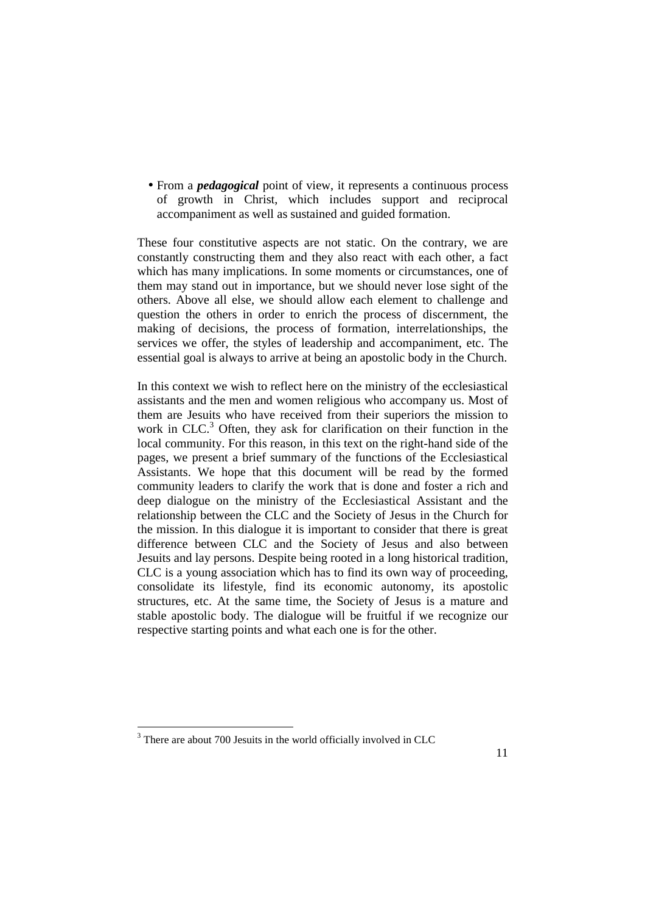- From a ***pedagogical*** point of view, it represents a continuous process of growth in Christ, which includes support and reciprocal accompaniment as well as sustained and guided formation.

These four constitutive aspects are not static. On the contrary, we are constantly constructing them and they also react with each other, a fact which has many implications. In some moments or circumstances, one of them may stand out in importance, but we should never lose sight of the others. Above all else, we should allow each element to challenge and question the others in order to enrich the process of discernment, the making of decisions, the process of formation, interrelationships, the services we offer, the styles of leadership and accompaniment, etc. The essential goal is always to arrive at being an apostolic body in the Church.

In this context we wish to reflect here on the ministry of the ecclesiastical assistants and the men and women religious who accompany us. Most of them are Jesuits who have received from their superiors the mission to work in CLC.[3] Often, they ask for clarification on their function in the local community. For this reason, in this text on the right-hand side of the pages, we present a brief summary of the functions of the Ecclesiastical Assistants. We hope that this document will be read by the formed community leaders to clarify the work that is done and foster a rich and deep dialogue on the ministry of the Ecclesiastical Assistant and the relationship between the CLC and the Society of Jesus in the Church for the mission. In this dialogue it is important to consider that there is great difference between CLC and the Society of Jesus and also between Jesuits and lay persons. Despite being rooted in a long historical tradition, CLC is a young association which has to find its own way of proceeding, consolidate its lifestyle, find its economic autonomy, its apostolic structures, etc. At the same time, the Society of Jesus is a mature and stable apostolic body. The dialogue will be fruitful if we recognize our respective starting points and what each one is for the other.

---

[3] There are about 700 Jesuits in the world officially involved in CLC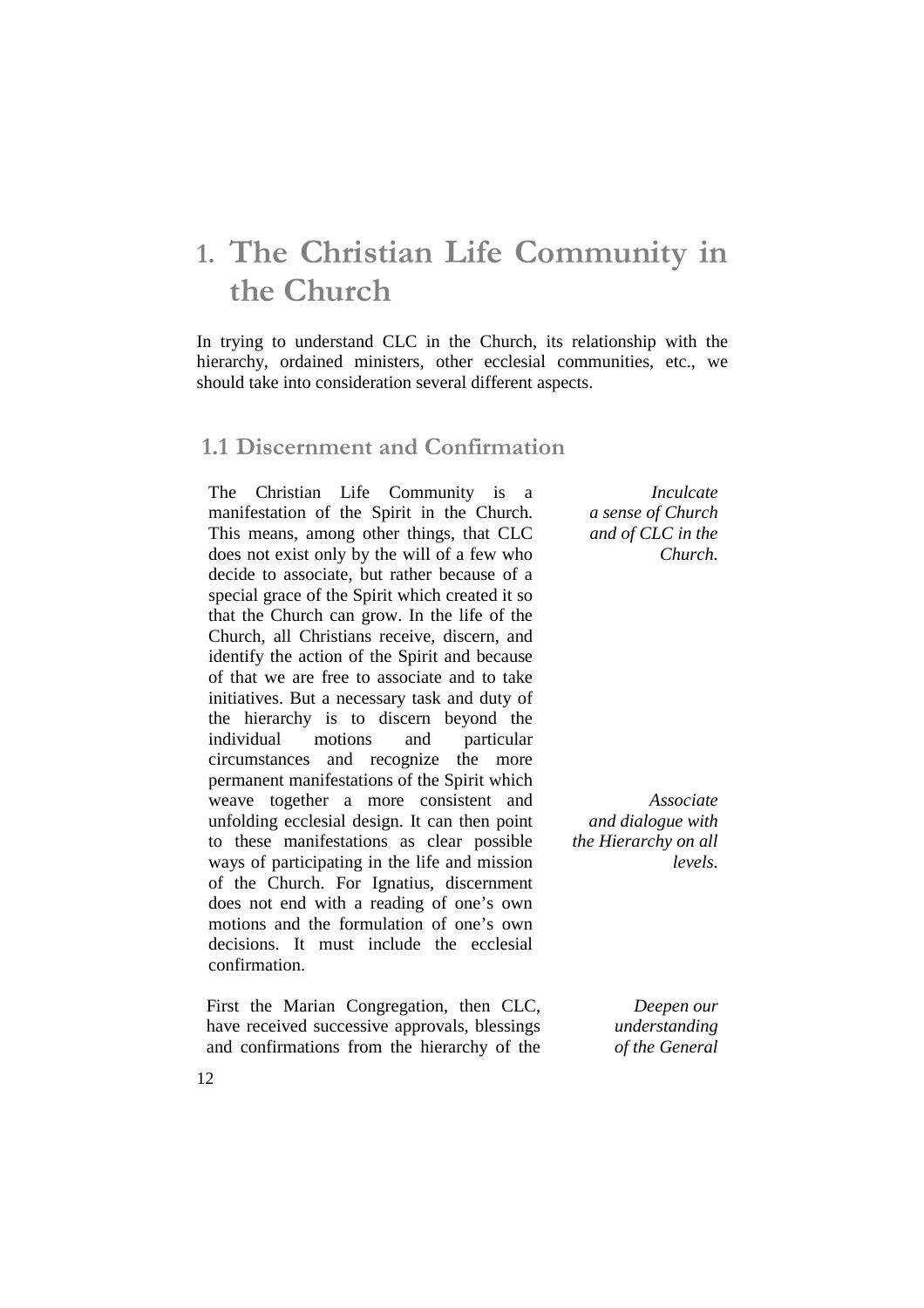# 1. The Christian Life Community in the Church

In trying to understand CLC in the Church, its relationship with the hierarchy, ordained ministers, other ecclesial communities, etc., we should take into consideration several different aspects.

## 1.1 Discernment and Confirmation

*Inculcate a sense of Church and of CLC in the Church.*

The Christian Life Community is a manifestation of the Spirit in the Church. This means, among other things, that CLC does not exist only by the will of a few who decide to associate, but rather because of a special grace of the Spirit which created it so that the Church can grow. In the life of the Church, all Christians receive, discern, and identify the action of the Spirit and because of that we are free to associate and to take initiatives. But a necessary task and duty of the hierarchy is to discern beyond the individual motions and particular circumstances and recognize the more permanent manifestations of the Spirit which weave together a more consistent and unfolding ecclesial design. It can then point to these manifestations as clear possible ways of participating in the life and mission of the Church. For Ignatius, discernment does not end with a reading of one's own motions and the formulation of one's own decisions. It must include the ecclesial confirmation.

*Associate and dialogue with the Hierarchy on all levels.*

*Deepen our understanding of the General*

First the Marian Congregation, then CLC, have received successive approvals, blessings and confirmations from the hierarchy of the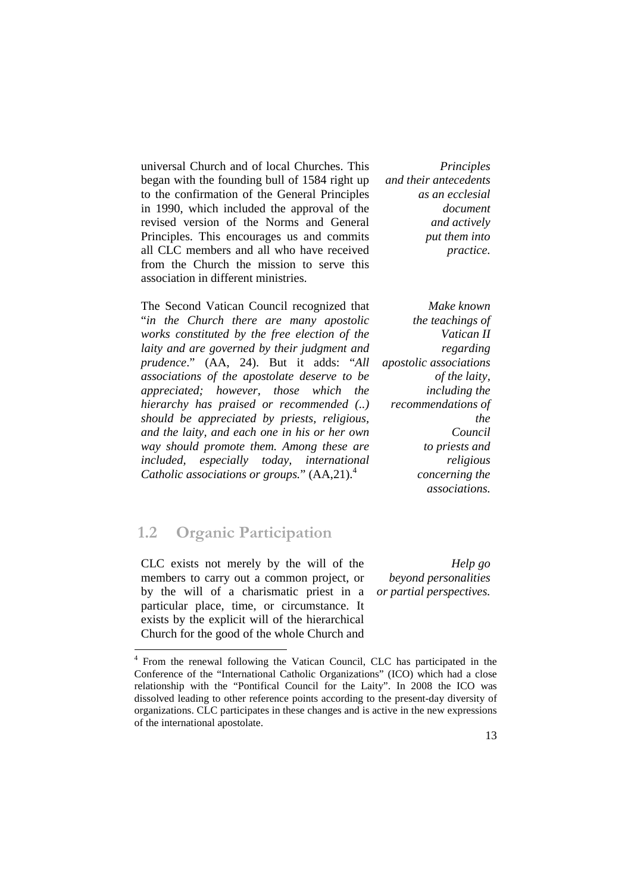universal Church and of local Churches. This began with the founding bull of 1584 right up to the confirmation of the General Principles in 1990, which included the approval of the revised version of the Norms and General Principles. This encourages us and commits all CLC members and all who have received from the Church the mission to serve this association in different ministries.

*Principles and their antecedents as an ecclesial document and actively put them into practice.*

The Second Vatican Council recognized that "*in the Church there are many apostolic works constituted by the free election of the laity and are governed by their judgment and prudence*." (AA, 24). But it adds: "*All associations of the apostolate deserve to be appreciated; however, those which the hierarchy has praised or recommended (..) should be appreciated by priests, religious, and the laity, and each one in his or her own way should promote them. Among these are included, especially today, international Catholic associations or groups.*" (AA,21).[4]

*Make known the teachings of Vatican II regarding apostolic associations of the laity, including the recommendations of the Council to priests and religious concerning the associations.*

## 1.2 Organic Participation

CLC exists not merely by the will of the members to carry out a common project, or by the will of a charismatic priest in a particular place, time, or circumstance. It exists by the explicit will of the hierarchical Church for the good of the whole Church and

*Help go beyond personalities or partial perspectives.*

[4] From the renewal following the Vatican Council, CLC has participated in the Conference of the "International Catholic Organizations" (ICO) which had a close relationship with the "Pontifical Council for the Laity". In 2008 the ICO was dissolved leading to other reference points according to the present-day diversity of organizations. CLC participates in these changes and is active in the new expressions of the international apostolate.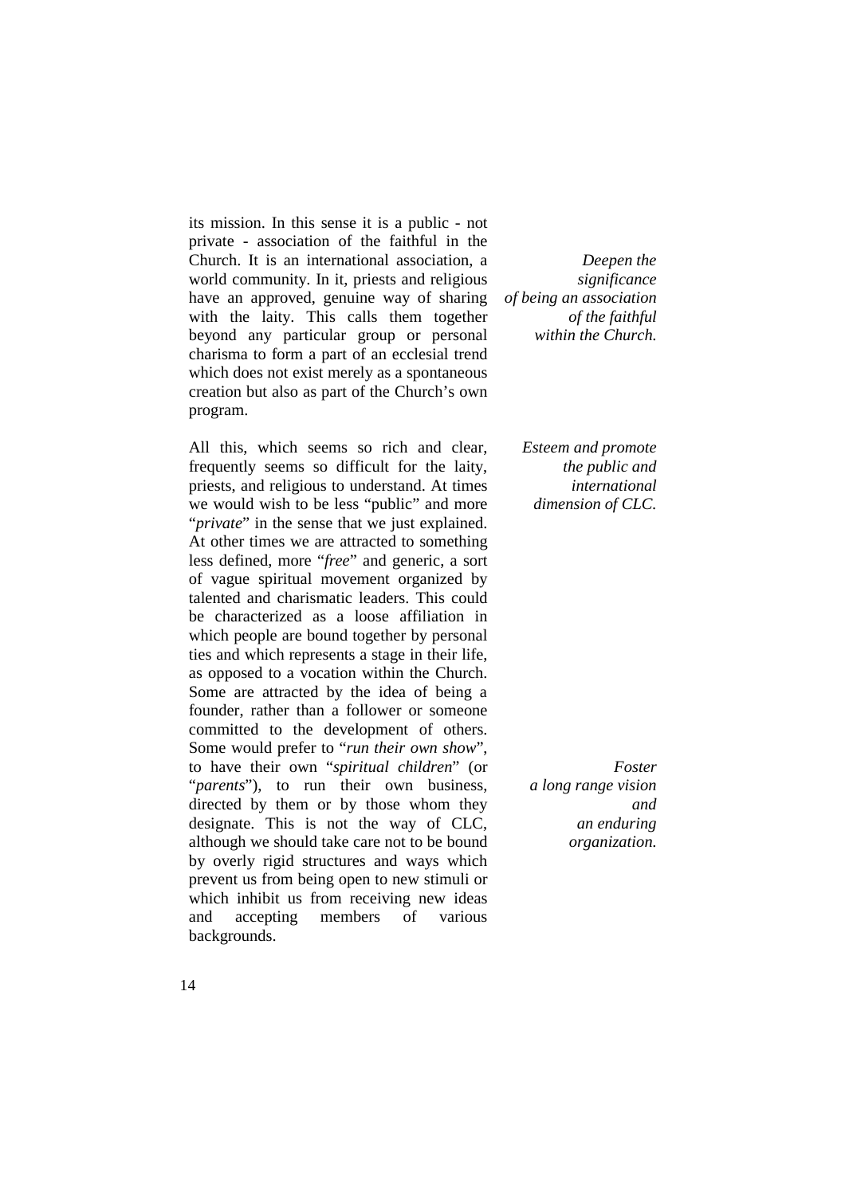its mission. In this sense it is a public - not private - association of the faithful in the Church. It is an international association, a world community. In it, priests and religious have an approved, genuine way of sharing with the laity. This calls them together beyond any particular group or personal charisma to form a part of an ecclesial trend which does not exist merely as a spontaneous creation but also as part of the Church's own program.

*Deepen the significance of being an association of the faithful within the Church.*

All this, which seems so rich and clear, frequently seems so difficult for the laity, priests, and religious to understand. At times we would wish to be less "public" and more "*private*" in the sense that we just explained. At other times we are attracted to something less defined, more "*free*" and generic, a sort of vague spiritual movement organized by talented and charismatic leaders. This could be characterized as a loose affiliation in which people are bound together by personal ties and which represents a stage in their life, as opposed to a vocation within the Church. Some are attracted by the idea of being a founder, rather than a follower or someone committed to the development of others. Some would prefer to "*run their own show*", to have their own "*spiritual children*" (or "*parents*"), to run their own business, directed by them or by those whom they designate. This is not the way of CLC, although we should take care not to be bound by overly rigid structures and ways which prevent us from being open to new stimuli or which inhibit us from receiving new ideas and accepting members of various backgrounds.

*Esteem and promote the public and international dimension of CLC.*

*Foster a long range vision and an enduring organization.*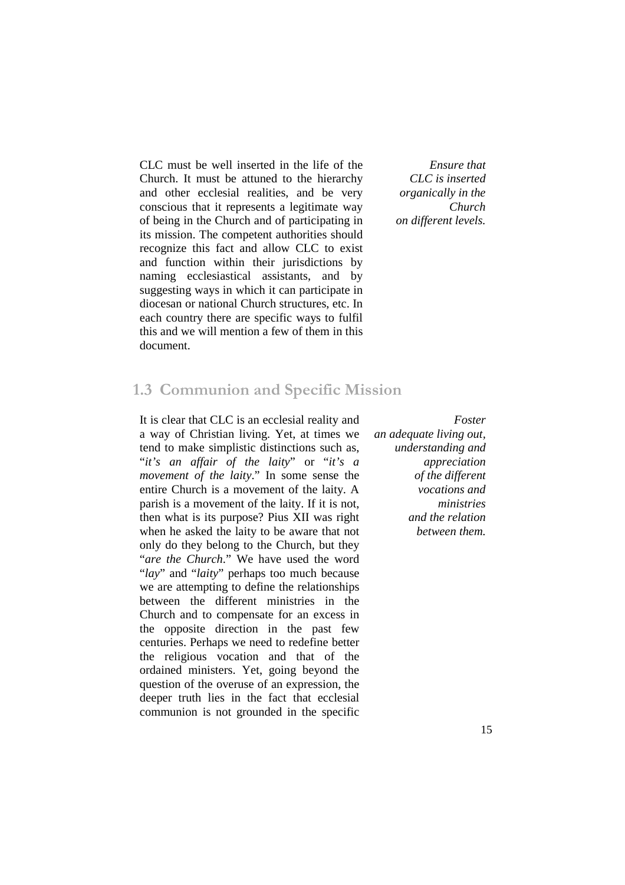CLC must be well inserted in the life of the Church. It must be attuned to the hierarchy and other ecclesial realities, and be very conscious that it represents a legitimate way of being in the Church and of participating in its mission. The competent authorities should recognize this fact and allow CLC to exist and function within their jurisdictions by naming ecclesiastical assistants, and by suggesting ways in which it can participate in diocesan or national Church structures, etc. In each country there are specific ways to fulfil this and we will mention a few of them in this document.

*Ensure that CLC is inserted organically in the Church on different levels.*

## 1.3 Communion and Specific Mission

It is clear that CLC is an ecclesial reality and a way of Christian living. Yet, at times we tend to make simplistic distinctions such as, "*it's an affair of the laity*" or "*it's a movement of the laity*." In some sense the entire Church is a movement of the laity. A parish is a movement of the laity. If it is not, then what is its purpose? Pius XII was right when he asked the laity to be aware that not only do they belong to the Church, but they "*are the Church*." We have used the word "*lay*" and "*laity*" perhaps too much because we are attempting to define the relationships between the different ministries in the Church and to compensate for an excess in the opposite direction in the past few centuries. Perhaps we need to redefine better the religious vocation and that of the ordained ministers. Yet, going beyond the question of the overuse of an expression, the deeper truth lies in the fact that ecclesial communion is not grounded in the specific

*Foster an adequate living out, understanding and appreciation of the different vocations and ministries and the relation between them.*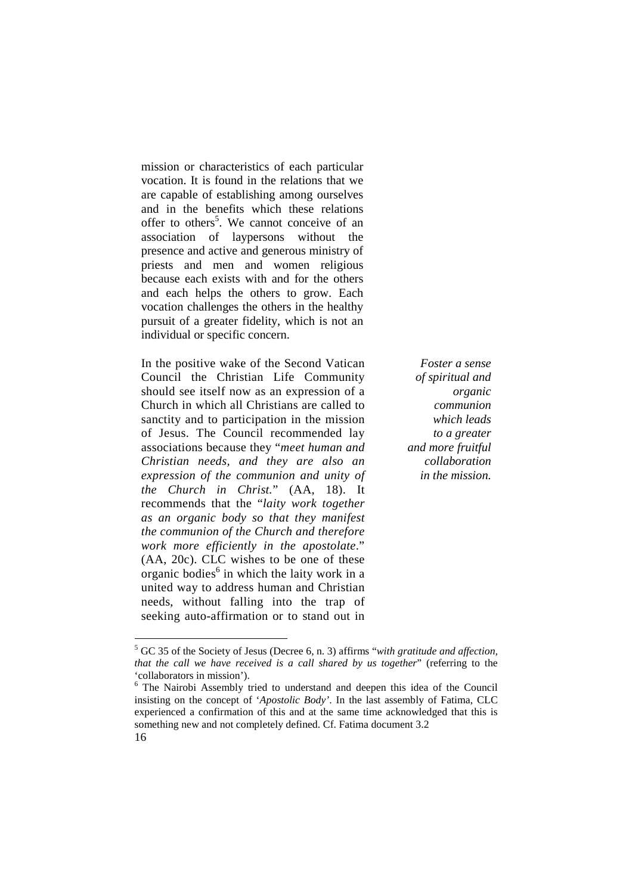mission or characteristics of each particular vocation. It is found in the relations that we are capable of establishing among ourselves and in the benefits which these relations offer to others[5]. We cannot conceive of an association of laypersons without the presence and active and generous ministry of priests and men and women religious because each exists with and for the others and each helps the others to grow. Each vocation challenges the others in the healthy pursuit of a greater fidelity, which is not an individual or specific concern.

*Foster a sense of spiritual and organic communion which leads to a greater and more fruitful collaboration in the mission.*

In the positive wake of the Second Vatican Council the Christian Life Community should see itself now as an expression of a Church in which all Christians are called to sanctity and to participation in the mission of Jesus. The Council recommended lay associations because they "*meet human and Christian needs, and they are also an expression of the communion and unity of the Church in Christ.*" (AA, 18). It recommends that the "*laity work together as an organic body so that they manifest the communion of the Church and therefore work more efficiently in the apostolate*." (AA, 20c). CLC wishes to be one of these organic bodies[6] in which the laity work in a united way to address human and Christian needs, without falling into the trap of seeking auto-affirmation or to stand out in

---

[5] GC 35 of the Society of Jesus (Decree 6, n. 3) affirms "*with gratitude and affection, that the call we have received is a call shared by us together*" (referring to the 'collaborators in mission').

[6] The Nairobi Assembly tried to understand and deepen this idea of the Council insisting on the concept of '*Apostolic Body*'. In the last assembly of Fatima, CLC experienced a confirmation of this and at the same time acknowledged that this is something new and not completely defined. Cf. Fatima document 3.2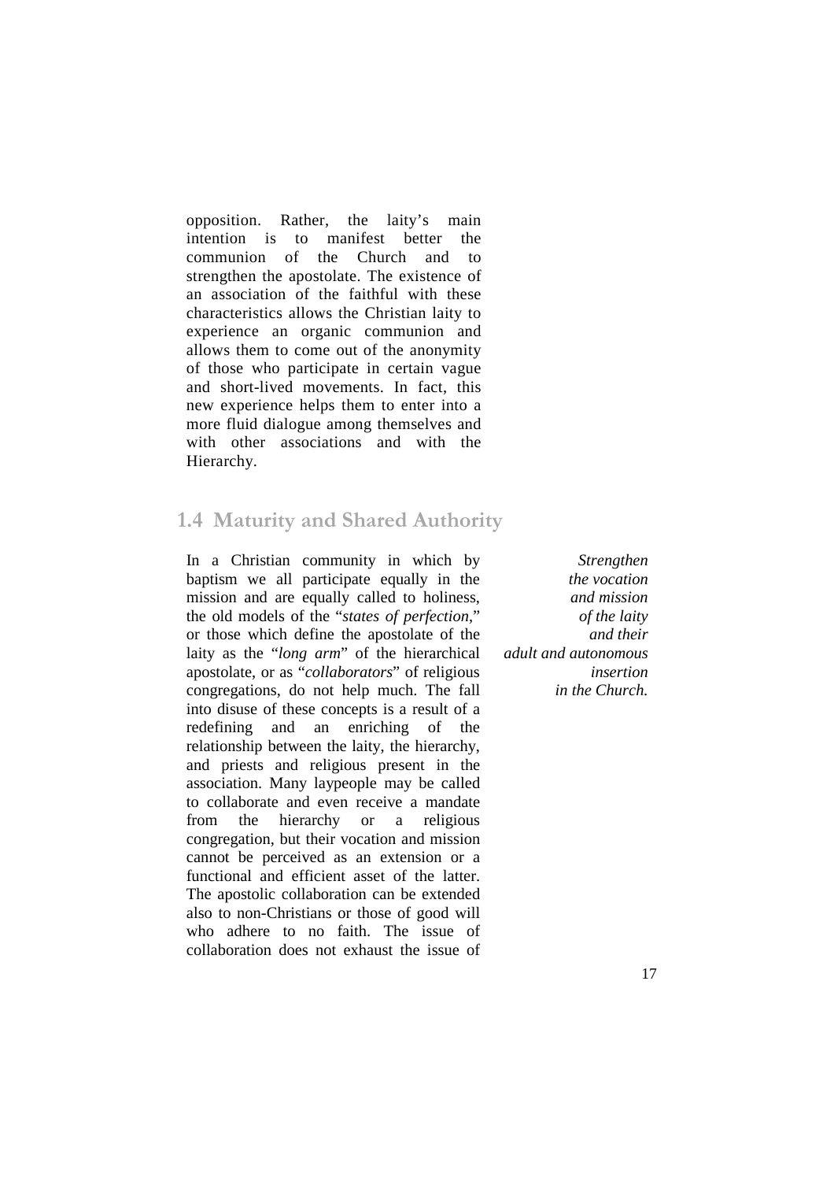opposition. Rather, the laity's main intention is to manifest better the communion of the Church and to strengthen the apostolate. The existence of an association of the faithful with these characteristics allows the Christian laity to experience an organic communion and allows them to come out of the anonymity of those who participate in certain vague and short-lived movements. In fact, this new experience helps them to enter into a more fluid dialogue among themselves and with other associations and with the Hierarchy.

## 1.4 Maturity and Shared Authority

*Strengthen the vocation and mission of the laity and their adult and autonomous insertion in the Church.*

In a Christian community in which by baptism we all participate equally in the mission and are equally called to holiness, the old models of the "*states of perfection*," or those which define the apostolate of the laity as the "*long arm*" of the hierarchical apostolate, or as "*collaborators*" of religious congregations, do not help much. The fall into disuse of these concepts is a result of a redefining and an enriching of the relationship between the laity, the hierarchy, and priests and religious present in the association. Many laypeople may be called to collaborate and even receive a mandate from the hierarchy or a religious congregation, but their vocation and mission cannot be perceived as an extension or a functional and efficient asset of the latter. The apostolic collaboration can be extended also to non-Christians or those of good will who adhere to no faith. The issue of collaboration does not exhaust the issue of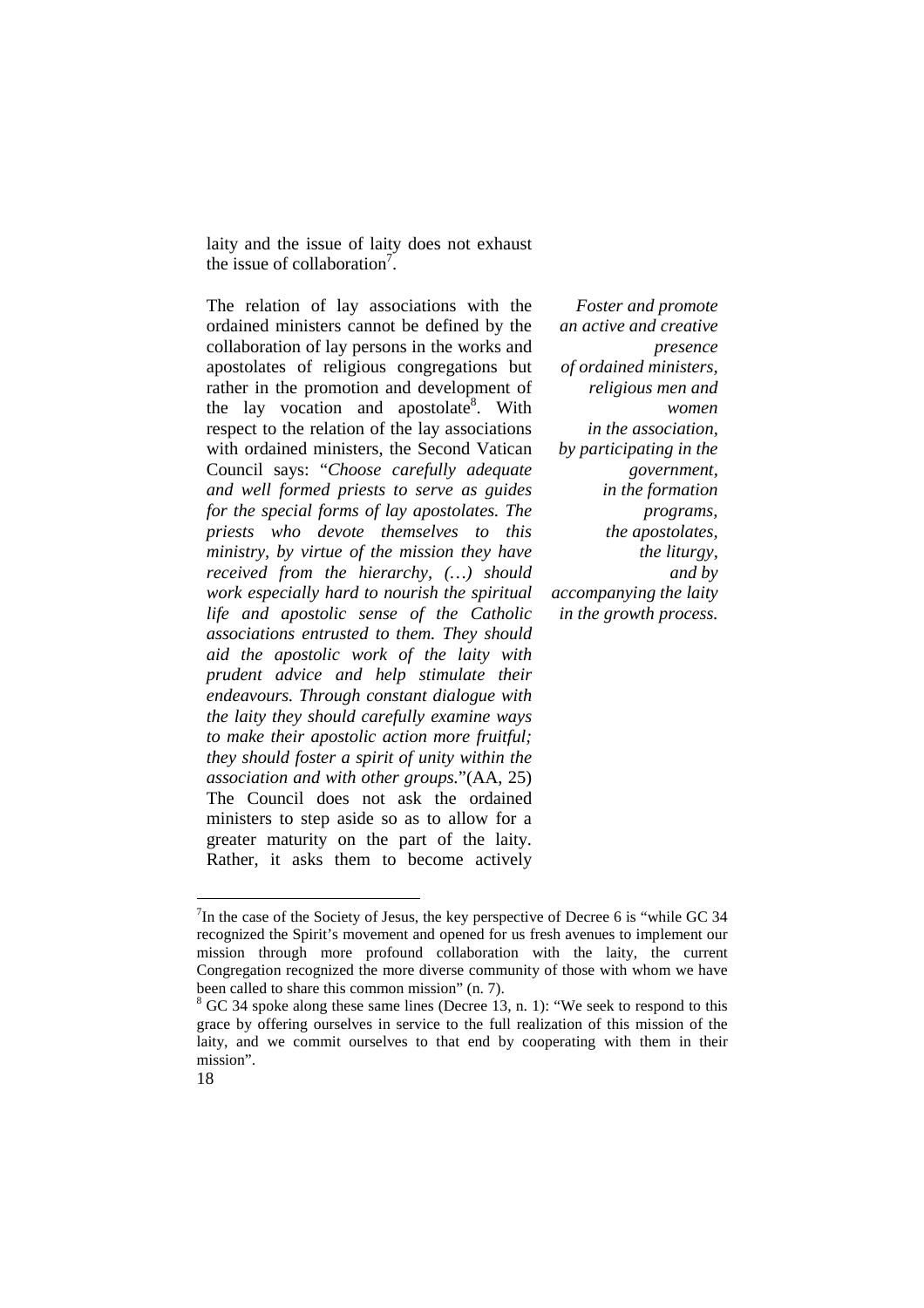laity and the issue of laity does not exhaust the issue of collaboration[7].

The relation of lay associations with the ordained ministers cannot be defined by the collaboration of lay persons in the works and apostolates of religious congregations but rather in the promotion and development of the lay vocation and apostolate[8]. With respect to the relation of the lay associations with ordained ministers, the Second Vatican Council says: "*Choose carefully adequate and well formed priests to serve as guides for the special forms of lay apostolates. The priests who devote themselves to this ministry, by virtue of the mission they have received from the hierarchy, (…) should work especially hard to nourish the spiritual life and apostolic sense of the Catholic associations entrusted to them. They should aid the apostolic work of the laity with prudent advice and help stimulate their endeavours. Through constant dialogue with the laity they should carefully examine ways to make their apostolic action more fruitful; they should foster a spirit of unity within the association and with other groups.*"(AA, 25) The Council does not ask the ordained ministers to step aside so as to allow for a greater maturity on the part of the laity. Rather, it asks them to become actively

*Foster and promote an active and creative presence of ordained ministers, religious men and women in the association, by participating in the government, in the formation programs, the apostolates, the liturgy, and by accompanying the laity in the growth process.*

---

[7] In the case of the Society of Jesus, the key perspective of Decree 6 is "while GC 34 recognized the Spirit's movement and opened for us fresh avenues to implement our mission through more profound collaboration with the laity, the current Congregation recognized the more diverse community of those with whom we have been called to share this common mission" (n. 7).

[8] GC 34 spoke along these same lines (Decree 13, n. 1): "We seek to respond to this grace by offering ourselves in service to the full realization of this mission of the laity, and we commit ourselves to that end by cooperating with them in their mission".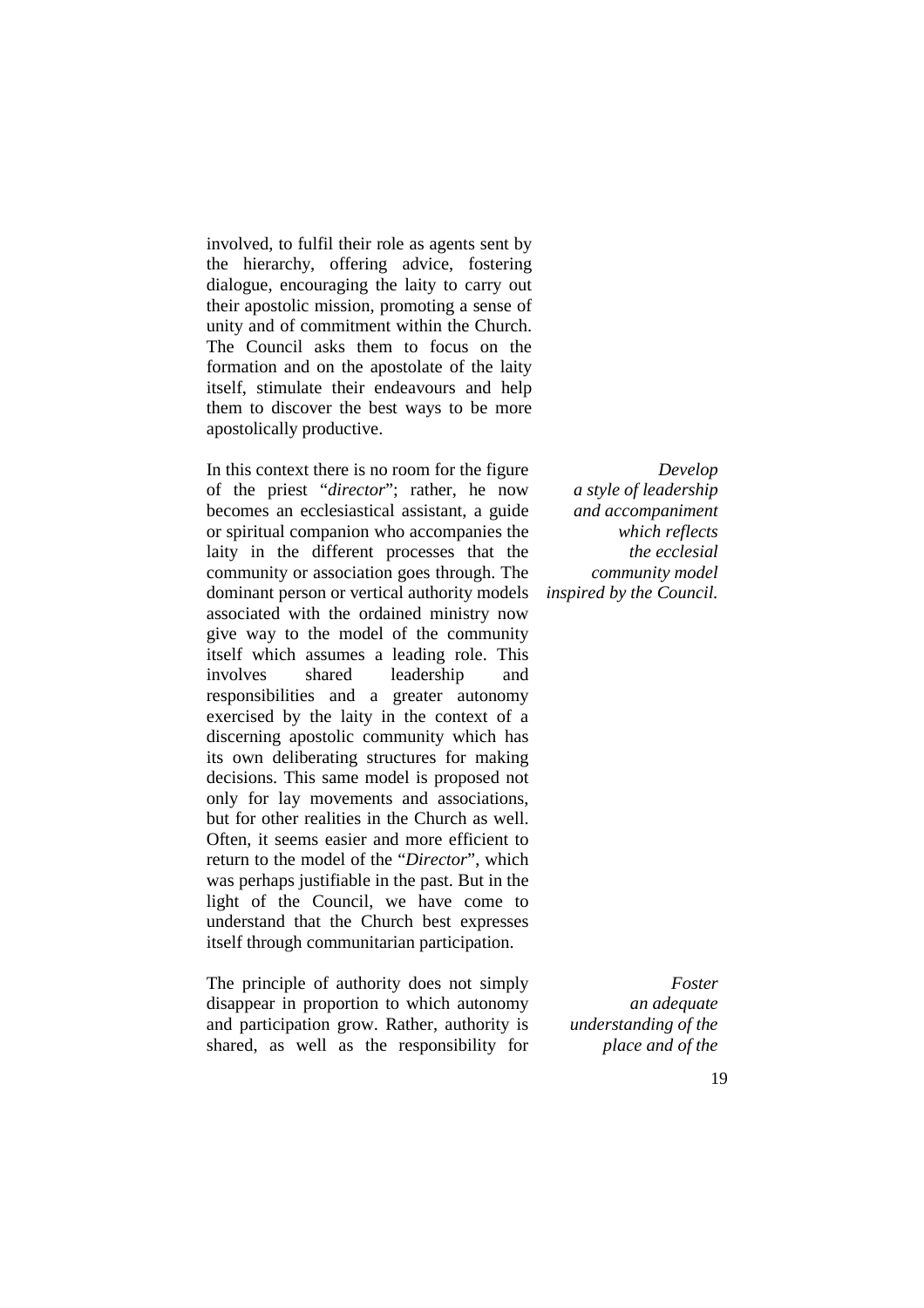involved, to fulfil their role as agents sent by the hierarchy, offering advice, fostering dialogue, encouraging the laity to carry out their apostolic mission, promoting a sense of unity and of commitment within the Church. The Council asks them to focus on the formation and on the apostolate of the laity itself, stimulate their endeavours and help them to discover the best ways to be more apostolically productive.

*Develop a style of leadership and accompaniment which reflects the ecclesial community model inspired by the Council.*

In this context there is no room for the figure of the priest "*director*"; rather, he now becomes an ecclesiastical assistant, a guide or spiritual companion who accompanies the laity in the different processes that the community or association goes through. The dominant person or vertical authority models associated with the ordained ministry now give way to the model of the community itself which assumes a leading role. This involves shared leadership and responsibilities and a greater autonomy exercised by the laity in the context of a discerning apostolic community which has its own deliberating structures for making decisions. This same model is proposed not only for lay movements and associations, but for other realities in the Church as well. Often, it seems easier and more efficient to return to the model of the "*Director*", which was perhaps justifiable in the past. But in the light of the Council, we have come to understand that the Church best expresses itself through communitarian participation.

*Foster an adequate understanding of the place and of the*

The principle of authority does not simply disappear in proportion to which autonomy and participation grow. Rather, authority is shared, as well as the responsibility for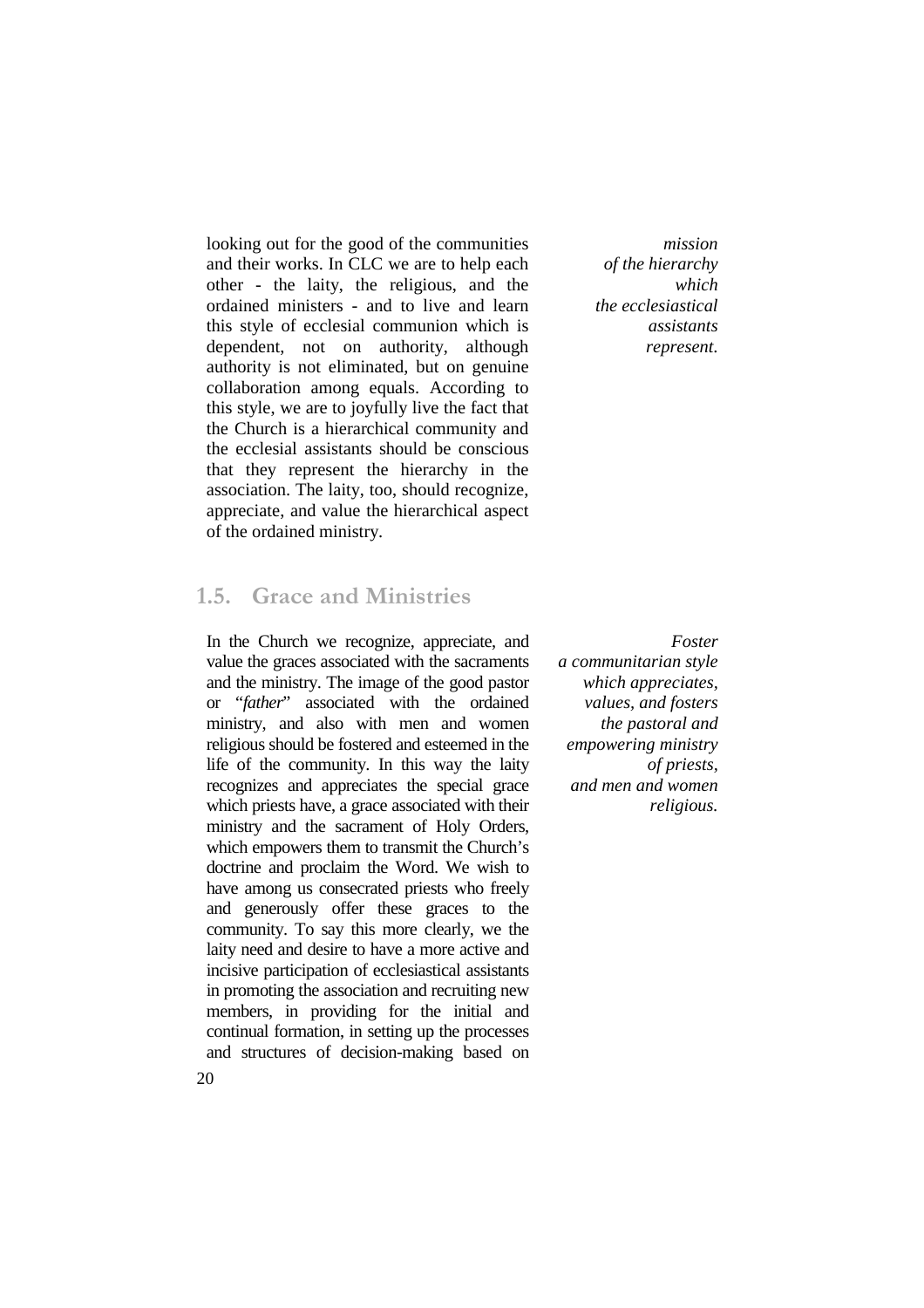looking out for the good of the communities and their works. In CLC we are to help each other - the laity, the religious, and the ordained ministers - and to live and learn this style of ecclesial communion which is dependent, not on authority, although authority is not eliminated, but on genuine collaboration among equals. According to this style, we are to joyfully live the fact that the Church is a hierarchical community and the ecclesial assistants should be conscious that they represent the hierarchy in the association. The laity, too, should recognize, appreciate, and value the hierarchical aspect of the ordained ministry.

*mission of the hierarchy which the ecclesiastical assistants represent.*

## 1.5. Grace and Ministries

In the Church we recognize, appreciate, and value the graces associated with the sacraments and the ministry. The image of the good pastor or "*father*" associated with the ordained ministry, and also with men and women religious should be fostered and esteemed in the life of the community. In this way the laity recognizes and appreciates the special grace which priests have, a grace associated with their ministry and the sacrament of Holy Orders, which empowers them to transmit the Church's doctrine and proclaim the Word. We wish to have among us consecrated priests who freely and generously offer these graces to the community. To say this more clearly, we the laity need and desire to have a more active and incisive participation of ecclesiastical assistants in promoting the association and recruiting new members, in providing for the initial and continual formation, in setting up the processes and structures of decision-making based on

*Foster a communitarian style which appreciates, values, and fosters the pastoral and empowering ministry of priests, and men and women religious.*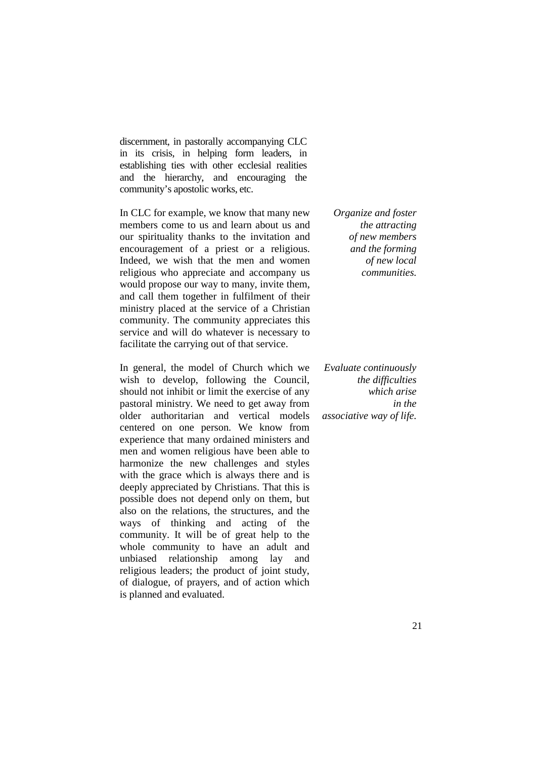discernment, in pastorally accompanying CLC in its crisis, in helping form leaders, in establishing ties with other ecclesial realities and the hierarchy, and encouraging the community's apostolic works, etc.

*Organize and foster the attracting of new members and the forming of new local communities.*

In CLC for example, we know that many new members come to us and learn about us and our spirituality thanks to the invitation and encouragement of a priest or a religious. Indeed, we wish that the men and women religious who appreciate and accompany us would propose our way to many, invite them, and call them together in fulfilment of their ministry placed at the service of a Christian community. The community appreciates this service and will do whatever is necessary to facilitate the carrying out of that service.

*Evaluate continuously the difficulties which arise in the associative way of life.*

In general, the model of Church which we wish to develop, following the Council, should not inhibit or limit the exercise of any pastoral ministry. We need to get away from older authoritarian and vertical models centered on one person. We know from experience that many ordained ministers and men and women religious have been able to harmonize the new challenges and styles with the grace which is always there and is deeply appreciated by Christians. That this is possible does not depend only on them, but also on the relations, the structures, and the ways of thinking and acting of the community. It will be of great help to the whole community to have an adult and unbiased relationship among lay and religious leaders; the product of joint study, of dialogue, of prayers, and of action which is planned and evaluated.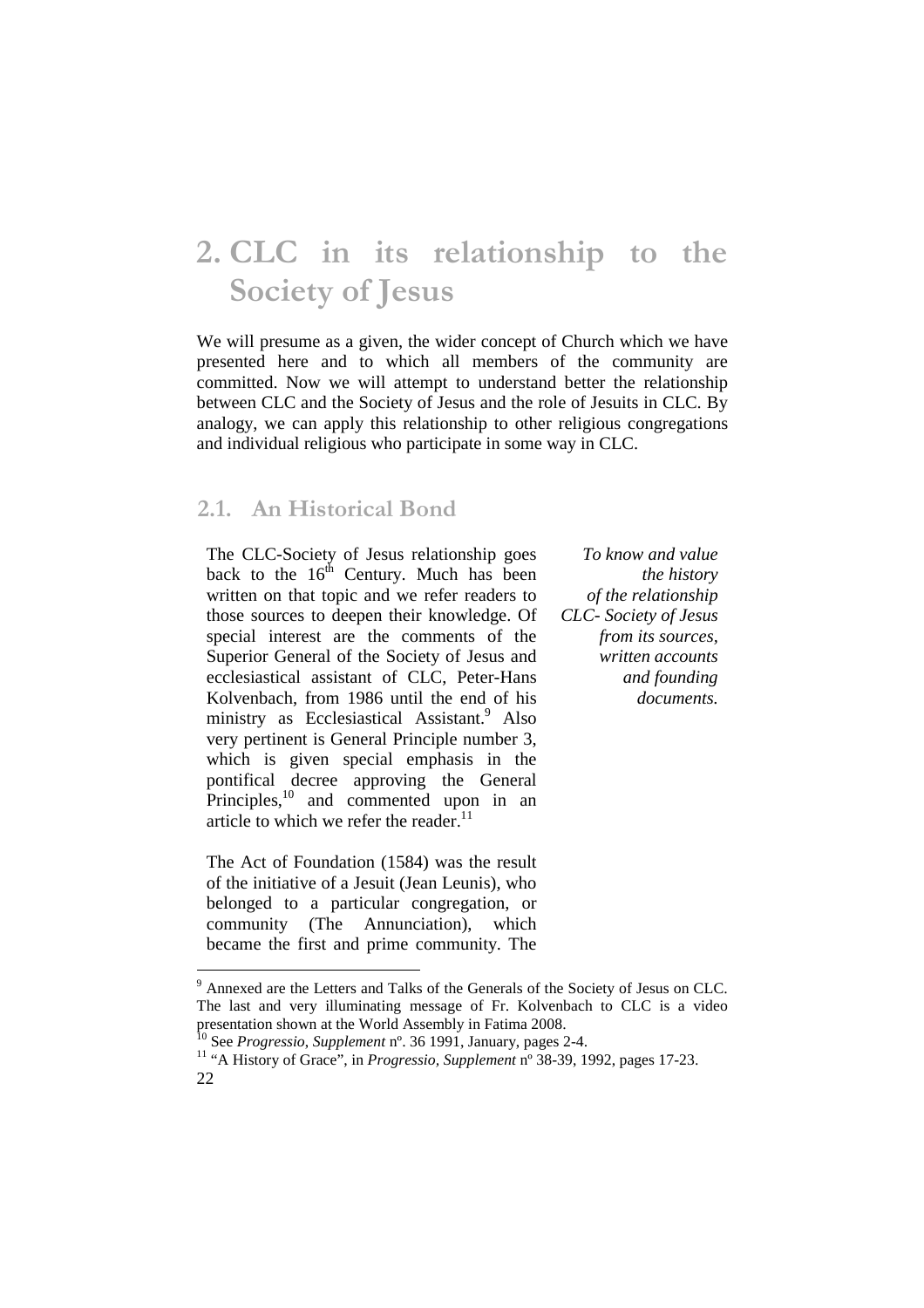# 2. CLC in its relationship to the Society of Jesus

We will presume as a given, the wider concept of Church which we have presented here and to which all members of the community are committed. Now we will attempt to understand better the relationship between CLC and the Society of Jesus and the role of Jesuits in CLC. By analogy, we can apply this relationship to other religious congregations and individual religious who participate in some way in CLC.

## 2.1. An Historical Bond

*To know and value the history of the relationship CLC- Society of Jesus from its sources, written accounts and founding documents.*

The CLC-Society of Jesus relationship goes back to the 16th Century. Much has been written on that topic and we refer readers to those sources to deepen their knowledge. Of special interest are the comments of the Superior General of the Society of Jesus and ecclesiastical assistant of CLC, Peter-Hans Kolvenbach, from 1986 until the end of his ministry as Ecclesiastical Assistant.[9] Also very pertinent is General Principle number 3, which is given special emphasis in the pontifical decree approving the General Principles,[10] and commented upon in an article to which we refer the reader.[11]

The Act of Foundation (1584) was the result of the initiative of a Jesuit (Jean Leunis), who belonged to a particular congregation, or community (The Annunciation), which became the first and prime community. The

---

[9] Annexed are the Letters and Talks of the Generals of the Society of Jesus on CLC. The last and very illuminating message of Fr. Kolvenbach to CLC is a video presentation shown at the World Assembly in Fatima 2008.

[10] See *Progressio, Supplement* nº. 36 1991, January, pages 2-4.

[11] "A History of Grace", in *Progressio, Supplement* nº 38-39, 1992, pages 17-23.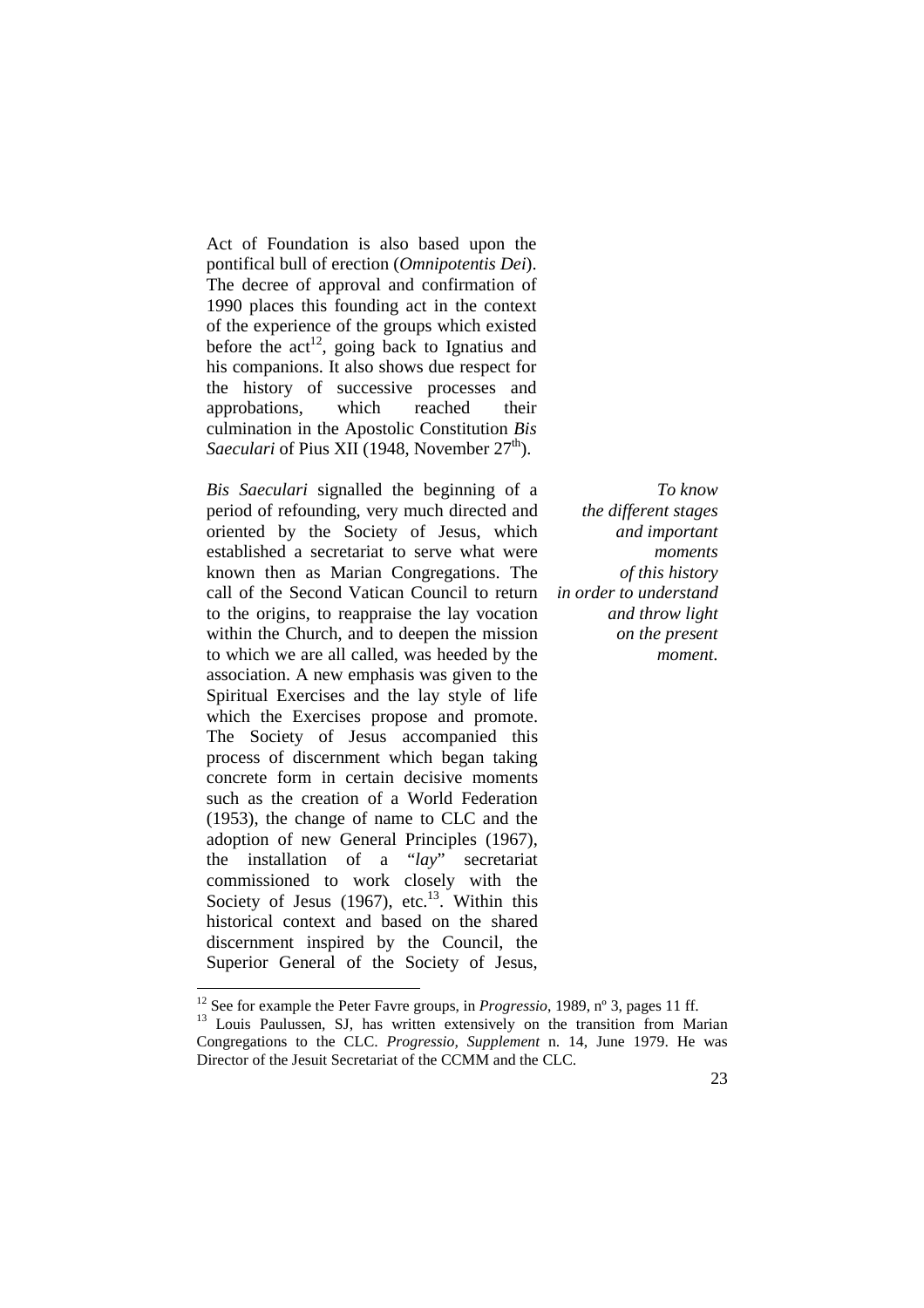Act of Foundation is also based upon the pontifical bull of erection (*Omnipotentis Dei*). The decree of approval and confirmation of 1990 places this founding act in the context of the experience of the groups which existed before the act[12], going back to Ignatius and his companions. It also shows due respect for the history of successive processes and approbations, which reached their culmination in the Apostolic Constitution *Bis Saeculari* of Pius XII (1948, November 27th).

*To know the different stages and important moments of this history in order to understand and throw light on the present moment.*

*Bis Saeculari* signalled the beginning of a period of refounding, very much directed and oriented by the Society of Jesus, which established a secretariat to serve what were known then as Marian Congregations. The call of the Second Vatican Council to return to the origins, to reappraise the lay vocation within the Church, and to deepen the mission to which we are all called, was heeded by the association. A new emphasis was given to the Spiritual Exercises and the lay style of life which the Exercises propose and promote. The Society of Jesus accompanied this process of discernment which began taking concrete form in certain decisive moments such as the creation of a World Federation (1953), the change of name to CLC and the adoption of new General Principles (1967), the installation of a "*lay*" secretariat commissioned to work closely with the Society of Jesus (1967), etc.[13]. Within this historical context and based on the shared discernment inspired by the Council, the Superior General of the Society of Jesus,

---

[12] See for example the Peter Favre groups, in *Progressio*, 1989, nº 3, pages 11 ff.

[13] Louis Paulussen, SJ, has written extensively on the transition from Marian Congregations to the CLC. *Progressio, Supplement* n. 14, June 1979. He was Director of the Jesuit Secretariat of the CCMM and the CLC.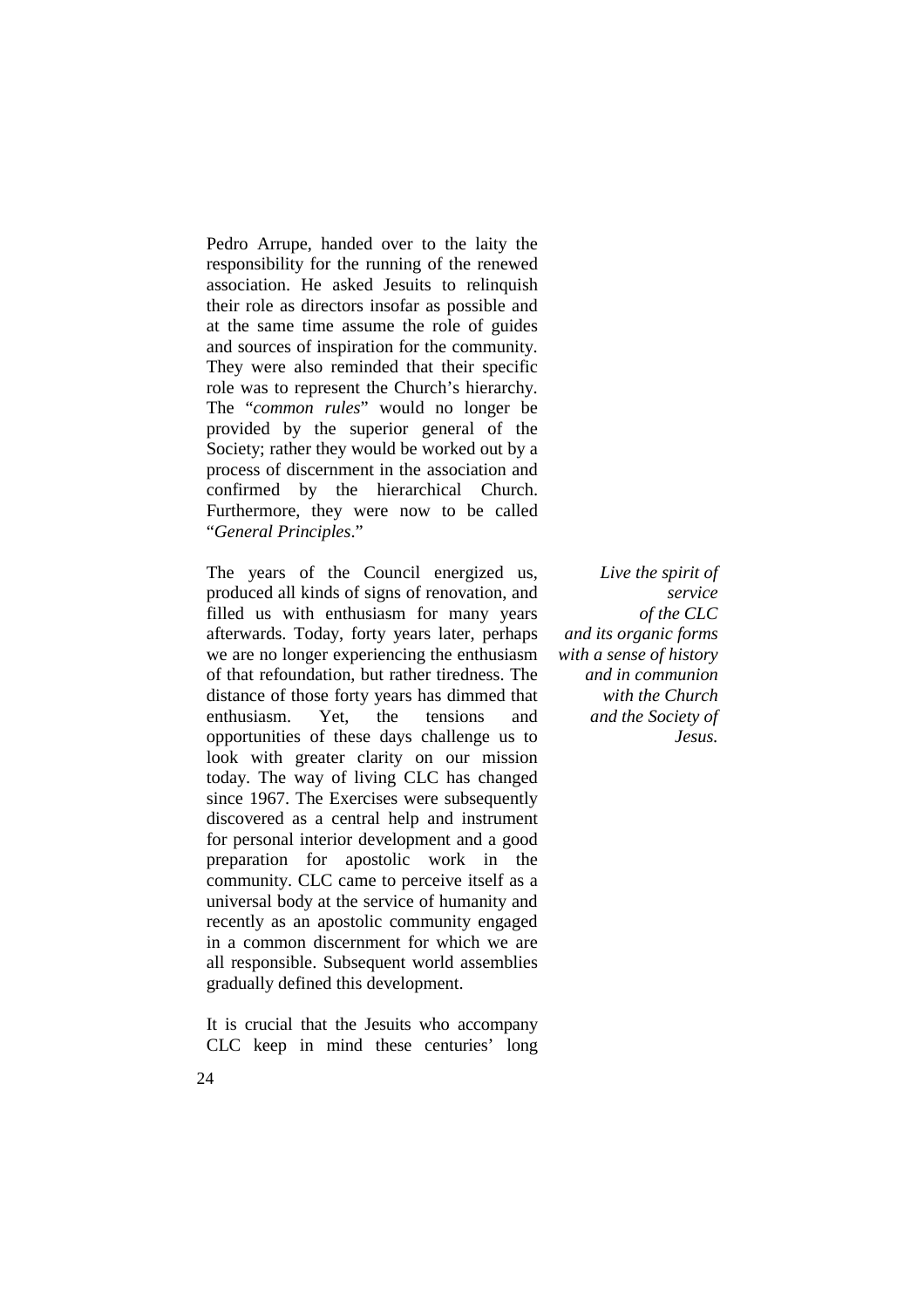Pedro Arrupe, handed over to the laity the responsibility for the running of the renewed association. He asked Jesuits to relinquish their role as directors insofar as possible and at the same time assume the role of guides and sources of inspiration for the community. They were also reminded that their specific role was to represent the Church's hierarchy. The "*common rules*" would no longer be provided by the superior general of the Society; rather they would be worked out by a process of discernment in the association and confirmed by the hierarchical Church. Furthermore, they were now to be called "*General Principles*."

*Live the spirit of service of the CLC and its organic forms with a sense of history and in communion with the Church and the Society of Jesus.*

The years of the Council energized us, produced all kinds of signs of renovation, and filled us with enthusiasm for many years afterwards. Today, forty years later, perhaps we are no longer experiencing the enthusiasm of that refoundation, but rather tiredness. The distance of those forty years has dimmed that enthusiasm. Yet, the tensions and opportunities of these days challenge us to look with greater clarity on our mission today. The way of living CLC has changed since 1967. The Exercises were subsequently discovered as a central help and instrument for personal interior development and a good preparation for apostolic work in the community. CLC came to perceive itself as a universal body at the service of humanity and recently as an apostolic community engaged in a common discernment for which we are all responsible. Subsequent world assemblies gradually defined this development.

It is crucial that the Jesuits who accompany CLC keep in mind these centuries' long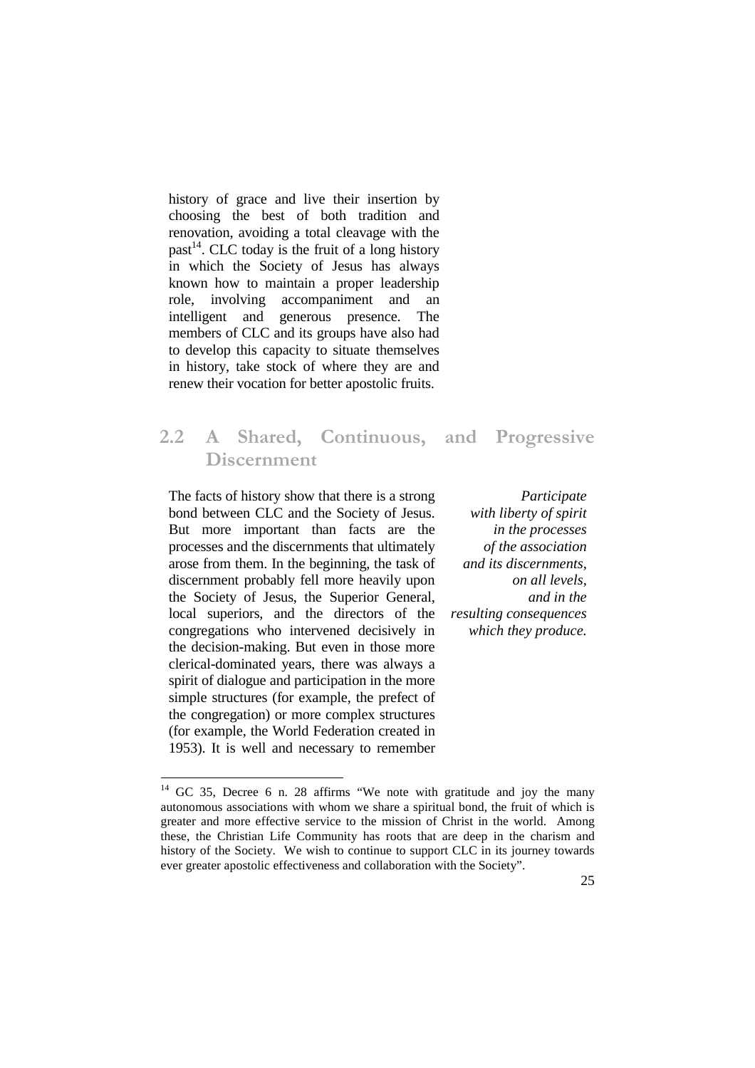history of grace and live their insertion by choosing the best of both tradition and renovation, avoiding a total cleavage with the past[14]. CLC today is the fruit of a long history in which the Society of Jesus has always known how to maintain a proper leadership role, involving accompaniment and an intelligent and generous presence. The members of CLC and its groups have also had to develop this capacity to situate themselves in history, take stock of where they are and renew their vocation for better apostolic fruits.

## 2.2 A Shared, Continuous, and Progressive Discernment

*Participate with liberty of spirit in the processes of the association and its discernments, on all levels, and in the resulting consequences which they produce.*

The facts of history show that there is a strong bond between CLC and the Society of Jesus. But more important than facts are the processes and the discernments that ultimately arose from them. In the beginning, the task of discernment probably fell more heavily upon the Society of Jesus, the Superior General, local superiors, and the directors of the congregations who intervened decisively in the decision-making. But even in those more clerical-dominated years, there was always a spirit of dialogue and participation in the more simple structures (for example, the prefect of the congregation) or more complex structures (for example, the World Federation created in 1953). It is well and necessary to remember

---

[14] GC 35, Decree 6 n. 28 affirms "We note with gratitude and joy the many autonomous associations with whom we share a spiritual bond, the fruit of which is greater and more effective service to the mission of Christ in the world. Among these, the Christian Life Community has roots that are deep in the charism and history of the Society. We wish to continue to support CLC in its journey towards ever greater apostolic effectiveness and collaboration with the Society".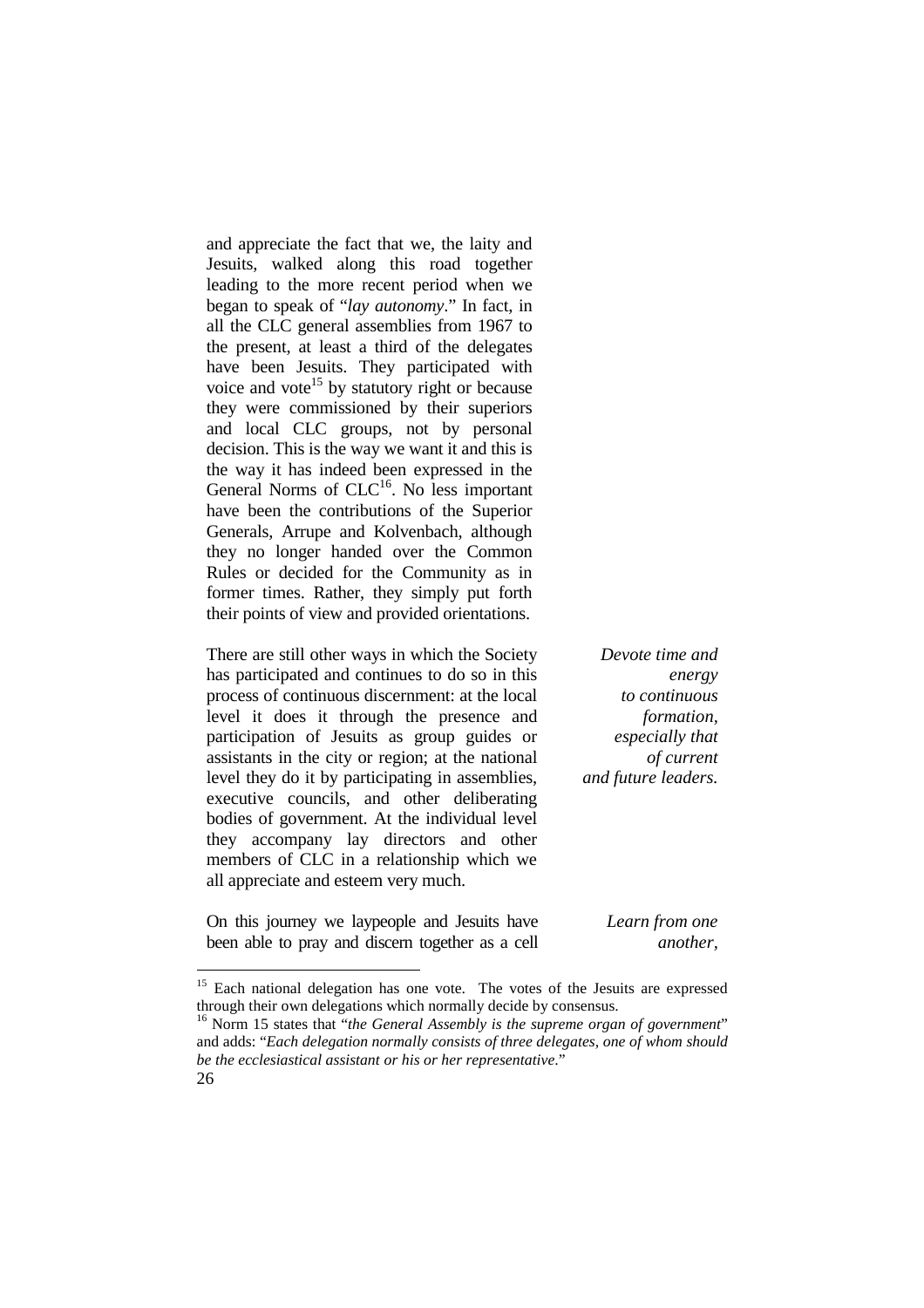and appreciate the fact that we, the laity and Jesuits, walked along this road together leading to the more recent period when we began to speak of "*lay autonomy*." In fact, in all the CLC general assemblies from 1967 to the present, at least a third of the delegates have been Jesuits. They participated with voice and vote[15] by statutory right or because they were commissioned by their superiors and local CLC groups, not by personal decision. This is the way we want it and this is the way it has indeed been expressed in the General Norms of CLC[16]. No less important have been the contributions of the Superior Generals, Arrupe and Kolvenbach, although they no longer handed over the Common Rules or decided for the Community as in former times. Rather, they simply put forth their points of view and provided orientations.

There are still other ways in which the Society has participated and continues to do so in this process of continuous discernment: at the local level it does it through the presence and participation of Jesuits as group guides or assistants in the city or region; at the national level they do it by participating in assemblies, executive councils, and other deliberating bodies of government. At the individual level they accompany lay directors and other members of CLC in a relationship which we all appreciate and esteem very much.

*Devote time and energy to continuous formation, especially that of current and future leaders.*

On this journey we laypeople and Jesuits have been able to pray and discern together as a cell

*Learn from one another,*

---

[15] Each national delegation has one vote. The votes of the Jesuits are expressed through their own delegations which normally decide by consensus.

[16] Norm 15 states that "*the General Assembly is the supreme organ of government*" and adds: "*Each delegation normally consists of three delegates, one of whom should be the ecclesiastical assistant or his or her representative*."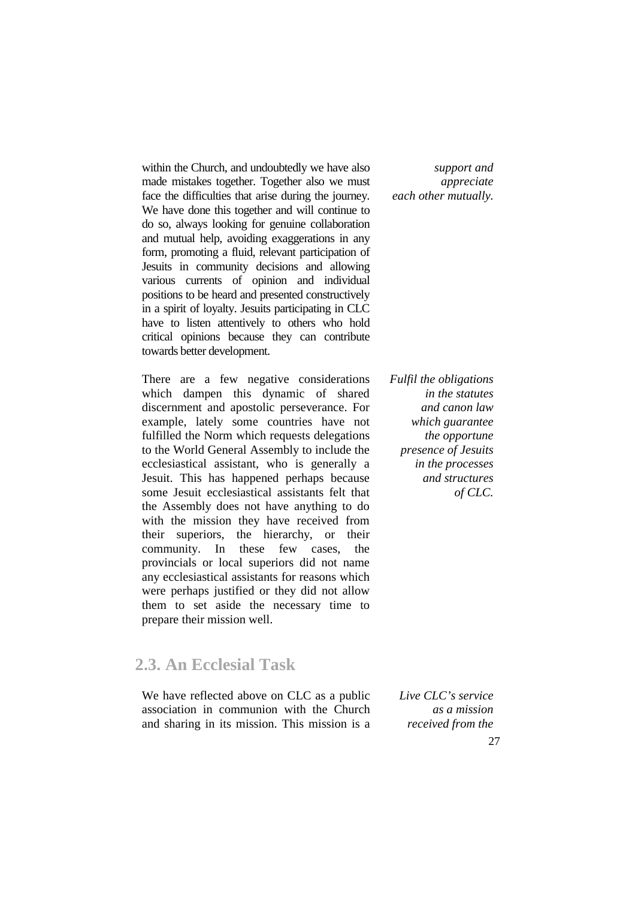within the Church, and undoubtedly we have also made mistakes together. Together also we must face the difficulties that arise during the journey. We have done this together and will continue to do so, always looking for genuine collaboration and mutual help, avoiding exaggerations in any form, promoting a fluid, relevant participation of Jesuits in community decisions and allowing various currents of opinion and individual positions to be heard and presented constructively in a spirit of loyalty. Jesuits participating in CLC have to listen attentively to others who hold critical opinions because they can contribute towards better development.

*support and appreciate each other mutually.*

There are a few negative considerations which dampen this dynamic of shared discernment and apostolic perseverance. For example, lately some countries have not fulfilled the Norm which requests delegations to the World General Assembly to include the ecclesiastical assistant, who is generally a Jesuit. This has happened perhaps because some Jesuit ecclesiastical assistants felt that the Assembly does not have anything to do with the mission they have received from their superiors, the hierarchy, or their community. In these few cases, the provincials or local superiors did not name any ecclesiastical assistants for reasons which were perhaps justified or they did not allow them to set aside the necessary time to prepare their mission well.

*Fulfil the obligations in the statutes and canon law which guarantee the opportune presence of Jesuits in the processes and structures of CLC.*

## 2.3. An Ecclesial Task

We have reflected above on CLC as a public association in communion with the Church and sharing in its mission. This mission is a

*Live CLC's service as a mission received from the*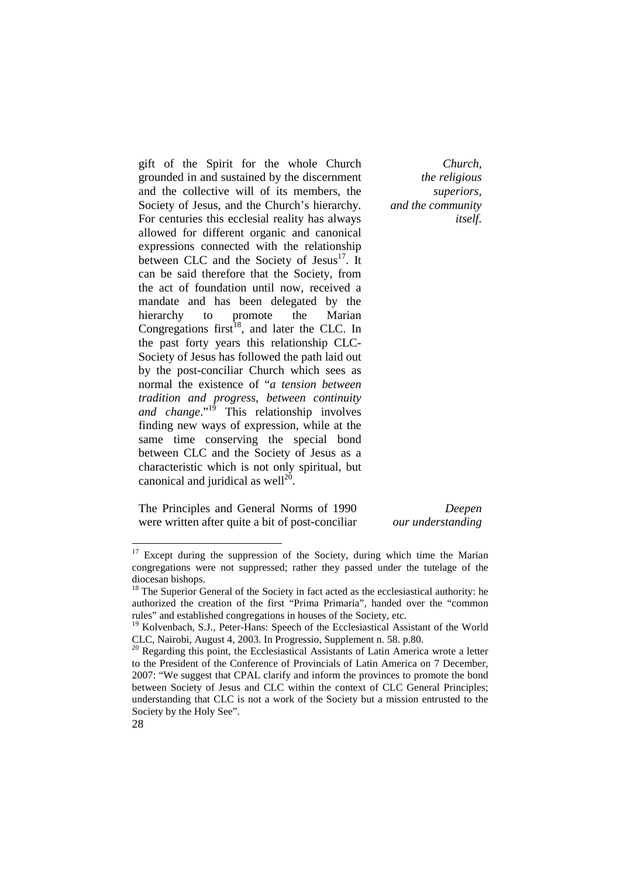gift of the Spirit for the whole Church grounded in and sustained by the discernment and the collective will of its members, the Society of Jesus, and the Church's hierarchy. For centuries this ecclesial reality has always allowed for different organic and canonical expressions connected with the relationship between CLC and the Society of Jesus[17]. It can be said therefore that the Society, from the act of foundation until now, received a mandate and has been delegated by the hierarchy to promote the Marian Congregations first[18], and later the CLC. In the past forty years this relationship CLC-Society of Jesus has followed the path laid out by the post-conciliar Church which sees as normal the existence of "*a tension between tradition and progress, between continuity and change*."[19] This relationship involves finding new ways of expression, while at the same time conserving the special bond between CLC and the Society of Jesus as a characteristic which is not only spiritual, but canonical and juridical as well[20].

*Church, the religious superiors, and the community itself.*

The Principles and General Norms of 1990 were written after quite a bit of post-conciliar

*Deepen our understanding*

---

[17] Except during the suppression of the Society, during which time the Marian congregations were not suppressed; rather they passed under the tutelage of the diocesan bishops.

[18] The Superior General of the Society in fact acted as the ecclesiastical authority: he authorized the creation of the first "Prima Primaria", handed over the "common rules" and established congregations in houses of the Society, etc.

[19] Kolvenbach, S.J., Peter-Hans: Speech of the Ecclesiastical Assistant of the World CLC, Nairobi, August 4, 2003. In Progressio, Supplement n. 58. p.80.

[20] Regarding this point, the Ecclesiastical Assistants of Latin America wrote a letter to the President of the Conference of Provincials of Latin America on 7 December, 2007: "We suggest that CPAL clarify and inform the provinces to promote the bond between Society of Jesus and CLC within the context of CLC General Principles; understanding that CLC is not a work of the Society but a mission entrusted to the Society by the Holy See".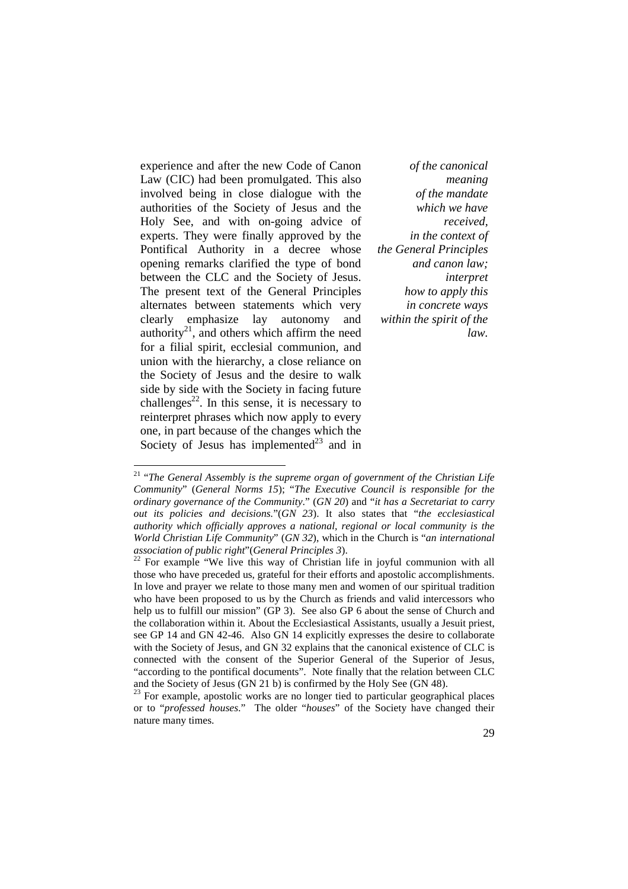experience and after the new Code of Canon Law (CIC) had been promulgated. This also involved being in close dialogue with the authorities of the Society of Jesus and the Holy See, and with on-going advice of experts. They were finally approved by the Pontifical Authority in a decree whose opening remarks clarified the type of bond between the CLC and the Society of Jesus. The present text of the General Principles alternates between statements which very clearly emphasize lay autonomy and authority[21], and others which affirm the need for a filial spirit, ecclesial communion, and union with the hierarchy, a close reliance on the Society of Jesus and the desire to walk side by side with the Society in facing future challenges[22]. In this sense, it is necessary to reinterpret phrases which now apply to every one, in part because of the changes which the Society of Jesus has implemented[23] and in

*of the canonical meaning of the mandate which we have received, in the context of the General Principles and canon law; interpret how to apply this in concrete ways within the spirit of the law.*

---

[21] "*The General Assembly is the supreme organ of government of the Christian Life Community*" (*General Norms 15*); "*The Executive Council is responsible for the ordinary governance of the Community.*" (*GN 20*) and "*it has a Secretariat to carry out its policies and decisions.*"(*GN 23*). It also states that "*the ecclesiastical authority which officially approves a national, regional or local community is the World Christian Life Community*" (*GN 32*), which in the Church is "*an international association of public right*"(*General Principles 3*).

[22] For example "We live this way of Christian life in joyful communion with all those who have preceded us, grateful for their efforts and apostolic accomplishments. In love and prayer we relate to those many men and women of our spiritual tradition who have been proposed to us by the Church as friends and valid intercessors who help us to fulfill our mission" (GP 3). See also GP 6 about the sense of Church and the collaboration within it. About the Ecclesiastical Assistants, usually a Jesuit priest, see GP 14 and GN 42-46. Also GN 14 explicitly expresses the desire to collaborate with the Society of Jesus, and GN 32 explains that the canonical existence of CLC is connected with the consent of the Superior General of the Superior of Jesus, "according to the pontifical documents". Note finally that the relation between CLC and the Society of Jesus (GN 21 b) is confirmed by the Holy See (GN 48).

[23] For example, apostolic works are no longer tied to particular geographical places or to "*professed houses*." The older "*houses*" of the Society have changed their nature many times.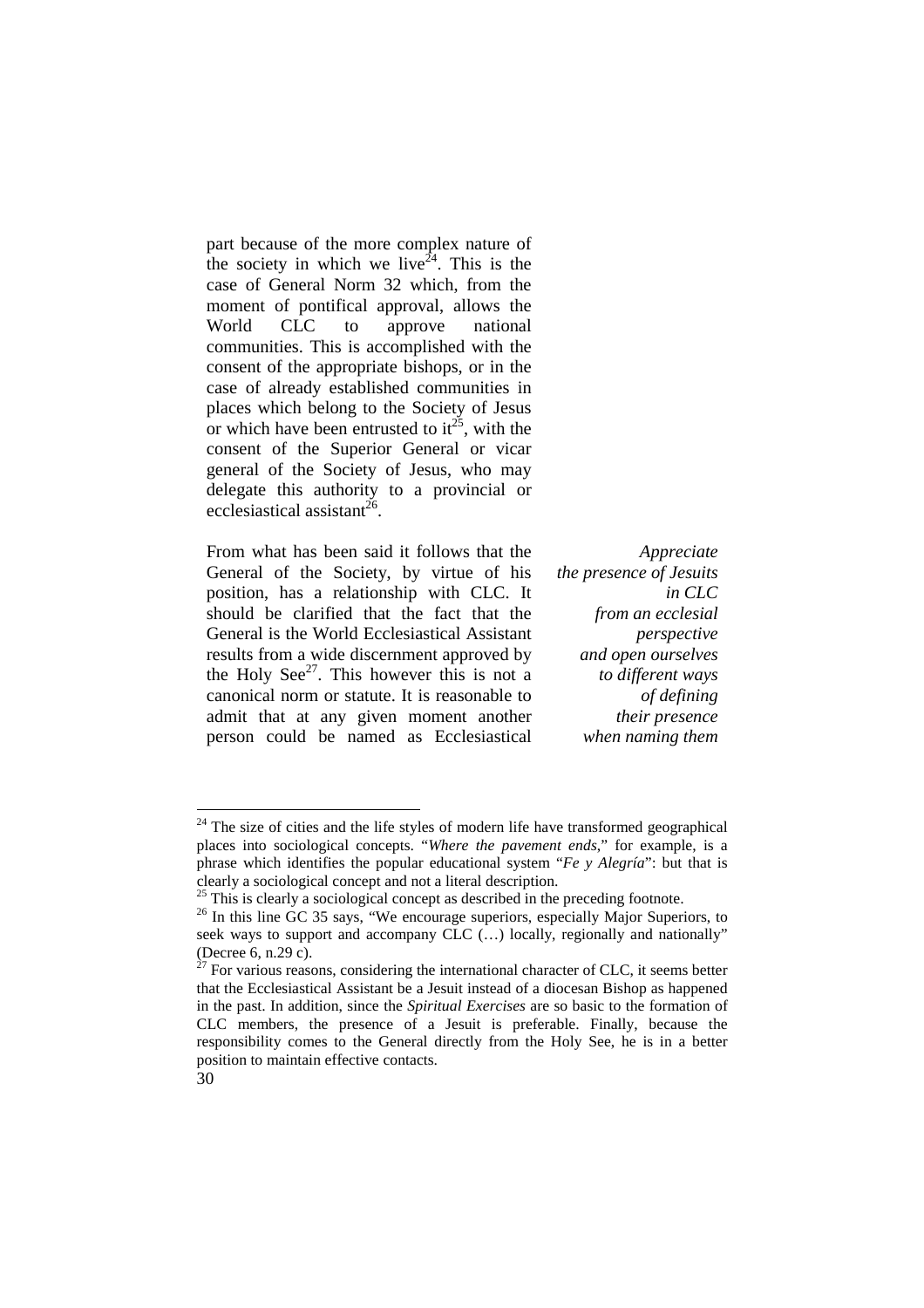part because of the more complex nature of the society in which we live[24]. This is the case of General Norm 32 which, from the moment of pontifical approval, allows the World CLC to approve national communities. This is accomplished with the consent of the appropriate bishops, or in the case of already established communities in places which belong to the Society of Jesus or which have been entrusted to it[25], with the consent of the Superior General or vicar general of the Society of Jesus, who may delegate this authority to a provincial or ecclesiastical assistant[26].

*Appreciate the presence of Jesuits in CLC from an ecclesial perspective and open ourselves to different ways of defining their presence when naming them*

From what has been said it follows that the General of the Society, by virtue of his position, has a relationship with CLC. It should be clarified that the fact that the General is the World Ecclesiastical Assistant results from a wide discernment approved by the Holy See[27]. This however this is not a canonical norm or statute. It is reasonable to admit that at any given moment another person could be named as Ecclesiastical

[24] The size of cities and the life styles of modern life have transformed geographical places into sociological concepts. "*Where the pavement ends*," for example, is a phrase which identifies the popular educational system "*Fe y Alegría*": but that is clearly a sociological concept and not a literal description.

[25] This is clearly a sociological concept as described in the preceding footnote.

[26] In this line GC 35 says, "We encourage superiors, especially Major Superiors, to seek ways to support and accompany CLC (…) locally, regionally and nationally" (Decree 6, n.29 c).

[27] For various reasons, considering the international character of CLC, it seems better that the Ecclesiastical Assistant be a Jesuit instead of a diocesan Bishop as happened in the past. In addition, since the *Spiritual Exercises* are so basic to the formation of CLC members, the presence of a Jesuit is preferable. Finally, because the responsibility comes to the General directly from the Holy See, he is in a better position to maintain effective contacts.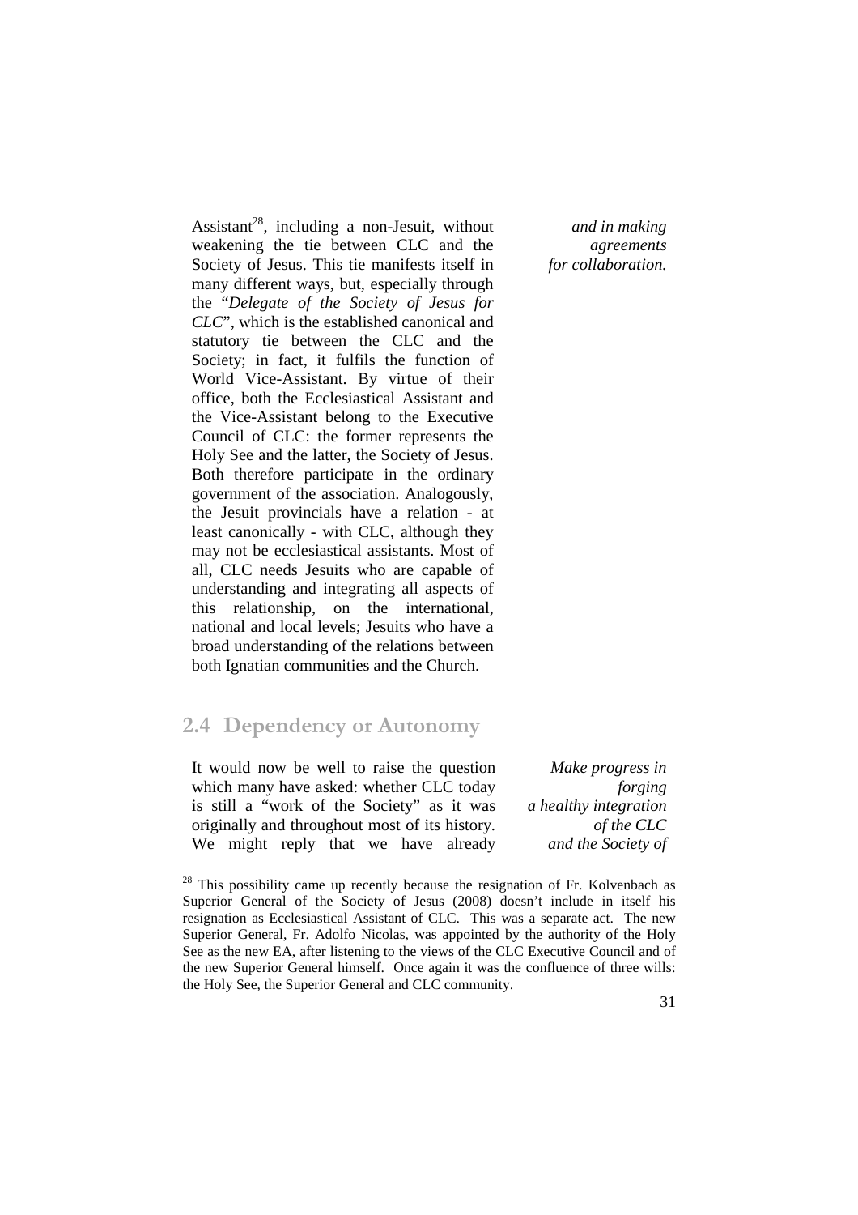Assistant[28], including a non-Jesuit, without weakening the tie between CLC and the Society of Jesus. This tie manifests itself in many different ways, but, especially through the "*Delegate of the Society of Jesus for CLC*", which is the established canonical and statutory tie between the CLC and the Society; in fact, it fulfils the function of World Vice-Assistant. By virtue of their office, both the Ecclesiastical Assistant and the Vice-Assistant belong to the Executive Council of CLC: the former represents the Holy See and the latter, the Society of Jesus. Both therefore participate in the ordinary government of the association. Analogously, the Jesuit provincials have a relation - at least canonically - with CLC, although they may not be ecclesiastical assistants. Most of all, CLC needs Jesuits who are capable of understanding and integrating all aspects of this relationship, on the international, national and local levels; Jesuits who have a broad understanding of the relations between both Ignatian communities and the Church.

*and in making agreements for collaboration.*

## 2.4 Dependency or Autonomy

*Make progress in forging a healthy integration of the CLC and the Society of*

It would now be well to raise the question which many have asked: whether CLC today is still a "work of the Society" as it was originally and throughout most of its history. We might reply that we have already

[28] This possibility came up recently because the resignation of Fr. Kolvenbach as Superior General of the Society of Jesus (2008) doesn't include in itself his resignation as Ecclesiastical Assistant of CLC. This was a separate act. The new Superior General, Fr. Adolfo Nicolas, was appointed by the authority of the Holy See as the new EA, after listening to the views of the CLC Executive Council and of the new Superior General himself. Once again it was the confluence of three wills: the Holy See, the Superior General and CLC community.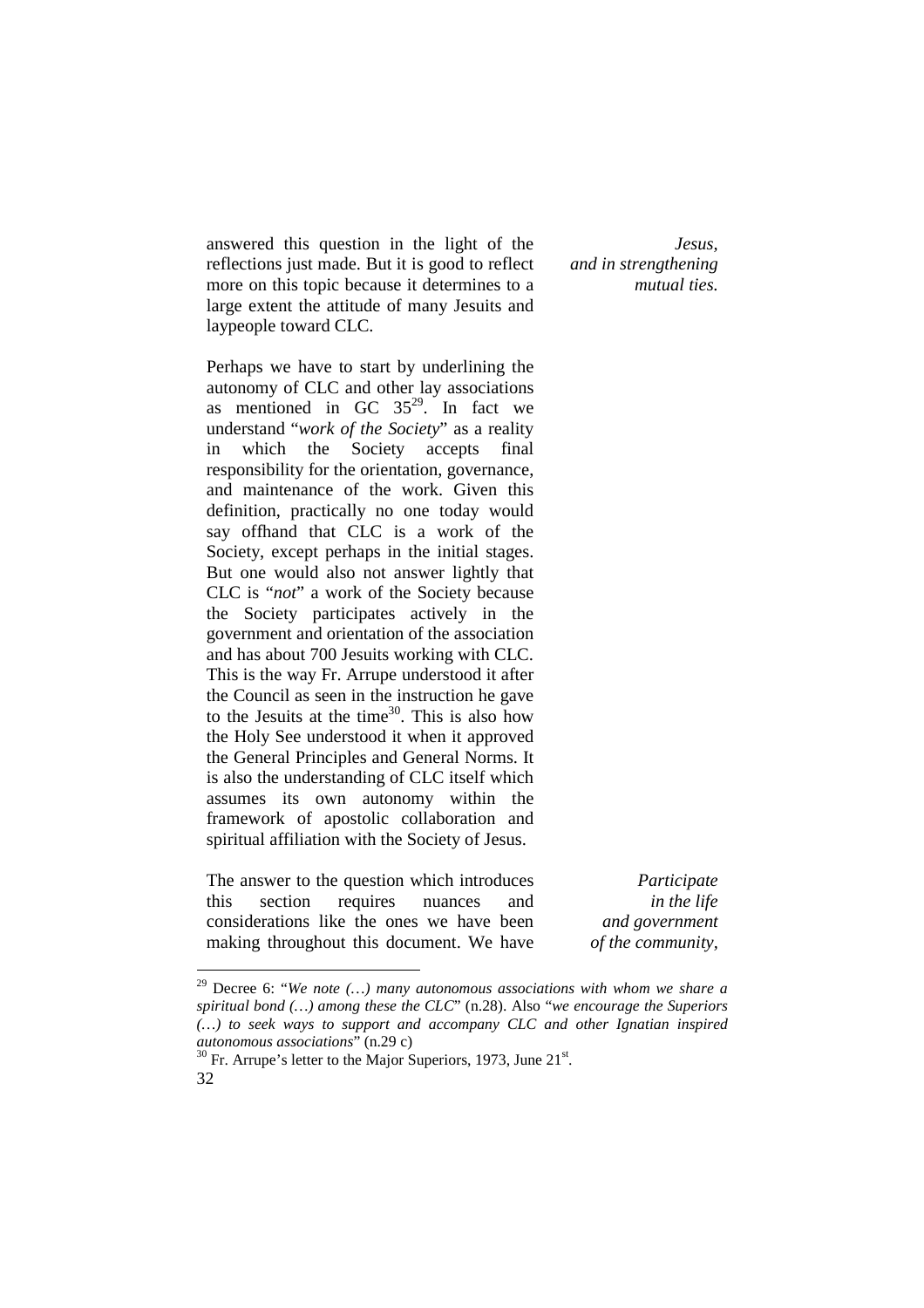answered this question in the light of the reflections just made. But it is good to reflect more on this topic because it determines to a large extent the attitude of many Jesuits and laypeople toward CLC.

*Jesus, and in strengthening mutual ties.*

Perhaps we have to start by underlining the autonomy of CLC and other lay associations as mentioned in GC 35[29]. In fact we understand "*work of the Society*" as a reality in which the Society accepts final responsibility for the orientation, governance, and maintenance of the work. Given this definition, practically no one today would say offhand that CLC is a work of the Society, except perhaps in the initial stages. But one would also not answer lightly that CLC is "*not*" a work of the Society because the Society participates actively in the government and orientation of the association and has about 700 Jesuits working with CLC. This is the way Fr. Arrupe understood it after the Council as seen in the instruction he gave to the Jesuits at the time[30]. This is also how the Holy See understood it when it approved the General Principles and General Norms. It is also the understanding of CLC itself which assumes its own autonomy within the framework of apostolic collaboration and spiritual affiliation with the Society of Jesus.

The answer to the question which introduces this section requires nuances and considerations like the ones we have been making throughout this document. We have

*Participate in the life and government of the community,*

---

[29] Decree 6: "*We note (…) many autonomous associations with whom we share a spiritual bond (…) among these the CLC*" (n.28). Also "*we encourage the Superiors (…) to seek ways to support and accompany CLC and other Ignatian inspired autonomous associations*" (n.29 c)

[30] Fr. Arrupe's letter to the Major Superiors, 1973, June 21st.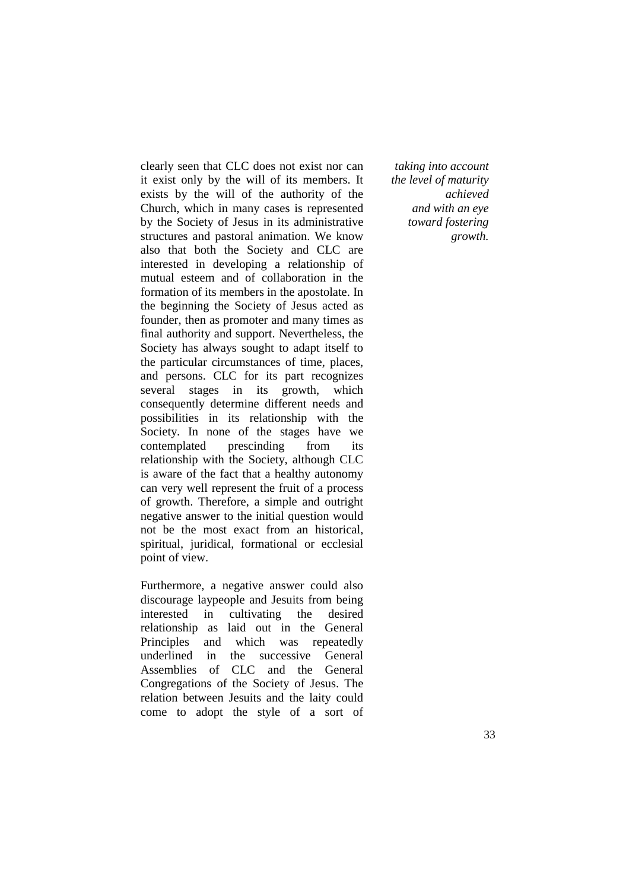clearly seen that CLC does not exist nor can it exist only by the will of its members. It exists by the will of the authority of the Church, which in many cases is represented by the Society of Jesus in its administrative structures and pastoral animation. We know also that both the Society and CLC are interested in developing a relationship of mutual esteem and of collaboration in the formation of its members in the apostolate. In the beginning the Society of Jesus acted as founder, then as promoter and many times as final authority and support. Nevertheless, the Society has always sought to adapt itself to the particular circumstances of time, places, and persons. CLC for its part recognizes several stages in its growth, which consequently determine different needs and possibilities in its relationship with the Society. In none of the stages have we contemplated prescinding from its relationship with the Society, although CLC is aware of the fact that a healthy autonomy can very well represent the fruit of a process of growth. Therefore, a simple and outright negative answer to the initial question would not be the most exact from an historical, spiritual, juridical, formational or ecclesial point of view.

*taking into account the level of maturity achieved and with an eye toward fostering growth.*

Furthermore, a negative answer could also discourage laypeople and Jesuits from being interested in cultivating the desired relationship as laid out in the General Principles and which was repeatedly underlined in the successive General Assemblies of CLC and the General Congregations of the Society of Jesus. The relation between Jesuits and the laity could come to adopt the style of a sort of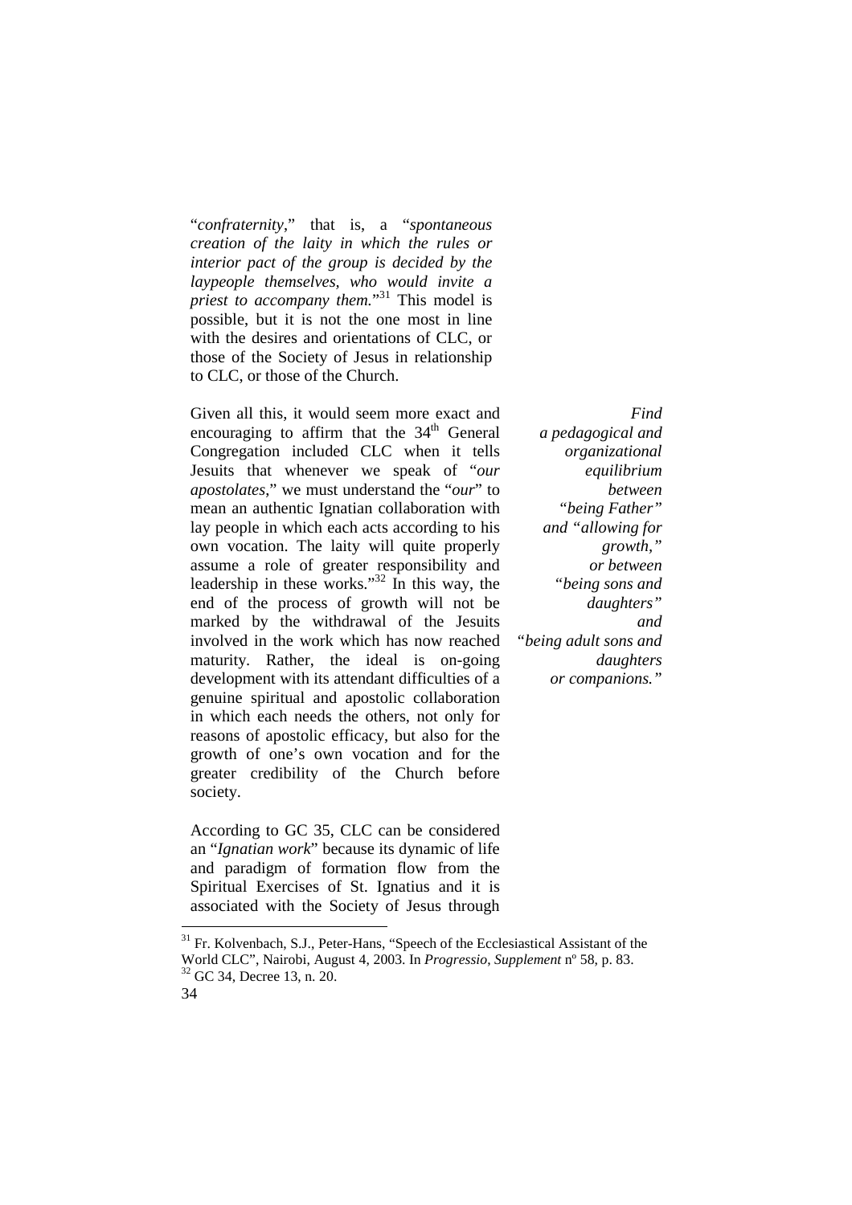"*confraternity*," that is, a "*spontaneous creation of the laity in which the rules or interior pact of the group is decided by the laypeople themselves, who would invite a priest to accompany them.*"[31] This model is possible, but it is not the one most in line with the desires and orientations of CLC, or those of the Society of Jesus in relationship to CLC, or those of the Church.

*Find a pedagogical and organizational equilibrium between "being Father" and "allowing for growth," or between "being sons and daughters" and "being adult sons and daughters or companions."*

Given all this, it would seem more exact and encouraging to affirm that the 34th General Congregation included CLC when it tells Jesuits that whenever we speak of "*our apostolates*," we must understand the "*our*" to mean an authentic Ignatian collaboration with lay people in which each acts according to his own vocation. The laity will quite properly assume a role of greater responsibility and leadership in these works."[32] In this way, the end of the process of growth will not be marked by the withdrawal of the Jesuits involved in the work which has now reached maturity. Rather, the ideal is on-going development with its attendant difficulties of a genuine spiritual and apostolic collaboration in which each needs the others, not only for reasons of apostolic efficacy, but also for the growth of one's own vocation and for the greater credibility of the Church before society.

According to GC 35, CLC can be considered an "*Ignatian work*" because its dynamic of life and paradigm of formation flow from the Spiritual Exercises of St. Ignatius and it is associated with the Society of Jesus through

---

[31] Fr. Kolvenbach, S.J., Peter-Hans, "Speech of the Ecclesiastical Assistant of the World CLC", Nairobi, August 4, 2003. In *Progressio, Supplement* nº 58, p. 83.

[32] GC 34, Decree 13, n. 20.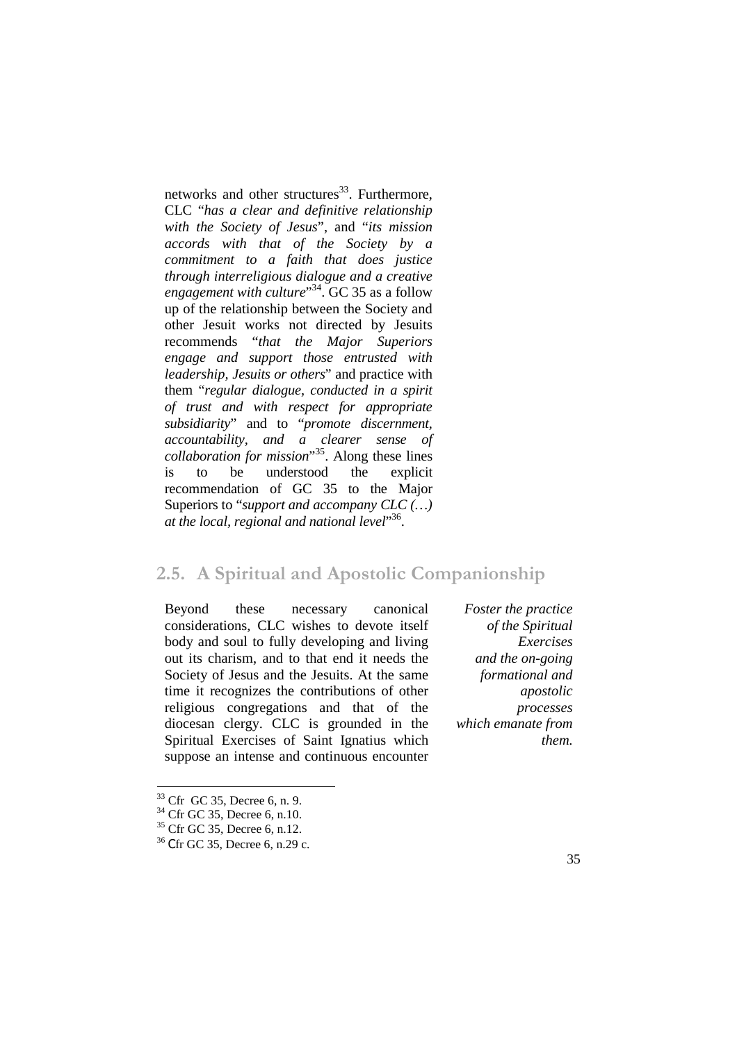networks and other structures[33]. Furthermore, CLC "*has a clear and definitive relationship with the Society of Jesus*", and "*its mission accords with that of the Society by a commitment to a faith that does justice through interreligious dialogue and a creative engagement with culture*"[34]. GC 35 as a follow up of the relationship between the Society and other Jesuit works not directed by Jesuits recommends "*that the Major Superiors engage and support those entrusted with leadership, Jesuits or others*" and practice with them "*regular dialogue, conducted in a spirit of trust and with respect for appropriate subsidiarity*" and to "*promote discernment, accountability, and a clearer sense of collaboration for mission*"[35]. Along these lines is to be understood the explicit recommendation of GC 35 to the Major Superiors to "*support and accompany CLC (…) at the local, regional and national level*"[36].

## 2.5. A Spiritual and Apostolic Companionship

*Foster the practice of the Spiritual Exercises and the on-going formational and apostolic processes which emanate from them.*

Beyond these necessary canonical considerations, CLC wishes to devote itself body and soul to fully developing and living out its charism, and to that end it needs the Society of Jesus and the Jesuits. At the same time it recognizes the contributions of other religious congregations and that of the diocesan clergy. CLC is grounded in the Spiritual Exercises of Saint Ignatius which suppose an intense and continuous encounter

[33] Cfr GC 35, Decree 6, n. 9.

[34] Cfr GC 35, Decree 6, n.10.

[35] Cfr GC 35, Decree 6, n.12.

[36] Cfr GC 35, Decree 6, n.29 c.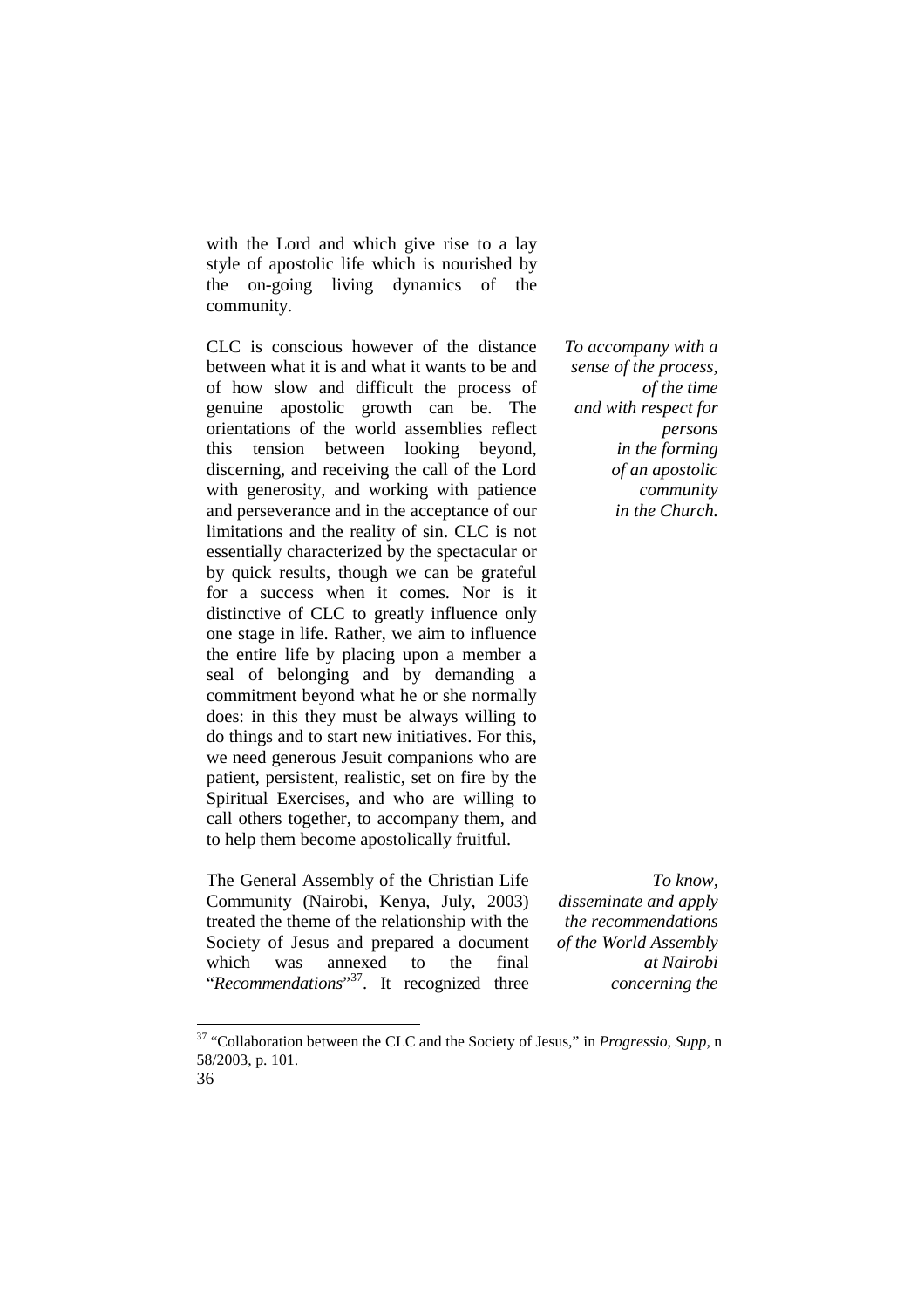with the Lord and which give rise to a lay style of apostolic life which is nourished by the on-going living dynamics of the community.

*To accompany with a sense of the process, of the time and with respect for persons in the forming of an apostolic community in the Church.*

CLC is conscious however of the distance between what it is and what it wants to be and of how slow and difficult the process of genuine apostolic growth can be. The orientations of the world assemblies reflect this tension between looking beyond, discerning, and receiving the call of the Lord with generosity, and working with patience and perseverance and in the acceptance of our limitations and the reality of sin. CLC is not essentially characterized by the spectacular or by quick results, though we can be grateful for a success when it comes. Nor is it distinctive of CLC to greatly influence only one stage in life. Rather, we aim to influence the entire life by placing upon a member a seal of belonging and by demanding a commitment beyond what he or she normally does: in this they must be always willing to do things and to start new initiatives. For this, we need generous Jesuit companions who are patient, persistent, realistic, set on fire by the Spiritual Exercises, and who are willing to call others together, to accompany them, and to help them become apostolically fruitful.

*To know, disseminate and apply the recommendations of the World Assembly at Nairobi concerning the*

The General Assembly of the Christian Life Community (Nairobi, Kenya, July, 2003) treated the theme of the relationship with the Society of Jesus and prepared a document which was annexed to the final "*Recommendations*"[37]. It recognized three

[37] "Collaboration between the CLC and the Society of Jesus," in *Progressio, Supp*, n 58/2003, p. 101.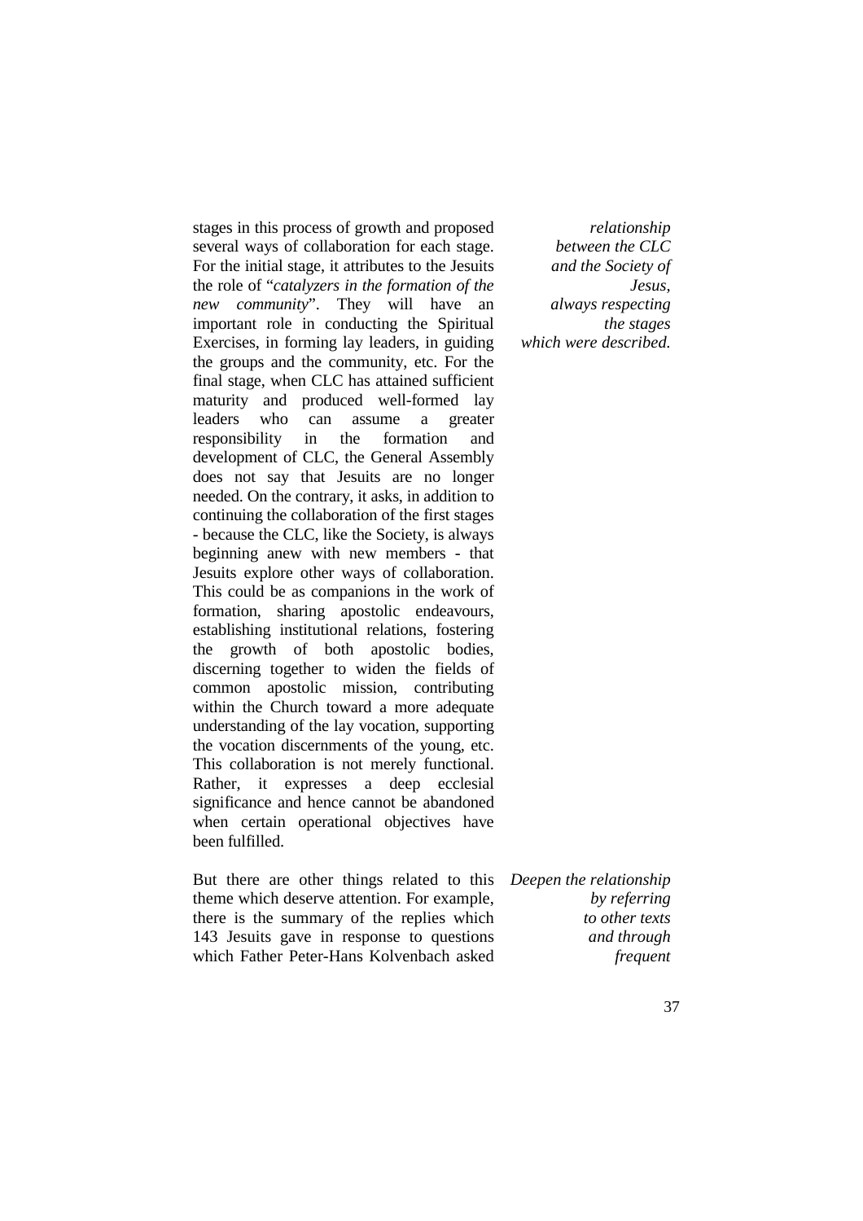stages in this process of growth and proposed several ways of collaboration for each stage. For the initial stage, it attributes to the Jesuits the role of "*catalyzers in the formation of the new community*". They will have an important role in conducting the Spiritual Exercises, in forming lay leaders, in guiding the groups and the community, etc. For the final stage, when CLC has attained sufficient maturity and produced well-formed lay leaders who can assume a greater responsibility in the formation and development of CLC, the General Assembly does not say that Jesuits are no longer needed. On the contrary, it asks, in addition to continuing the collaboration of the first stages - because the CLC, like the Society, is always beginning anew with new members - that Jesuits explore other ways of collaboration. This could be as companions in the work of formation, sharing apostolic endeavours, establishing institutional relations, fostering the growth of both apostolic bodies, discerning together to widen the fields of common apostolic mission, contributing within the Church toward a more adequate understanding of the lay vocation, supporting the vocation discernments of the young, etc. This collaboration is not merely functional. Rather, it expresses a deep ecclesial significance and hence cannot be abandoned when certain operational objectives have been fulfilled.

*relationship between the CLC and the Society of Jesus, always respecting the stages which were described.*

But there are other things related to this theme which deserve attention. For example, there is the summary of the replies which 143 Jesuits gave in response to questions which Father Peter-Hans Kolvenbach asked

*Deepen the relationship by referring to other texts and through frequent*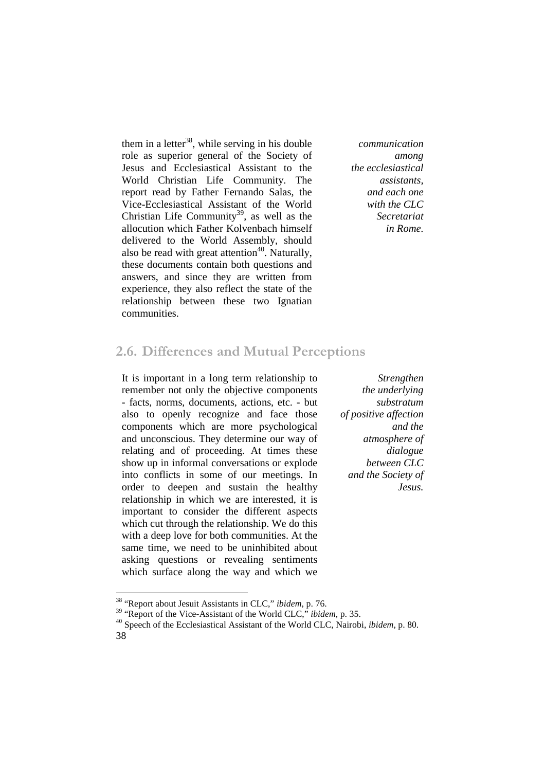them in a letter[38], while serving in his double role as superior general of the Society of Jesus and Ecclesiastical Assistant to the World Christian Life Community. The report read by Father Fernando Salas, the Vice-Ecclesiastical Assistant of the World Christian Life Community[39], as well as the allocution which Father Kolvenbach himself delivered to the World Assembly, should also be read with great attention[40]. Naturally, these documents contain both questions and answers, and since they are written from experience, they also reflect the state of the relationship between these two Ignatian communities.

*communication among the ecclesiastical assistants, and each one with the CLC Secretariat in Rome.*

## 2.6. Differences and Mutual Perceptions

It is important in a long term relationship to remember not only the objective components - facts, norms, documents, actions, etc. - but also to openly recognize and face those components which are more psychological and unconscious. They determine our way of relating and of proceeding. At times these show up in informal conversations or explode into conflicts in some of our meetings. In order to deepen and sustain the healthy relationship in which we are interested, it is important to consider the different aspects which cut through the relationship. We do this with a deep love for both communities. At the same time, we need to be uninhibited about asking questions or revealing sentiments which surface along the way and which we

*Strengthen the underlying substratum of positive affection and the atmosphere of dialogue between CLC and the Society of Jesus.*

---

[38] "Report about Jesuit Assistants in CLC," *ibidem*, p. 76.

[39] "Report of the Vice-Assistant of the World CLC," *ibidem*, p. 35.

[40] Speech of the Ecclesiastical Assistant of the World CLC, Nairobi, *ibidem*, p. 80.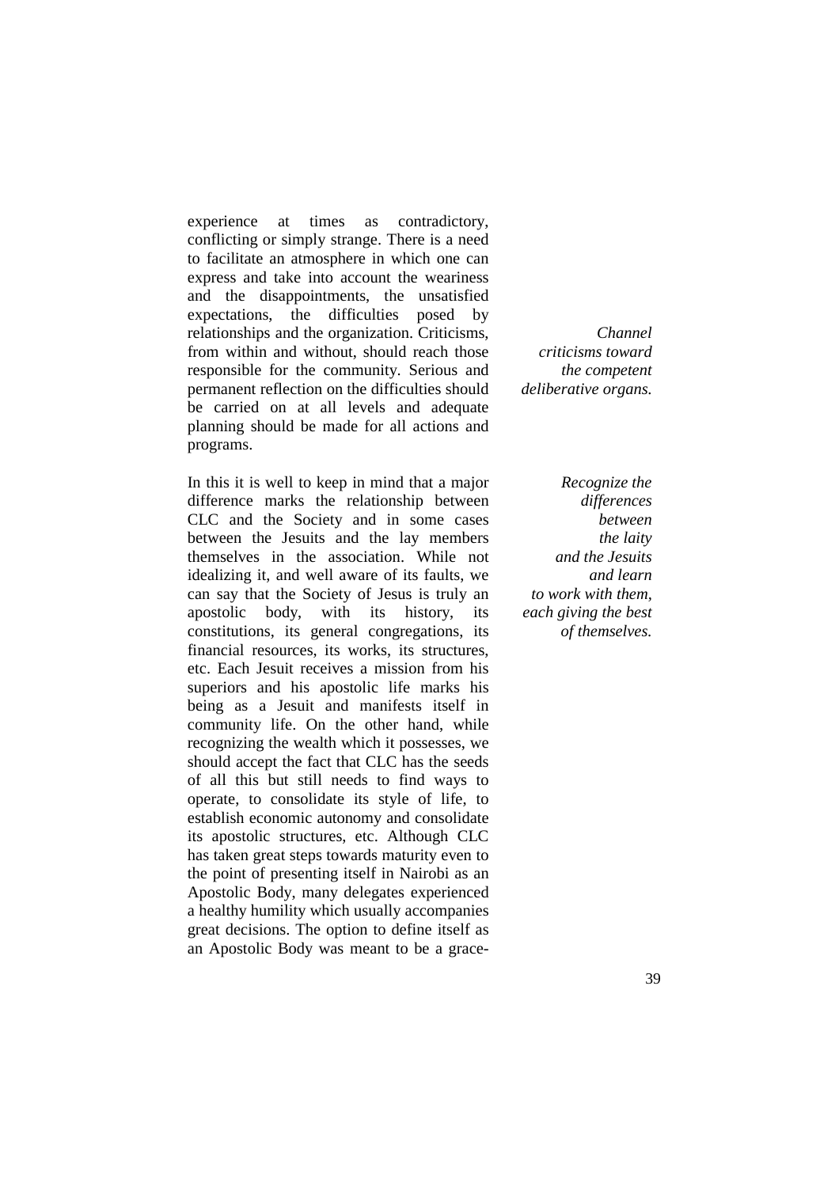experience at times as contradictory, conflicting or simply strange. There is a need to facilitate an atmosphere in which one can express and take into account the weariness and the disappointments, the unsatisfied expectations, the difficulties posed by relationships and the organization. Criticisms, from within and without, should reach those responsible for the community. Serious and permanent reflection on the difficulties should be carried on at all levels and adequate planning should be made for all actions and programs.

*Channel criticisms toward the competent deliberative organs.*

In this it is well to keep in mind that a major difference marks the relationship between CLC and the Society and in some cases between the Jesuits and the lay members themselves in the association. While not idealizing it, and well aware of its faults, we can say that the Society of Jesus is truly an apostolic body, with its history, its constitutions, its general congregations, its financial resources, its works, its structures, etc. Each Jesuit receives a mission from his superiors and his apostolic life marks his being as a Jesuit and manifests itself in community life. On the other hand, while recognizing the wealth which it possesses, we should accept the fact that CLC has the seeds of all this but still needs to find ways to operate, to consolidate its style of life, to establish economic autonomy and consolidate its apostolic structures, etc. Although CLC has taken great steps towards maturity even to the point of presenting itself in Nairobi as an Apostolic Body, many delegates experienced a healthy humility which usually accompanies great decisions. The option to define itself as an Apostolic Body was meant to be a grace-

*Recognize the differences between the laity and the Jesuits and learn to work with them, each giving the best of themselves.*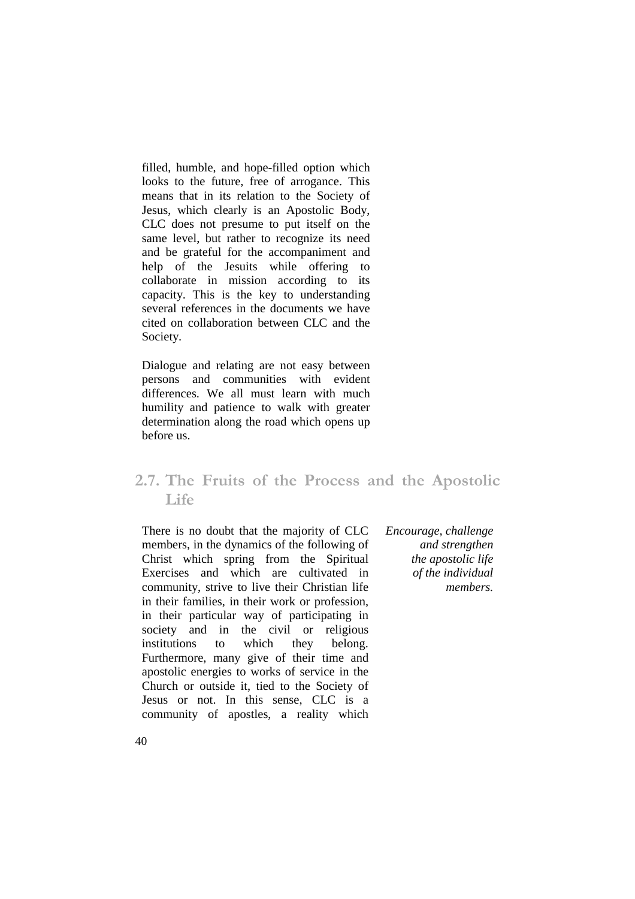filled, humble, and hope-filled option which looks to the future, free of arrogance. This means that in its relation to the Society of Jesus, which clearly is an Apostolic Body, CLC does not presume to put itself on the same level, but rather to recognize its need and be grateful for the accompaniment and help of the Jesuits while offering to collaborate in mission according to its capacity. This is the key to understanding several references in the documents we have cited on collaboration between CLC and the Society.

Dialogue and relating are not easy between persons and communities with evident differences. We all must learn with much humility and patience to walk with greater determination along the road which opens up before us.

## 2.7. The Fruits of the Process and the Apostolic Life

*Encourage, challenge and strengthen the apostolic life of the individual members.*

There is no doubt that the majority of CLC members, in the dynamics of the following of Christ which spring from the Spiritual Exercises and which are cultivated in community, strive to live their Christian life in their families, in their work or profession, in their particular way of participating in society and in the civil or religious institutions to which they belong. Furthermore, many give of their time and apostolic energies to works of service in the Church or outside it, tied to the Society of Jesus or not. In this sense, CLC is a community of apostles, a reality which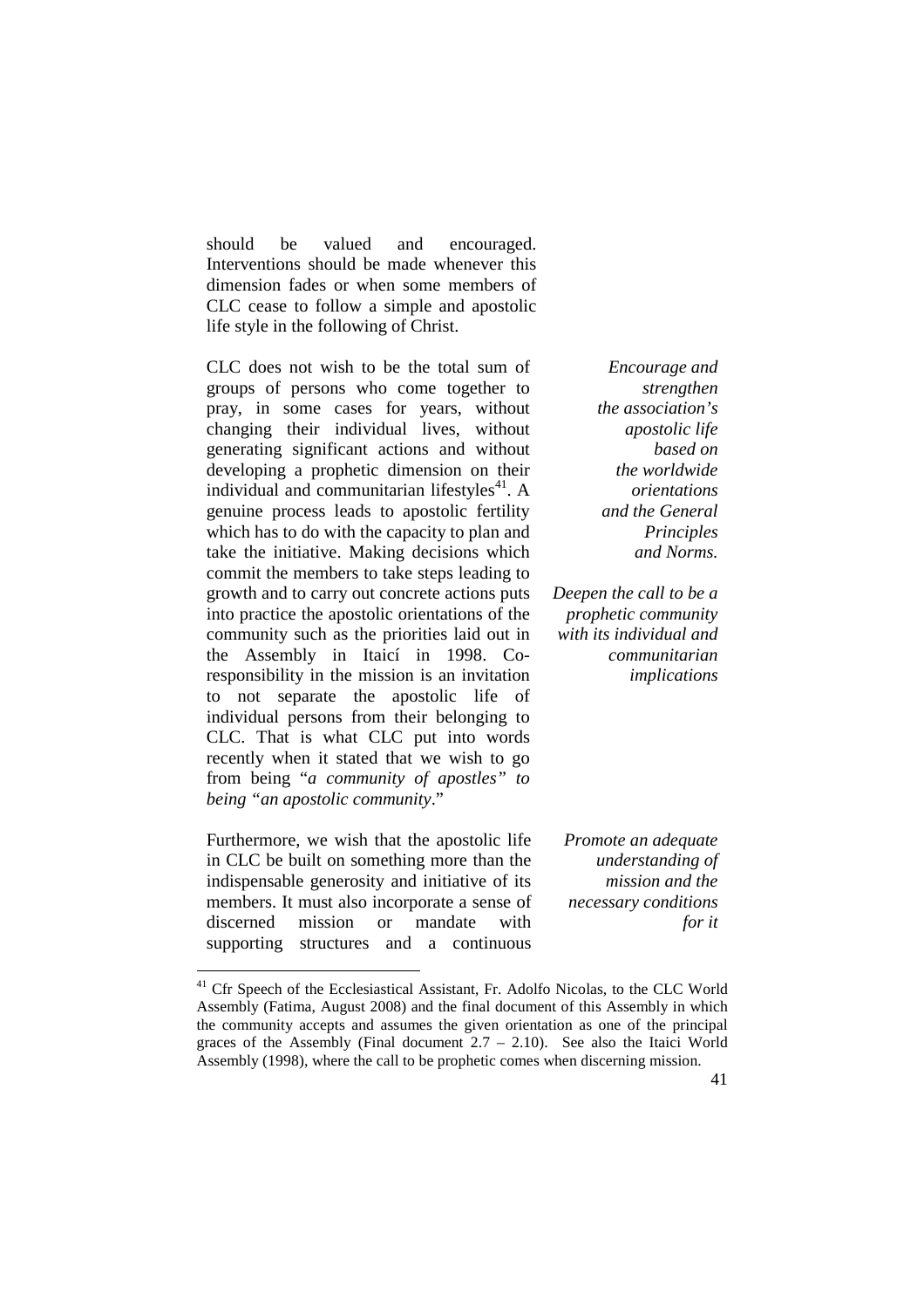should be valued and encouraged. Interventions should be made whenever this dimension fades or when some members of CLC cease to follow a simple and apostolic life style in the following of Christ.

*Encourage and strengthen the association's apostolic life based on the worldwide orientations and the General Principles and Norms.*

CLC does not wish to be the total sum of groups of persons who come together to pray, in some cases for years, without changing their individual lives, without generating significant actions and without developing a prophetic dimension on their individual and communitarian lifestyles[41]. A genuine process leads to apostolic fertility which has to do with the capacity to plan and take the initiative. Making decisions which commit the members to take steps leading to growth and to carry out concrete actions puts into practice the apostolic orientations of the community such as the priorities laid out in the Assembly in Itaicí in 1998. Co-responsibility in the mission is an invitation to not separate the apostolic life of individual persons from their belonging to CLC. That is what CLC put into words recently when it stated that we wish to go from being "*a community of apostles" to being "an apostolic community*."

*Deepen the call to be a prophetic community with its individual and communitarian implications*

*Promote an adequate understanding of mission and the necessary conditions for it*

Furthermore, we wish that the apostolic life in CLC be built on something more than the indispensable generosity and initiative of its members. It must also incorporate a sense of discerned mission or mandate with supporting structures and a continuous

---

[41] Cfr Speech of the Ecclesiastical Assistant, Fr. Adolfo Nicolas, to the CLC World Assembly (Fatima, August 2008) and the final document of this Assembly in which the community accepts and assumes the given orientation as one of the principal graces of the Assembly (Final document 2.7 – 2.10). See also the Itaici World Assembly (1998), where the call to be prophetic comes when discerning mission.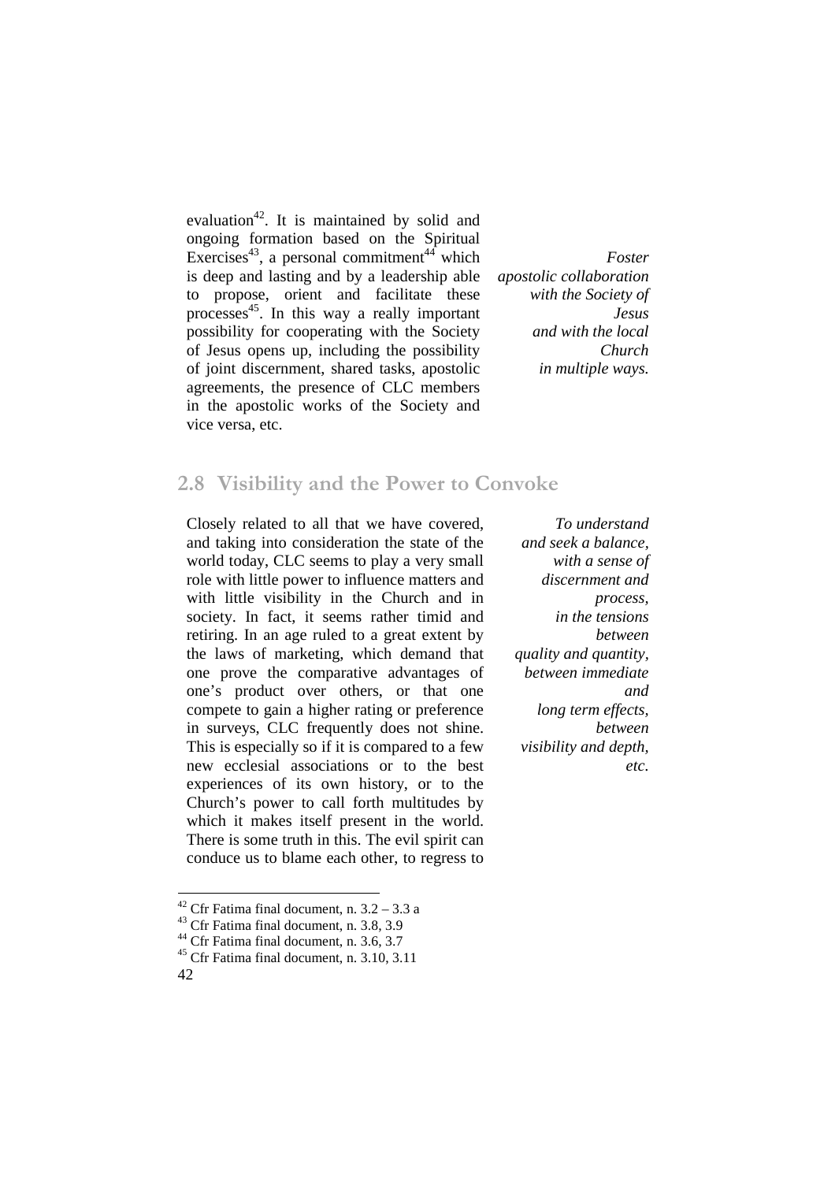evaluation[42]. It is maintained by solid and ongoing formation based on the Spiritual Exercises[43], a personal commitment[44] which is deep and lasting and by a leadership able to propose, orient and facilitate these processes[45]. In this way a really important possibility for cooperating with the Society of Jesus opens up, including the possibility of joint discernment, shared tasks, apostolic agreements, the presence of CLC members in the apostolic works of the Society and vice versa, etc.

*Foster apostolic collaboration with the Society of Jesus and with the local Church in multiple ways.*

## 2.8 Visibility and the Power to Convoke

Closely related to all that we have covered, and taking into consideration the state of the world today, CLC seems to play a very small role with little power to influence matters and with little visibility in the Church and in society. In fact, it seems rather timid and retiring. In an age ruled to a great extent by the laws of marketing, which demand that one prove the comparative advantages of one's product over others, or that one compete to gain a higher rating or preference in surveys, CLC frequently does not shine. This is especially so if it is compared to a few new ecclesial associations or to the best experiences of its own history, or to the Church's power to call forth multitudes by which it makes itself present in the world. There is some truth in this. The evil spirit can conduce us to blame each other, to regress to

*To understand and seek a balance, with a sense of discernment and process, in the tensions between quality and quantity, between immediate and long term effects, between visibility and depth, etc.*

[42] Cfr Fatima final document, n. 3.2 – 3.3 a
[43] Cfr Fatima final document, n. 3.8, 3.9
[44] Cfr Fatima final document, n. 3.6, 3.7
[45] Cfr Fatima final document, n. 3.10, 3.11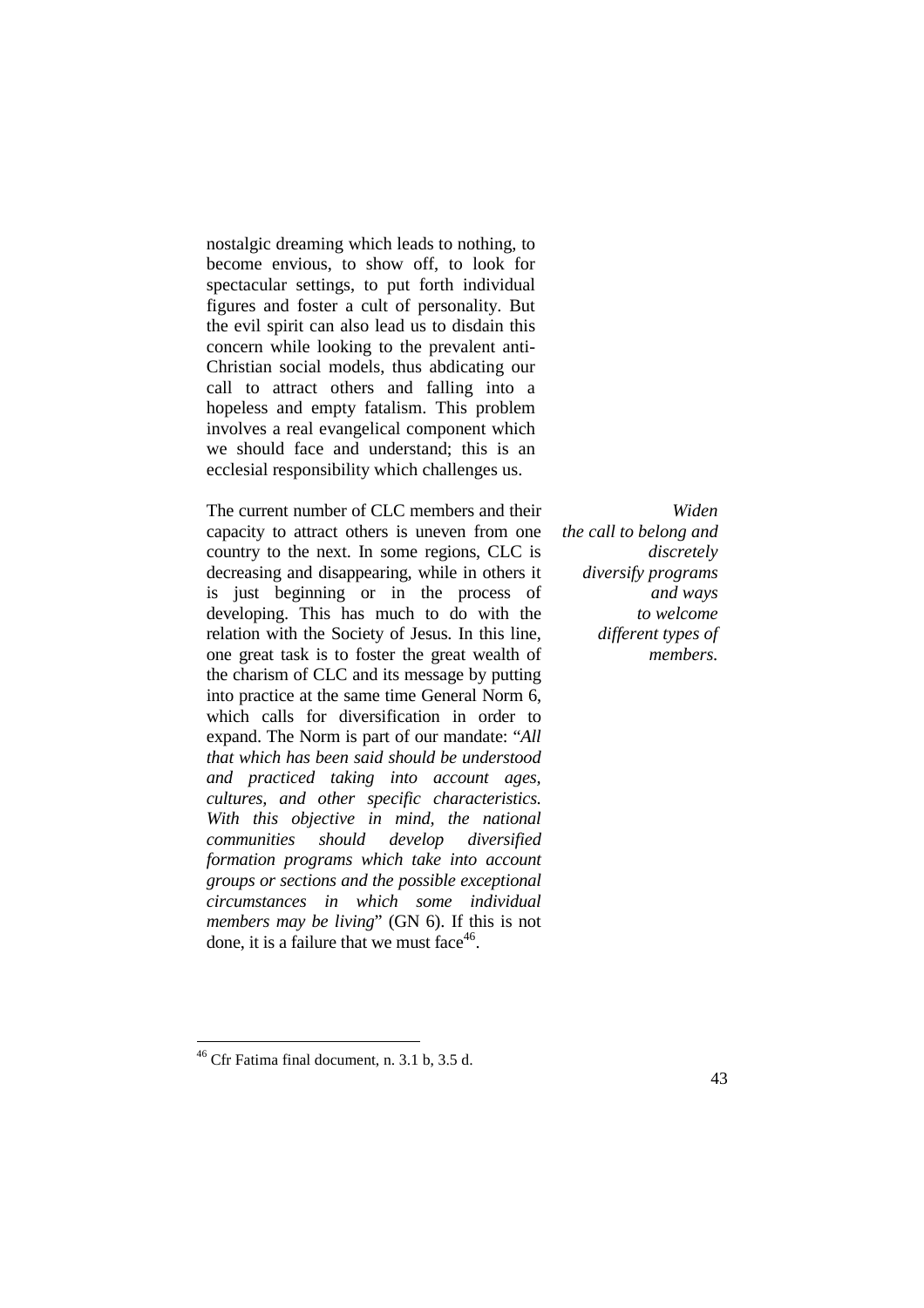nostalgic dreaming which leads to nothing, to become envious, to show off, to look for spectacular settings, to put forth individual figures and foster a cult of personality. But the evil spirit can also lead us to disdain this concern while looking to the prevalent anti-Christian social models, thus abdicating our call to attract others and falling into a hopeless and empty fatalism. This problem involves a real evangelical component which we should face and understand; this is an ecclesial responsibility which challenges us.

*Widen the call to belong and discretely diversify programs and ways to welcome different types of members.*

The current number of CLC members and their capacity to attract others is uneven from one country to the next. In some regions, CLC is decreasing and disappearing, while in others it is just beginning or in the process of developing. This has much to do with the relation with the Society of Jesus. In this line, one great task is to foster the great wealth of the charism of CLC and its message by putting into practice at the same time General Norm 6, which calls for diversification in order to expand. The Norm is part of our mandate: "*All that which has been said should be understood and practiced taking into account ages, cultures, and other specific characteristics. With this objective in mind, the national communities should develop diversified formation programs which take into account groups or sections and the possible exceptional circumstances in which some individual members may be living*" (GN 6). If this is not done, it is a failure that we must face[46].

[46] Cfr Fatima final document, n. 3.1 b, 3.5 d.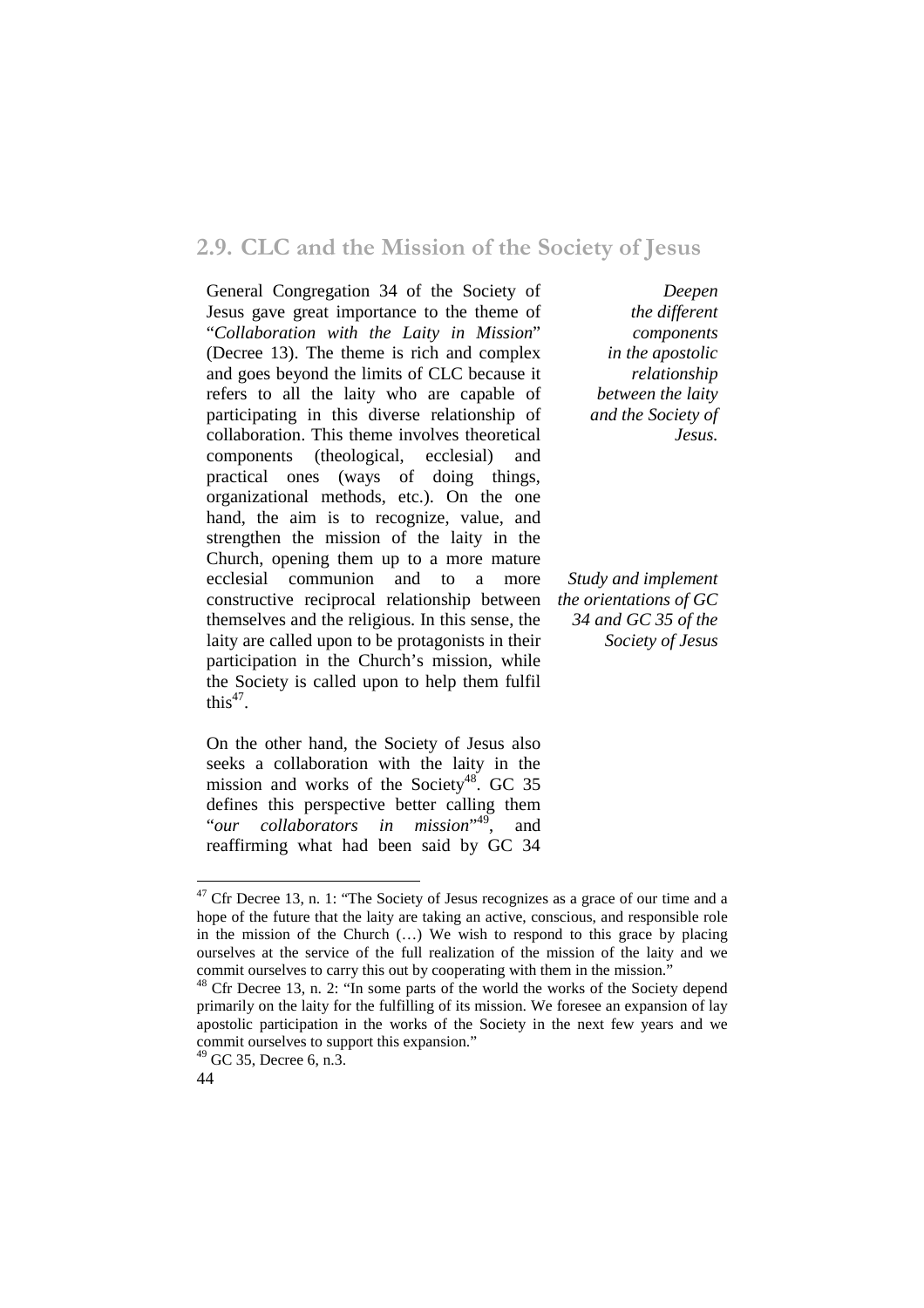## 2.9. CLC and the Mission of the Society of Jesus

*Deepen the different components in the apostolic relationship between the laity and the Society of Jesus.*

General Congregation 34 of the Society of Jesus gave great importance to the theme of "*Collaboration with the Laity in Mission*" (Decree 13). The theme is rich and complex and goes beyond the limits of CLC because it refers to all the laity who are capable of participating in this diverse relationship of collaboration. This theme involves theoretical components (theological, ecclesial) and practical ones (ways of doing things, organizational methods, etc.). On the one hand, the aim is to recognize, value, and strengthen the mission of the laity in the Church, opening them up to a more mature ecclesial communion and to a more constructive reciprocal relationship between themselves and the religious. In this sense, the laity are called upon to be protagonists in their participation in the Church's mission, while the Society is called upon to help them fulfil this[47].

*Study and implement the orientations of GC 34 and GC 35 of the Society of Jesus*

On the other hand, the Society of Jesus also seeks a collaboration with the laity in the mission and works of the Society[48]. GC 35 defines this perspective better calling them "*our collaborators in mission*"[49], and reaffirming what had been said by GC 34

---

[47] Cfr Decree 13, n. 1: "The Society of Jesus recognizes as a grace of our time and a hope of the future that the laity are taking an active, conscious, and responsible role in the mission of the Church (…) We wish to respond to this grace by placing ourselves at the service of the full realization of the mission of the laity and we commit ourselves to carry this out by cooperating with them in the mission."

[48] Cfr Decree 13, n. 2: "In some parts of the world the works of the Society depend primarily on the laity for the fulfilling of its mission. We foresee an expansion of lay apostolic participation in the works of the Society in the next few years and we commit ourselves to support this expansion."

[49] GC 35, Decree 6, n.3.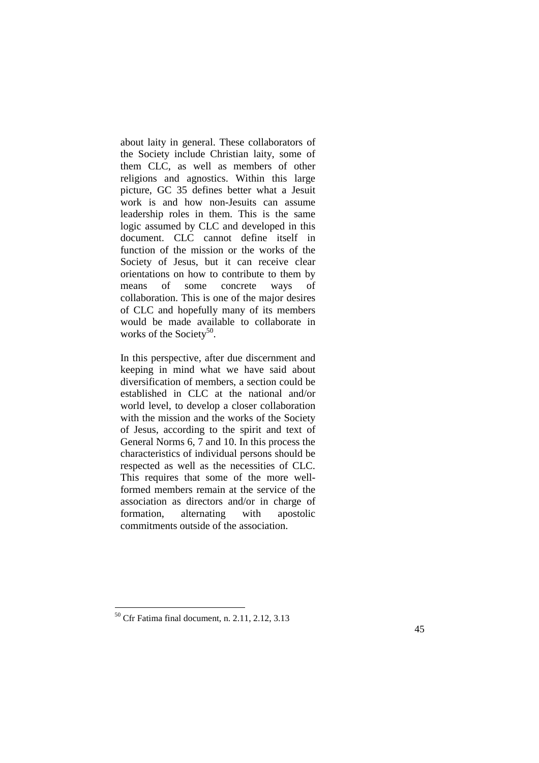about laity in general. These collaborators of the Society include Christian laity, some of them CLC, as well as members of other religions and agnostics. Within this large picture, GC 35 defines better what a Jesuit work is and how non-Jesuits can assume leadership roles in them. This is the same logic assumed by CLC and developed in this document. CLC cannot define itself in function of the mission or the works of the Society of Jesus, but it can receive clear orientations on how to contribute to them by means of some concrete ways of collaboration. This is one of the major desires of CLC and hopefully many of its members would be made available to collaborate in works of the Society[50].

In this perspective, after due discernment and keeping in mind what we have said about diversification of members, a section could be established in CLC at the national and/or world level, to develop a closer collaboration with the mission and the works of the Society of Jesus, according to the spirit and text of General Norms 6, 7 and 10. In this process the characteristics of individual persons should be respected as well as the necessities of CLC. This requires that some of the more well-formed members remain at the service of the association as directors and/or in charge of formation, alternating with apostolic commitments outside of the association.

---

[50] Cfr Fatima final document, n. 2.11, 2.12, 3.13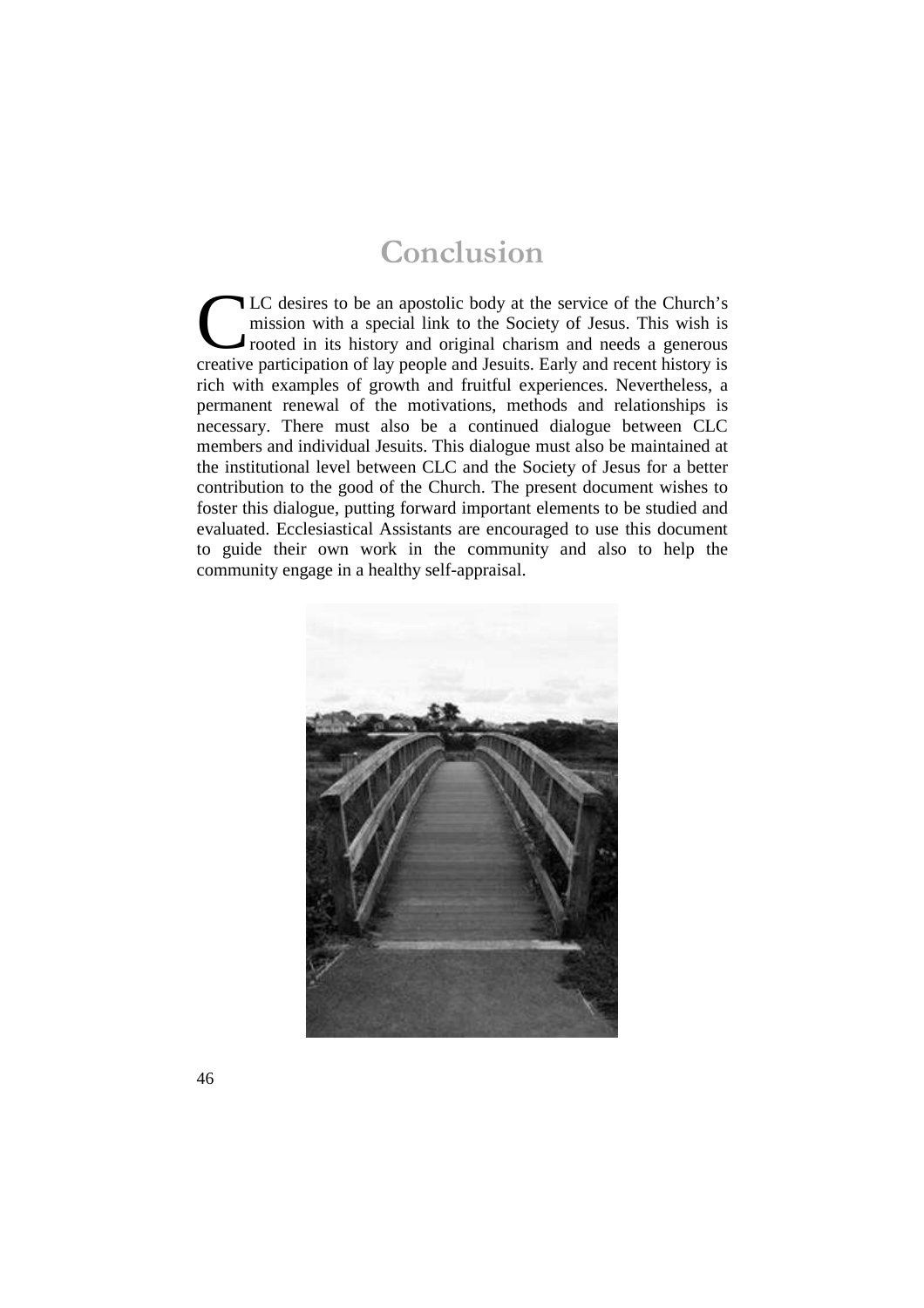# Conclusion

CLC desires to be an apostolic body at the service of the Church's mission with a special link to the Society of Jesus. This wish is rooted in its history and original charism and needs a generous creative participation of lay people and Jesuits. Early and recent history is rich with examples of growth and fruitful experiences. Nevertheless, a permanent renewal of the motivations, methods and relationships is necessary. There must also be a continued dialogue between CLC members and individual Jesuits. This dialogue must also be maintained at the institutional level between CLC and the Society of Jesus for a better contribution to the good of the Church. The present document wishes to foster this dialogue, putting forward important elements to be studied and evaluated. Ecclesiastical Assistants are encouraged to use this document to guide their own work in the community and also to help the community engage in a healthy self-appraisal.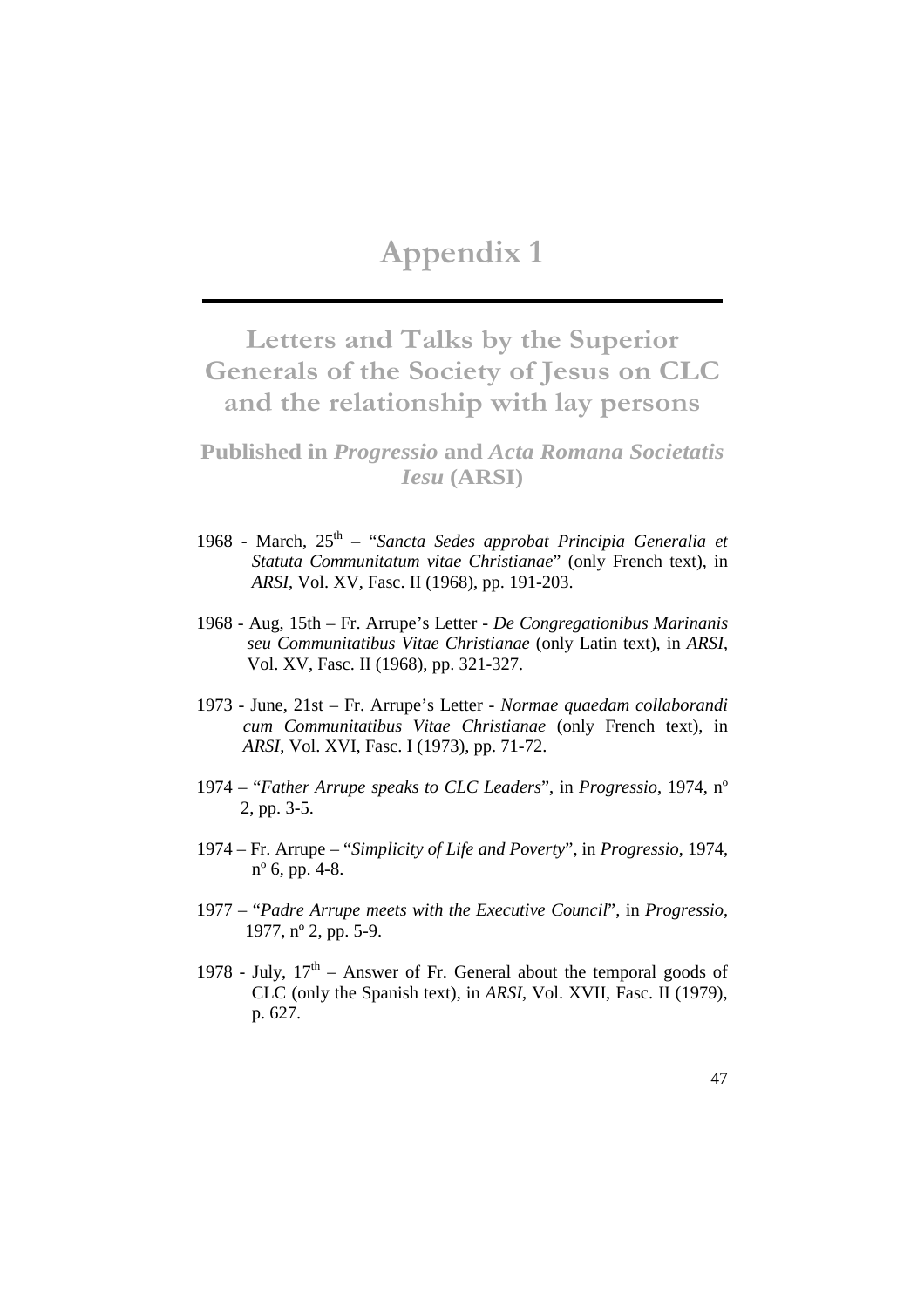# Appendix 1

## Letters and Talks by the Superior Generals of the Society of Jesus on CLC and the relationship with lay persons

### Published in *Progressio* and *Acta Romana Societatis Iesu* (ARSI)

1968 - March, 25th – "*Sancta Sedes approbat Principia Generalia et Statuta Communitatum vitae Christianae*" (only French text), in *ARSI*, Vol. XV, Fasc. II (1968), pp. 191-203.

1968 - Aug, 15th – Fr. Arrupe's Letter - *De Congregationibus Marinanis seu Communitatibus Vitae Christianae* (only Latin text), in *ARSI*, Vol. XV, Fasc. II (1968), pp. 321-327.

1973 - June, 21st – Fr. Arrupe's Letter - *Normae quaedam collaborandi cum Communitatibus Vitae Christianae* (only French text), in *ARSI*, Vol. XVI, Fasc. I (1973), pp. 71-72.

1974 – "*Father Arrupe speaks to CLC Leaders*", in *Progressio*, 1974, nº 2, pp. 3-5.

1974 – Fr. Arrupe – "*Simplicity of Life and Poverty*", in *Progressio*, 1974, nº 6, pp. 4-8.

1977 – "*Padre Arrupe meets with the Executive Council*", in *Progressio*, 1977, nº 2, pp. 5-9.

1978 - July, 17th – Answer of Fr. General about the temporal goods of CLC (only the Spanish text), in *ARSI*, Vol. XVII, Fasc. II (1979), p. 627.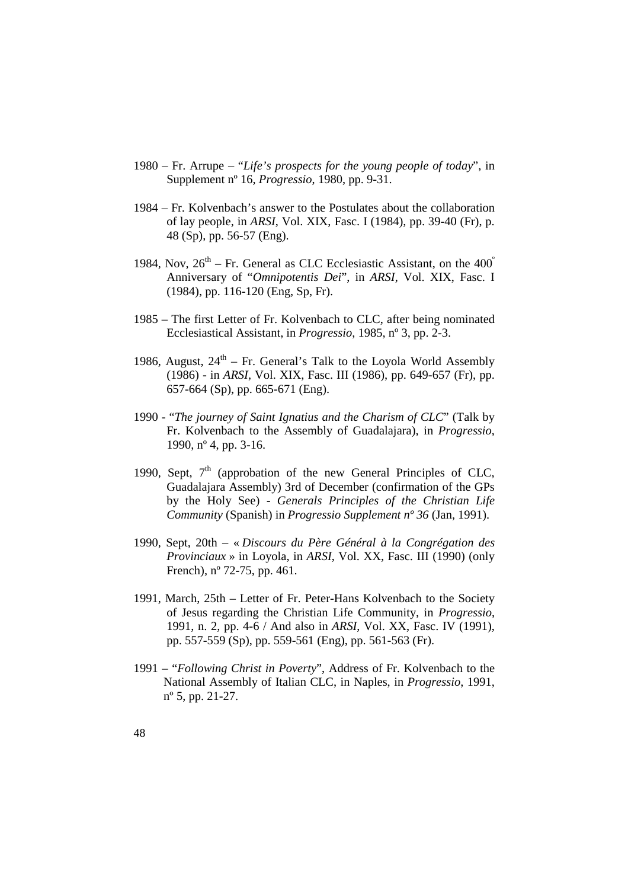1980 – Fr. Arrupe – "*Life's prospects for the young people of today*", in Supplement nº 16, *Progressio*, 1980, pp. 9-31.

1984 – Fr. Kolvenbach's answer to the Postulates about the collaboration of lay people, in *ARSI*, Vol. XIX, Fasc. I (1984), pp. 39-40 (Fr), p. 48 (Sp), pp. 56-57 (Eng).

1984, Nov, 26th – Fr. General as CLC Ecclesiastic Assistant, on the 400° Anniversary of "*Omnipotentis Dei*", in *ARSI*, Vol. XIX, Fasc. I (1984), pp. 116-120 (Eng, Sp, Fr).

1985 – The first Letter of Fr. Kolvenbach to CLC, after being nominated Ecclesiastical Assistant, in *Progressio*, 1985, nº 3, pp. 2-3.

1986, August, 24th – Fr. General's Talk to the Loyola World Assembly (1986) - in *ARSI*, Vol. XIX, Fasc. III (1986), pp. 649-657 (Fr), pp. 657-664 (Sp), pp. 665-671 (Eng).

1990 - "*The journey of Saint Ignatius and the Charism of CLC*" (Talk by Fr. Kolvenbach to the Assembly of Guadalajara), in *Progressio*, 1990, nº 4, pp. 3-16.

1990, Sept, 7th (approbation of the new General Principles of CLC, Guadalajara Assembly) 3rd of December (confirmation of the GPs by the Holy See) - *Generals Principles of the Christian Life Community* (Spanish) in *Progressio Supplement nº 36* (Jan, 1991).

1990, Sept, 20th – « *Discours du Père Général à la Congrégation des Provinciaux* » in Loyola, in *ARSI*, Vol. XX, Fasc. III (1990) (only French), nº 72-75, pp. 461.

1991, March, 25th – Letter of Fr. Peter-Hans Kolvenbach to the Society of Jesus regarding the Christian Life Community, in *Progressio*, 1991, n. 2, pp. 4-6 / And also in *ARSI*, Vol. XX, Fasc. IV (1991), pp. 557-559 (Sp), pp. 559-561 (Eng), pp. 561-563 (Fr).

1991 – "*Following Christ in Poverty*", Address of Fr. Kolvenbach to the National Assembly of Italian CLC, in Naples, in *Progressio*, 1991, nº 5, pp. 21-27.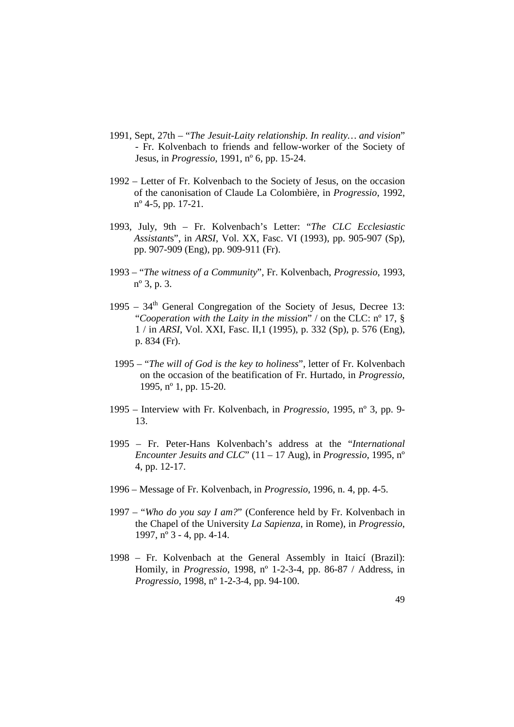1991, Sept, 27th – "*The Jesuit-Laity relationship. In reality… and vision*" - Fr. Kolvenbach to friends and fellow-worker of the Society of Jesus, in *Progressio*, 1991, nº 6, pp. 15-24.

1992 – Letter of Fr. Kolvenbach to the Society of Jesus, on the occasion of the canonisation of Claude La Colombière, in *Progressio*, 1992, nº 4-5, pp. 17-21.

1993, July, 9th – Fr. Kolvenbach's Letter: "*The CLC Ecclesiastic Assistants*", in *ARSI*, Vol. XX, Fasc. VI (1993), pp. 905-907 (Sp), pp. 907-909 (Eng), pp. 909-911 (Fr).

1993 – "*The witness of a Community*", Fr. Kolvenbach, *Progressio*, 1993, nº 3, p. 3.

1995 – 34th General Congregation of the Society of Jesus, Decree 13: "*Cooperation with the Laity in the mission*" / on the CLC: nº 17, § 1 / in *ARSI*, Vol. XXI, Fasc. II,1 (1995), p. 332 (Sp), p. 576 (Eng), p. 834 (Fr).

1995 – "*The will of God is the key to holiness*", letter of Fr. Kolvenbach on the occasion of the beatification of Fr. Hurtado, in *Progressio*, 1995, nº 1, pp. 15-20.

1995 – Interview with Fr. Kolvenbach, in *Progressio*, 1995, nº 3, pp. 9-13.

1995 – Fr. Peter-Hans Kolvenbach's address at the "*International Encounter Jesuits and CLC*" (11 – 17 Aug), in *Progressio*, 1995, nº 4, pp. 12-17.

1996 – Message of Fr. Kolvenbach, in *Progressio*, 1996, n. 4, pp. 4-5.

1997 – "*Who do you say I am?*" (Conference held by Fr. Kolvenbach in the Chapel of the University *La Sapienza*, in Rome), in *Progressio*, 1997, nº 3 - 4, pp. 4-14.

1998 – Fr. Kolvenbach at the General Assembly in Itaicí (Brazil): Homily, in *Progressio*, 1998, nº 1-2-3-4, pp. 86-87 / Address, in *Progressio*, 1998, nº 1-2-3-4, pp. 94-100.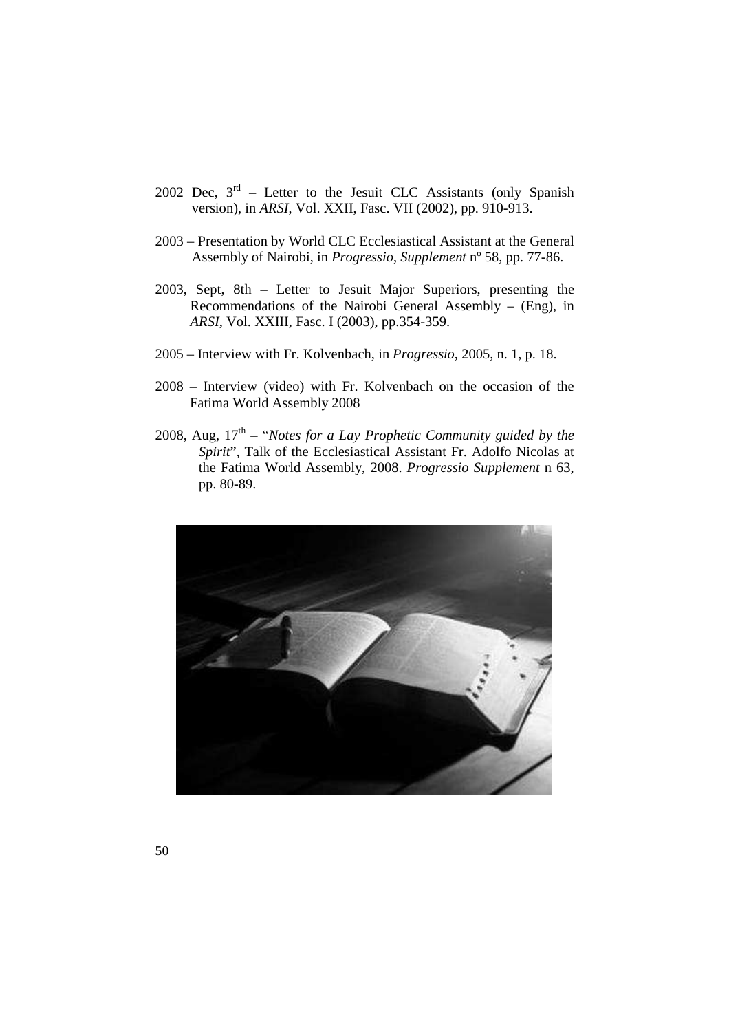2002 Dec, 3rd – Letter to the Jesuit CLC Assistants (only Spanish version), in *ARSI*, Vol. XXII, Fasc. VII (2002), pp. 910-913.

2003 – Presentation by World CLC Ecclesiastical Assistant at the General Assembly of Nairobi, in *Progressio*, *Supplement* nº 58, pp. 77-86.

2003, Sept, 8th – Letter to Jesuit Major Superiors, presenting the Recommendations of the Nairobi General Assembly – (Eng), in *ARSI*, Vol. XXIII, Fasc. I (2003), pp.354-359.

2005 – Interview with Fr. Kolvenbach, in *Progressio*, 2005, n. 1, p. 18.

2008 – Interview (video) with Fr. Kolvenbach on the occasion of the Fatima World Assembly 2008

2008, Aug, 17th – "*Notes for a Lay Prophetic Community guided by the Spirit*", Talk of the Ecclesiastical Assistant Fr. Adolfo Nicolas at the Fatima World Assembly, 2008. *Progressio Supplement* n 63, pp. 80-89.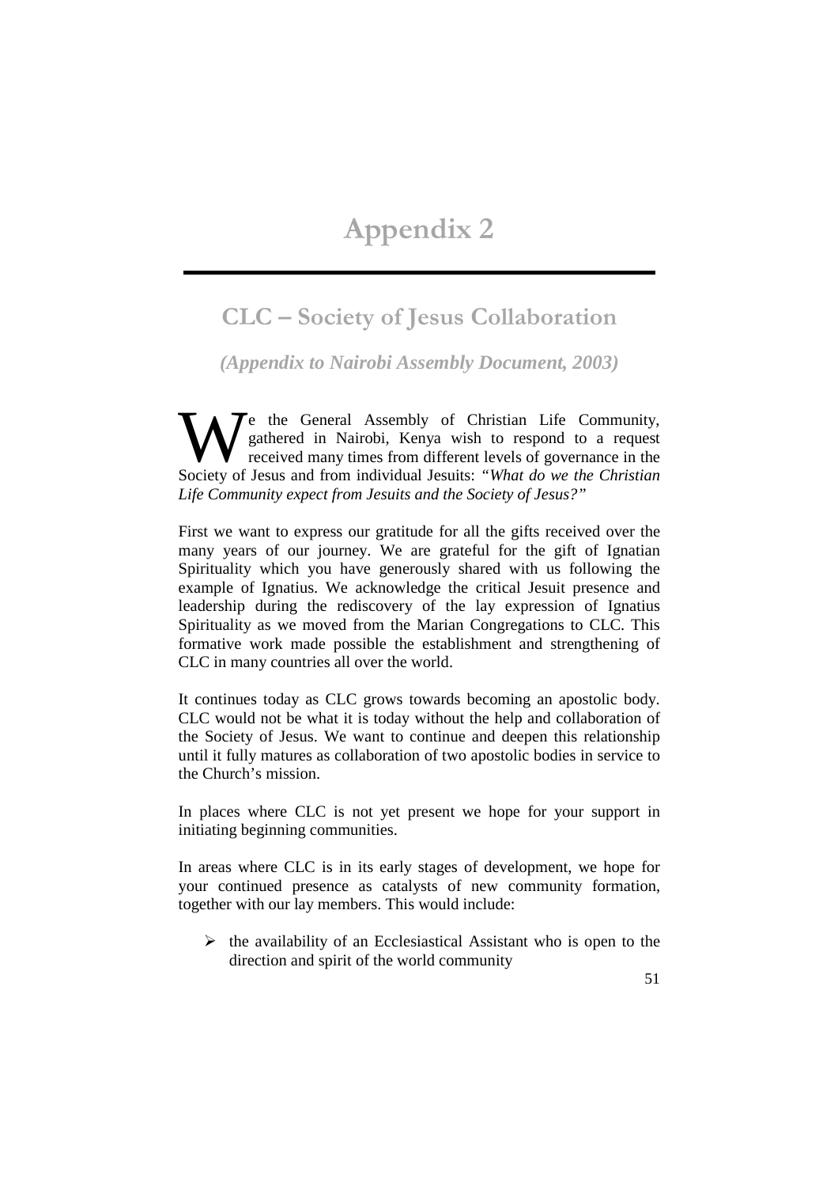# Appendix 2

## CLC – Society of Jesus Collaboration

***(Appendix to Nairobi Assembly Document, 2003)***

We the General Assembly of Christian Life Community, gathered in Nairobi, Kenya wish to respond to a request received many times from different levels of governance in the Society of Jesus and from individual Jesuits: *"What do we the Christian Life Community expect from Jesuits and the Society of Jesus?"*

First we want to express our gratitude for all the gifts received over the many years of our journey. We are grateful for the gift of Ignatian Spirituality which you have generously shared with us following the example of Ignatius. We acknowledge the critical Jesuit presence and leadership during the rediscovery of the lay expression of Ignatius Spirituality as we moved from the Marian Congregations to CLC. This formative work made possible the establishment and strengthening of CLC in many countries all over the world.

It continues today as CLC grows towards becoming an apostolic body. CLC would not be what it is today without the help and collaboration of the Society of Jesus. We want to continue and deepen this relationship until it fully matures as collaboration of two apostolic bodies in service to the Church's mission.

In places where CLC is not yet present we hope for your support in initiating beginning communities.

In areas where CLC is in its early stages of development, we hope for your continued presence as catalysts of new community formation, together with our lay members. This would include:

- the availability of an Ecclesiastical Assistant who is open to the direction and spirit of the world community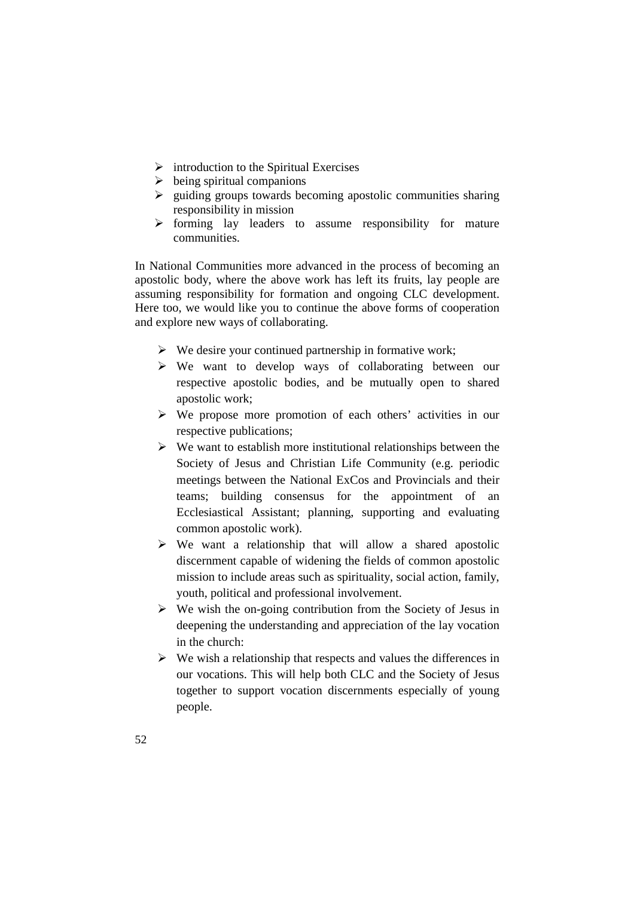- introduction to the Spiritual Exercises
- being spiritual companions
- guiding groups towards becoming apostolic communities sharing responsibility in mission
- forming lay leaders to assume responsibility for mature communities.

In National Communities more advanced in the process of becoming an apostolic body, where the above work has left its fruits, lay people are assuming responsibility for formation and ongoing CLC development. Here too, we would like you to continue the above forms of cooperation and explore new ways of collaborating.

- We desire your continued partnership in formative work;
- We want to develop ways of collaborating between our respective apostolic bodies, and be mutually open to shared apostolic work;
- We propose more promotion of each others' activities in our respective publications;
- We want to establish more institutional relationships between the Society of Jesus and Christian Life Community (e.g. periodic meetings between the National ExCos and Provincials and their teams; building consensus for the appointment of an Ecclesiastical Assistant; planning, supporting and evaluating common apostolic work).
- We want a relationship that will allow a shared apostolic discernment capable of widening the fields of common apostolic mission to include areas such as spirituality, social action, family, youth, political and professional involvement.
- We wish the on-going contribution from the Society of Jesus in deepening the understanding and appreciation of the lay vocation in the church:
- We wish a relationship that respects and values the differences in our vocations. This will help both CLC and the Society of Jesus together to support vocation discernments especially of young people.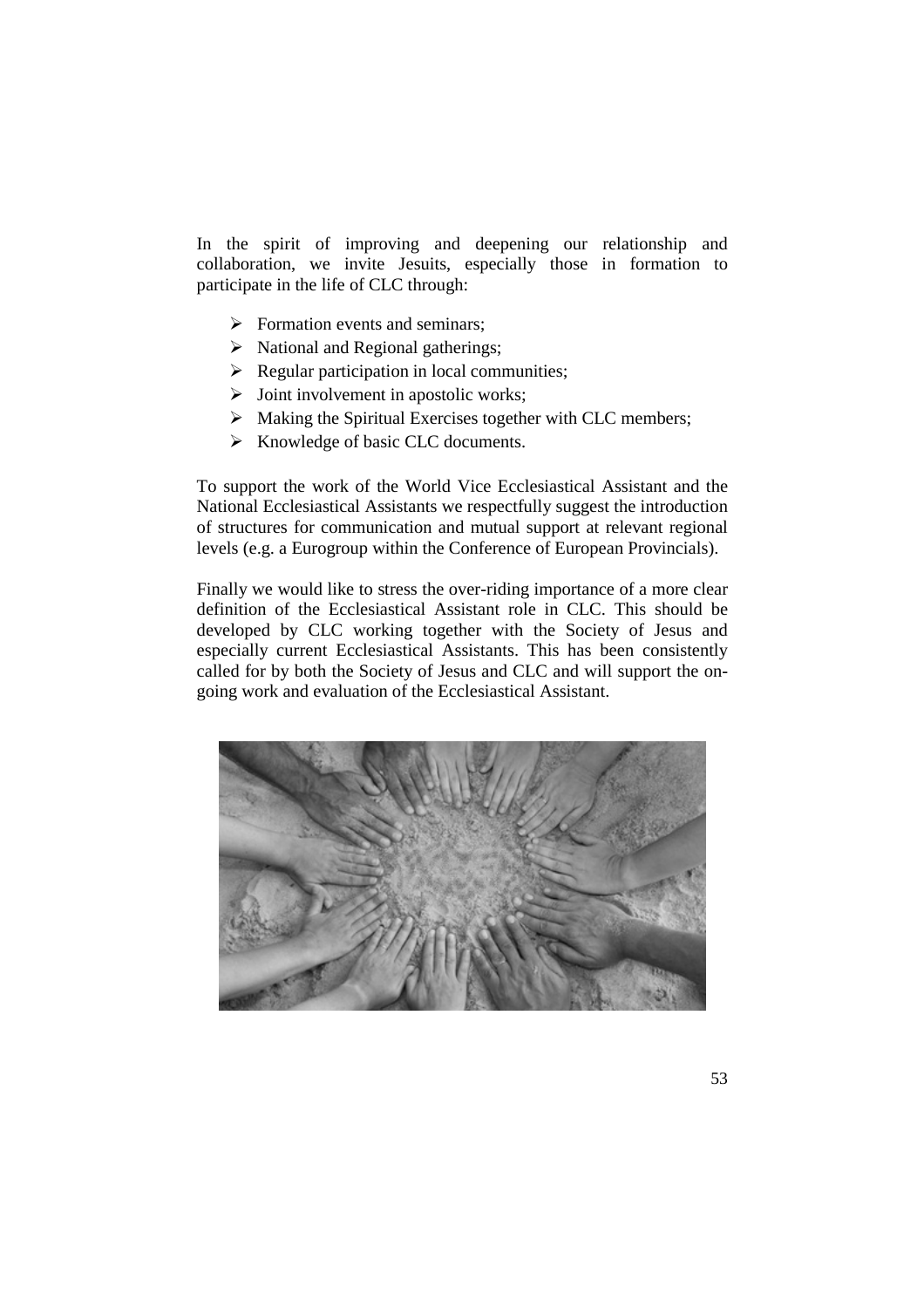In the spirit of improving and deepening our relationship and collaboration, we invite Jesuits, especially those in formation to participate in the life of CLC through:

- Formation events and seminars;
- National and Regional gatherings;
- Regular participation in local communities;
- Joint involvement in apostolic works;
- Making the Spiritual Exercises together with CLC members;
- Knowledge of basic CLC documents.

To support the work of the World Vice Ecclesiastical Assistant and the National Ecclesiastical Assistants we respectfully suggest the introduction of structures for communication and mutual support at relevant regional levels (e.g. a Eurogroup within the Conference of European Provincials).

Finally we would like to stress the over-riding importance of a more clear definition of the Ecclesiastical Assistant role in CLC. This should be developed by CLC working together with the Society of Jesus and especially current Ecclesiastical Assistants. This has been consistently called for by both the Society of Jesus and CLC and will support the on-going work and evaluation of the Ecclesiastical Assistant.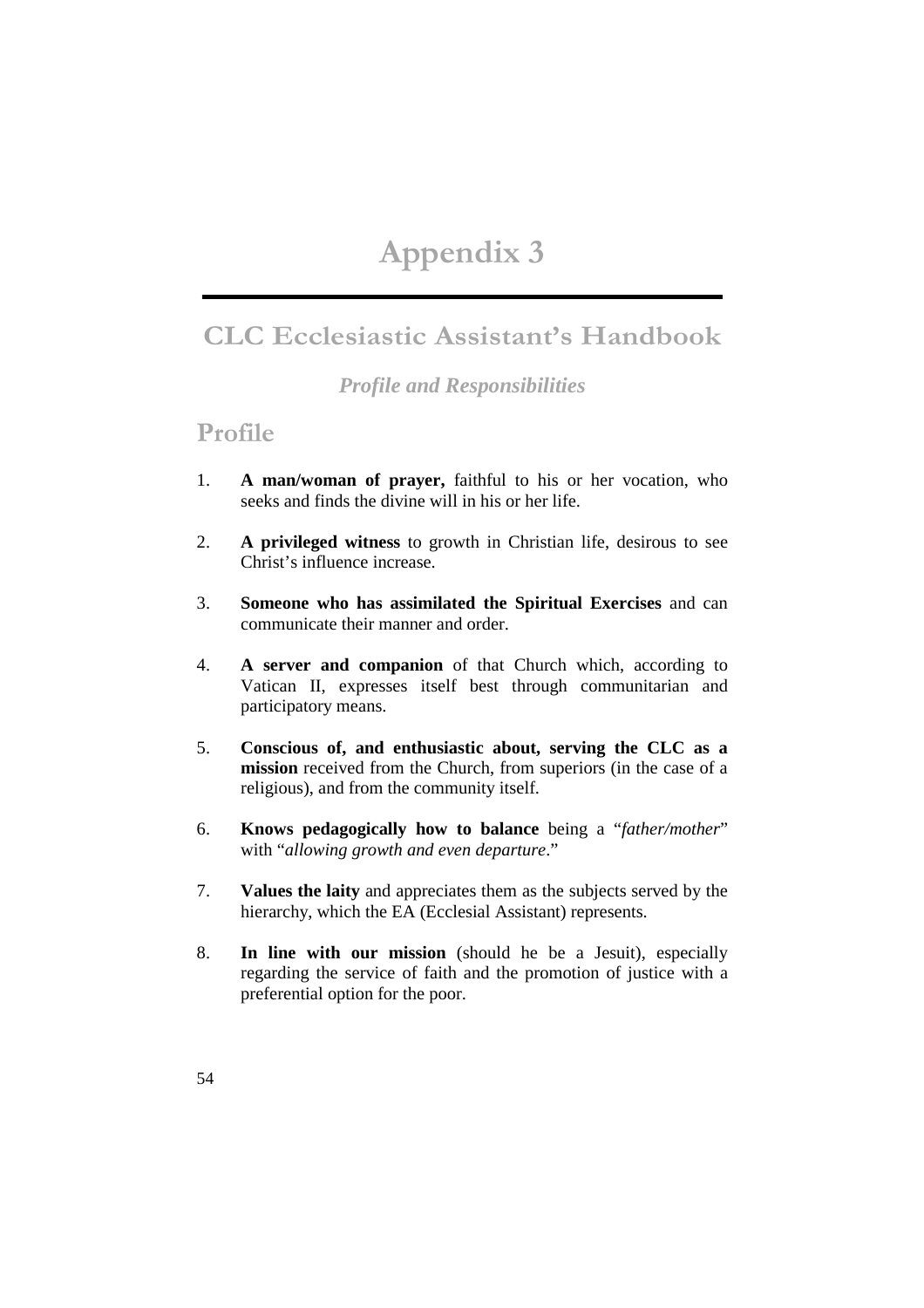# Appendix 3

## CLC Ecclesiastic Assistant's Handbook

***Profile and Responsibilities***

## Profile

1. **A man/woman of prayer,** faithful to his or her vocation, who seeks and finds the divine will in his or her life.

2. **A privileged witness** to growth in Christian life, desirous to see Christ's influence increase.

3. **Someone who has assimilated the Spiritual Exercises** and can communicate their manner and order.

4. **A server and companion** of that Church which, according to Vatican II, expresses itself best through communitarian and participatory means.

5. **Conscious of, and enthusiastic about, serving the CLC as a mission** received from the Church, from superiors (in the case of a religious), and from the community itself.

6. **Knows pedagogically how to balance** being a "*father/mother*" with "*allowing growth and even departure*."

7. **Values the laity** and appreciates them as the subjects served by the hierarchy, which the EA (Ecclesial Assistant) represents.

8. **In line with our mission** (should he be a Jesuit), especially regarding the service of faith and the promotion of justice with a preferential option for the poor.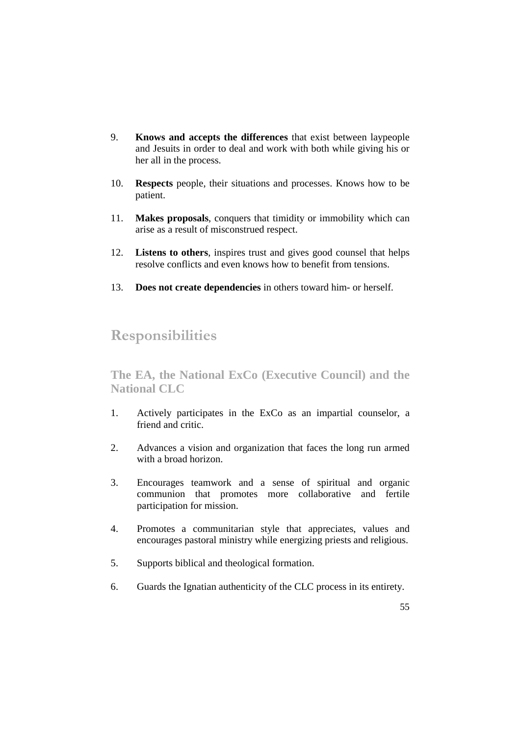9. **Knows and accepts the differences** that exist between laypeople and Jesuits in order to deal and work with both while giving his or her all in the process.

10. **Respects** people, their situations and processes. Knows how to be patient.

11. **Makes proposals**, conquers that timidity or immobility which can arise as a result of misconstrued respect.

12. **Listens to others**, inspires trust and gives good counsel that helps resolve conflicts and even knows how to benefit from tensions.

13. **Does not create dependencies** in others toward him- or herself.

## Responsibilities

### The EA, the National ExCo (Executive Council) and the National CLC

1. Actively participates in the ExCo as an impartial counselor, a friend and critic.

2. Advances a vision and organization that faces the long run armed with a broad horizon.

3. Encourages teamwork and a sense of spiritual and organic communion that promotes more collaborative and fertile participation for mission.

4. Promotes a communitarian style that appreciates, values and encourages pastoral ministry while energizing priests and religious.

5. Supports biblical and theological formation.

6. Guards the Ignatian authenticity of the CLC process in its entirety.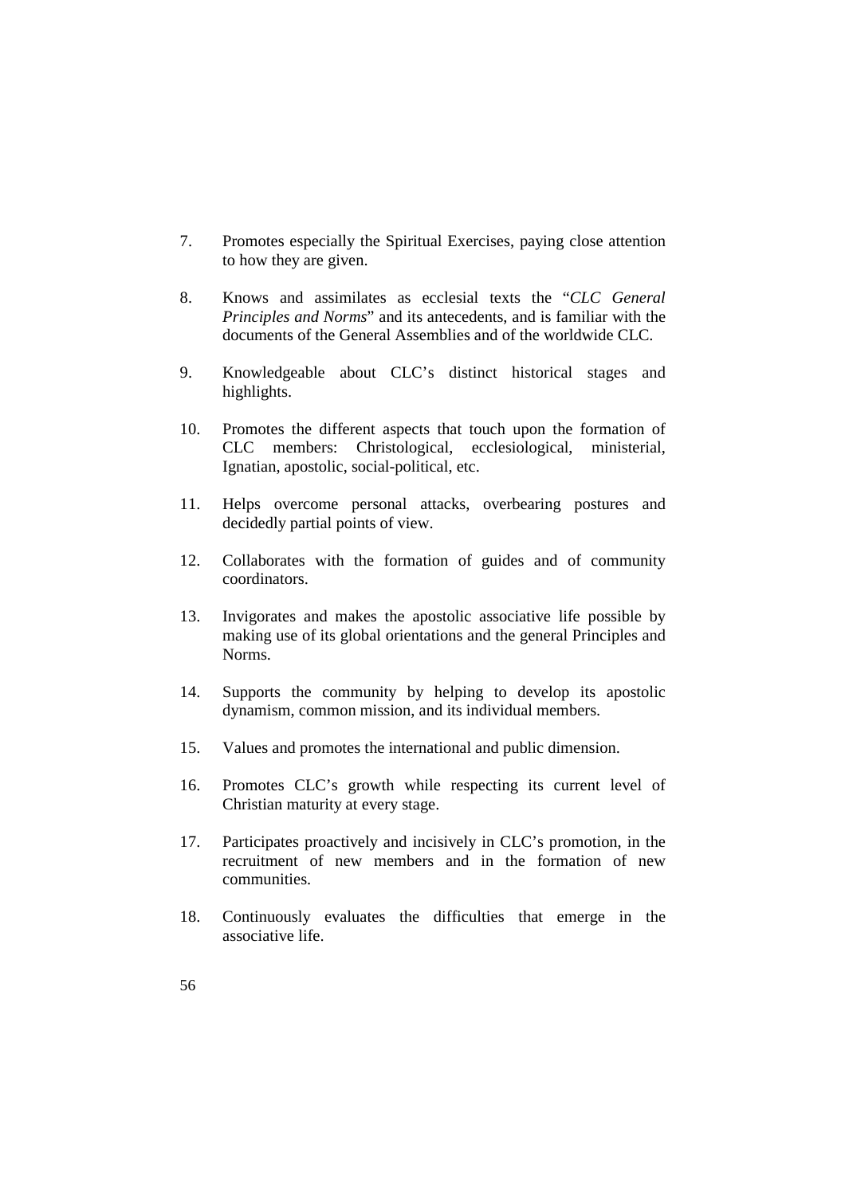7. Promotes especially the Spiritual Exercises, paying close attention to how they are given.

8. Knows and assimilates as ecclesial texts the "*CLC General Principles and Norms*" and its antecedents, and is familiar with the documents of the General Assemblies and of the worldwide CLC.

9. Knowledgeable about CLC's distinct historical stages and highlights.

10. Promotes the different aspects that touch upon the formation of CLC members: Christological, ecclesiological, ministerial, Ignatian, apostolic, social-political, etc.

11. Helps overcome personal attacks, overbearing postures and decidedly partial points of view.

12. Collaborates with the formation of guides and of community coordinators.

13. Invigorates and makes the apostolic associative life possible by making use of its global orientations and the general Principles and Norms.

14. Supports the community by helping to develop its apostolic dynamism, common mission, and its individual members.

15. Values and promotes the international and public dimension.

16. Promotes CLC's growth while respecting its current level of Christian maturity at every stage.

17. Participates proactively and incisively in CLC's promotion, in the recruitment of new members and in the formation of new communities.

18. Continuously evaluates the difficulties that emerge in the associative life.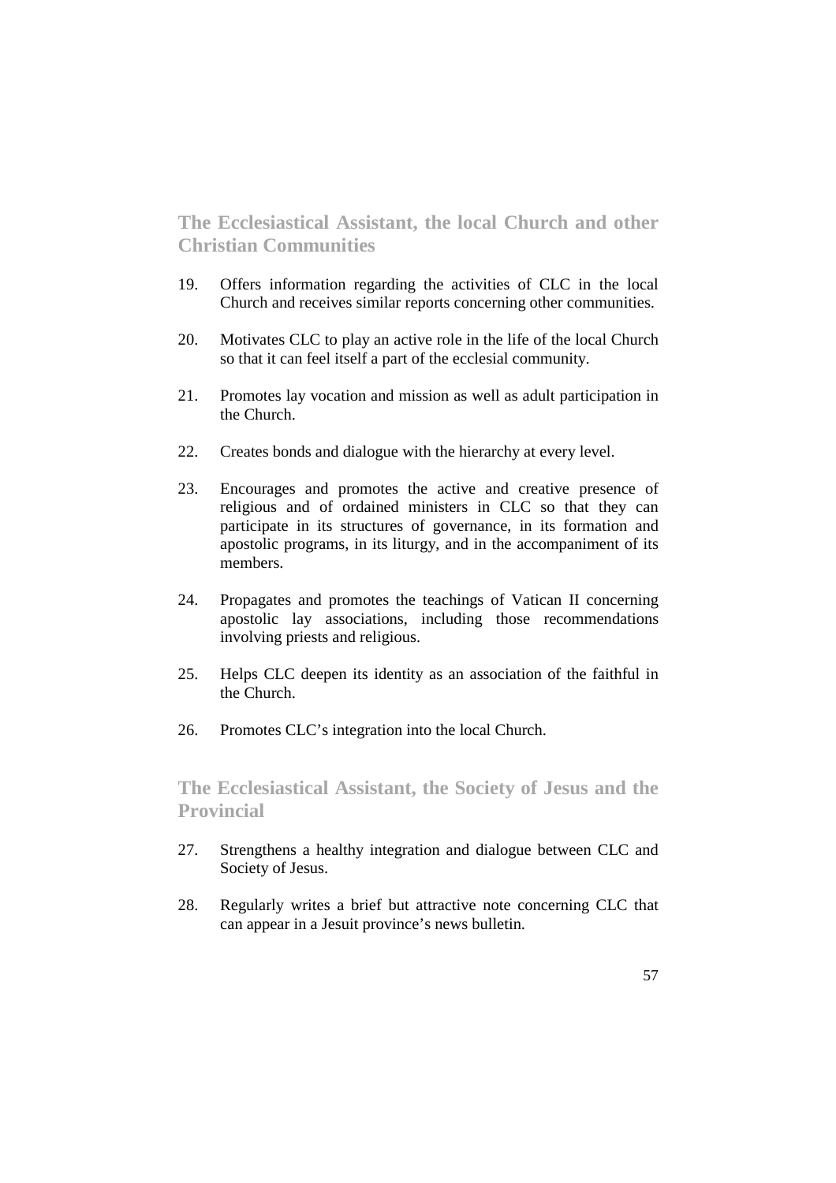## The Ecclesiastical Assistant, the local Church and other Christian Communities

19. Offers information regarding the activities of CLC in the local Church and receives similar reports concerning other communities.

20. Motivates CLC to play an active role in the life of the local Church so that it can feel itself a part of the ecclesial community.

21. Promotes lay vocation and mission as well as adult participation in the Church.

22. Creates bonds and dialogue with the hierarchy at every level.

23. Encourages and promotes the active and creative presence of religious and of ordained ministers in CLC so that they can participate in its structures of governance, in its formation and apostolic programs, in its liturgy, and in the accompaniment of its members.

24. Propagates and promotes the teachings of Vatican II concerning apostolic lay associations, including those recommendations involving priests and religious.

25. Helps CLC deepen its identity as an association of the faithful in the Church.

26. Promotes CLC's integration into the local Church.

## The Ecclesiastical Assistant, the Society of Jesus and the Provincial

27. Strengthens a healthy integration and dialogue between CLC and Society of Jesus.

28. Regularly writes a brief but attractive note concerning CLC that can appear in a Jesuit province's news bulletin.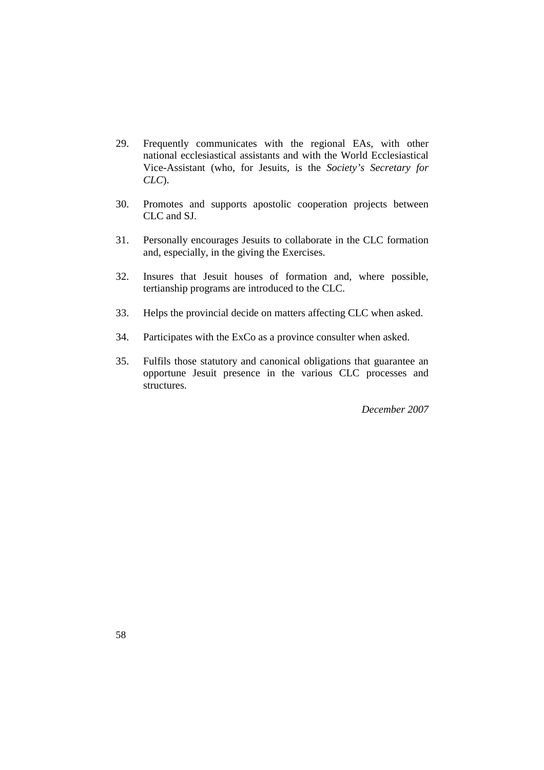29. Frequently communicates with the regional EAs, with other national ecclesiastical assistants and with the World Ecclesiastical Vice-Assistant (who, for Jesuits, is the *Society's Secretary for CLC*).

30. Promotes and supports apostolic cooperation projects between CLC and SJ.

31. Personally encourages Jesuits to collaborate in the CLC formation and, especially, in the giving the Exercises.

32. Insures that Jesuit houses of formation and, where possible, tertianship programs are introduced to the CLC.

33. Helps the provincial decide on matters affecting CLC when asked.

34. Participates with the ExCo as a province consulter when asked.

35. Fulfils those statutory and canonical obligations that guarantee an opportune Jesuit presence in the various CLC processes and structures.

*December 2007*